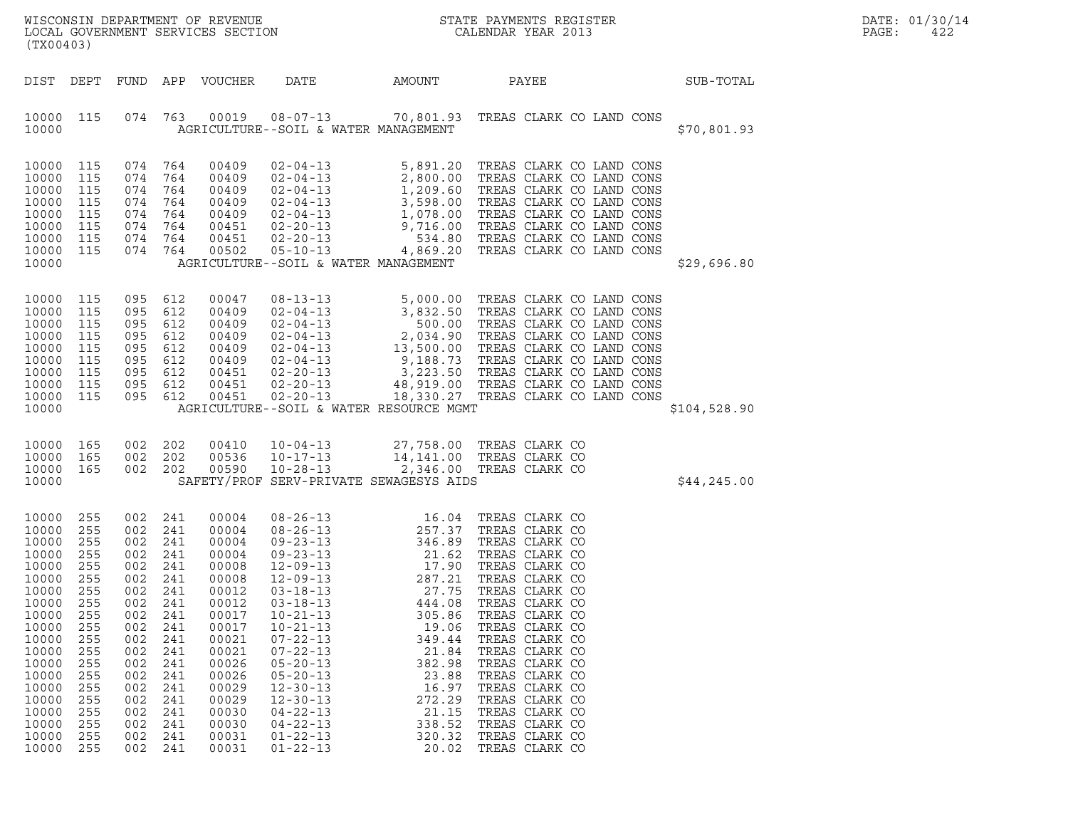WISCONSIN DEPARTMENT OF REVENUE
LOCAL GOVERNMENT SERVICES SECTION
(TX00403)

STATE PAYMENTS REGISTER
CALENDAR YEAR 2013

DATE: 01/30/14
PAGE: 422

| DIST | DEPT | FUND | APP | VOUCHER | DATE | AMOUNT | PAYEE | SUB-TOTAL |
|---|---|---|---|---|---|---|---|---|
| 10000 | 115 | 074 | 763 | 00019 | 08-07-13 | 70,801.93 | TREAS CLARK CO LAND CONS | |
| 10000 | | | | | AGRICULTURE--SOIL & WATER MANAGEMENT | | | $70,801.93 |
| 10000 | 115 | 074 | 764 | 00409 | 02-04-13 | 5,891.20 | TREAS CLARK CO LAND CONS | |
| 10000 | 115 | 074 | 764 | 00409 | 02-04-13 | 2,800.00 | TREAS CLARK CO LAND CONS | |
| 10000 | 115 | 074 | 764 | 00409 | 02-04-13 | 1,209.60 | TREAS CLARK CO LAND CONS | |
| 10000 | 115 | 074 | 764 | 00409 | 02-04-13 | 3,598.00 | TREAS CLARK CO LAND CONS | |
| 10000 | 115 | 074 | 764 | 00409 | 02-04-13 | 1,078.00 | TREAS CLARK CO LAND CONS | |
| 10000 | 115 | 074 | 764 | 00451 | 02-20-13 | 9,716.00 | TREAS CLARK CO LAND CONS | |
| 10000 | 115 | 074 | 764 | 00451 | 02-20-13 | 534.80 | TREAS CLARK CO LAND CONS | |
| 10000 | 115 | 074 | 764 | 00502 | 05-10-13 | 4,869.20 | TREAS CLARK CO LAND CONS | |
| 10000 | | | | | AGRICULTURE--SOIL & WATER MANAGEMENT | | | $29,696.80 |
| 10000 | 115 | 095 | 612 | 00047 | 08-13-13 | 5,000.00 | TREAS CLARK CO LAND CONS | |
| 10000 | 115 | 095 | 612 | 00409 | 02-04-13 | 3,832.50 | TREAS CLARK CO LAND CONS | |
| 10000 | 115 | 095 | 612 | 00409 | 02-04-13 | 500.00 | TREAS CLARK CO LAND CONS | |
| 10000 | 115 | 095 | 612 | 00409 | 02-04-13 | 2,034.90 | TREAS CLARK CO LAND CONS | |
| 10000 | 115 | 095 | 612 | 00409 | 02-04-13 | 13,500.00 | TREAS CLARK CO LAND CONS | |
| 10000 | 115 | 095 | 612 | 00409 | 02-04-13 | 9,188.73 | TREAS CLARK CO LAND CONS | |
| 10000 | 115 | 095 | 612 | 00451 | 02-20-13 | 3,223.50 | TREAS CLARK CO LAND CONS | |
| 10000 | 115 | 095 | 612 | 00451 | 02-20-13 | 48,919.00 | TREAS CLARK CO LAND CONS | |
| 10000 | 115 | 095 | 612 | 00451 | 02-20-13 | 18,330.27 | TREAS CLARK CO LAND CONS | |
| 10000 | | | | | AGRICULTURE--SOIL & WATER RESOURCE MGMT | | | $104,528.90 |
| 10000 | 165 | 002 | 202 | 00410 | 10-04-13 | 27,758.00 | TREAS CLARK CO | |
| 10000 | 165 | 002 | 202 | 00536 | 10-17-13 | 14,141.00 | TREAS CLARK CO | |
| 10000 | 165 | 002 | 202 | 00590 | 10-28-13 | 2,346.00 | TREAS CLARK CO | |
| 10000 | | | | | SAFETY/PROF SERV-PRIVATE SEWAGESYS AIDS | | | $44,245.00 |
| 10000 | 255 | 002 | 241 | 00004 | 08-26-13 | 16.04 | TREAS CLARK CO | |
| 10000 | 255 | 002 | 241 | 00004 | 08-26-13 | 257.37 | TREAS CLARK CO | |
| 10000 | 255 | 002 | 241 | 00004 | 09-23-13 | 346.89 | TREAS CLARK CO | |
| 10000 | 255 | 002 | 241 | 00004 | 09-23-13 | 21.62 | TREAS CLARK CO | |
| 10000 | 255 | 002 | 241 | 00008 | 12-09-13 | 17.90 | TREAS CLARK CO | |
| 10000 | 255 | 002 | 241 | 00008 | 12-09-13 | 287.21 | TREAS CLARK CO | |
| 10000 | 255 | 002 | 241 | 00012 | 03-18-13 | 27.75 | TREAS CLARK CO | |
| 10000 | 255 | 002 | 241 | 00012 | 03-18-13 | 444.08 | TREAS CLARK CO | |
| 10000 | 255 | 002 | 241 | 00017 | 10-21-13 | 305.86 | TREAS CLARK CO | |
| 10000 | 255 | 002 | 241 | 00017 | 10-21-13 | 19.06 | TREAS CLARK CO | |
| 10000 | 255 | 002 | 241 | 00021 | 07-22-13 | 349.44 | TREAS CLARK CO | |
| 10000 | 255 | 002 | 241 | 00021 | 07-22-13 | 21.84 | TREAS CLARK CO | |
| 10000 | 255 | 002 | 241 | 00026 | 05-20-13 | 382.98 | TREAS CLARK CO | |
| 10000 | 255 | 002 | 241 | 00026 | 05-20-13 | 23.88 | TREAS CLARK CO | |
| 10000 | 255 | 002 | 241 | 00029 | 12-30-13 | 16.97 | TREAS CLARK CO | |
| 10000 | 255 | 002 | 241 | 00029 | 12-30-13 | 272.29 | TREAS CLARK CO | |
| 10000 | 255 | 002 | 241 | 00030 | 04-22-13 | 21.15 | TREAS CLARK CO | |
| 10000 | 255 | 002 | 241 | 00030 | 04-22-13 | 338.52 | TREAS CLARK CO | |
| 10000 | 255 | 002 | 241 | 00031 | 01-22-13 | 320.32 | TREAS CLARK CO | |
| 10000 | 255 | 002 | 241 | 00031 | 01-22-13 | 20.02 | TREAS CLARK CO | |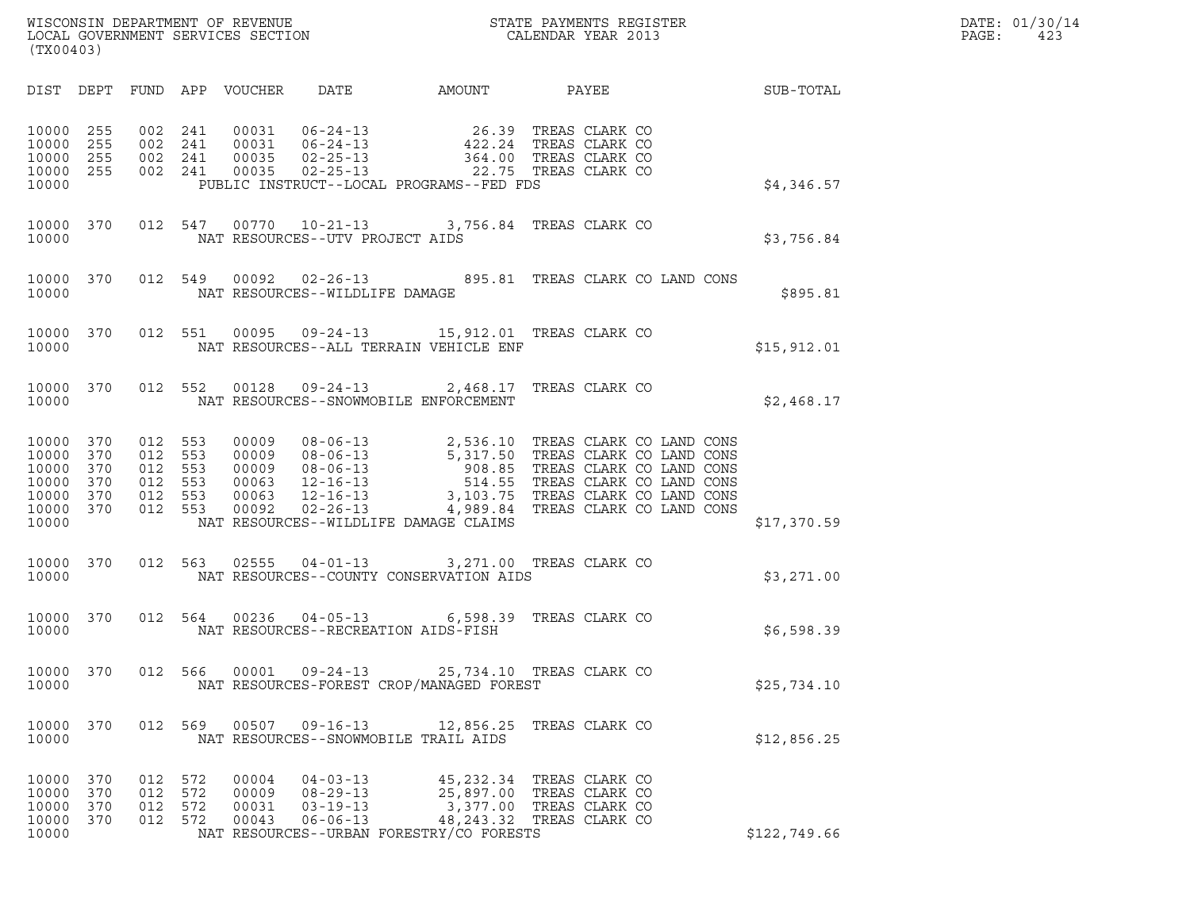WISCONSIN DEPARTMENT OF REVENUE
LOCAL GOVERNMENT SERVICES SECTION
(TX00403)

STATE PAYMENTS REGISTER
CALENDAR YEAR 2013

DATE: 01/30/14
PAGE: 423

| DIST | DEPT | FUND | APP | VOUCHER | DATE | AMOUNT | PAYEE | SUB-TOTAL |
|---|---|---|---|---|---|---|---|---|
| 10000 | 255 | 002 | 241 | 00031 | 06-24-13 | 26.39 | TREAS CLARK CO | |
| 10000 | 255 | 002 | 241 | 00031 | 06-24-13 | 422.24 | TREAS CLARK CO | |
| 10000 | 255 | 002 | 241 | 00035 | 02-25-13 | 364.00 | TREAS CLARK CO | |
| 10000 | 255 | 002 | 241 | 00035 | 02-25-13 | 22.75 | TREAS CLARK CO | |
| 10000 | | | | PUBLIC INSTRUCT--LOCAL PROGRAMS--FED FDS | | | | $4,346.57 |
| 10000 | 370 | 012 | 547 | 00770 | 10-21-13 | 3,756.84 | TREAS CLARK CO | |
| 10000 | | | | NAT RESOURCES--UTV PROJECT AIDS | | | | $3,756.84 |
| 10000 | 370 | 012 | 549 | 00092 | 02-26-13 | 895.81 | TREAS CLARK CO LAND CONS | |
| 10000 | | | | NAT RESOURCES--WILDLIFE DAMAGE | | | | $895.81 |
| 10000 | 370 | 012 | 551 | 00095 | 09-24-13 | 15,912.01 | TREAS CLARK CO | |
| 10000 | | | | NAT RESOURCES--ALL TERRAIN VEHICLE ENF | | | | $15,912.01 |
| 10000 | 370 | 012 | 552 | 00128 | 09-24-13 | 2,468.17 | TREAS CLARK CO | |
| 10000 | | | | NAT RESOURCES--SNOWMOBILE ENFORCEMENT | | | | $2,468.17 |
| 10000 | 370 | 012 | 553 | 00009 | 08-06-13 | 2,536.10 | TREAS CLARK CO LAND CONS | |
| 10000 | 370 | 012 | 553 | 00009 | 08-06-13 | 5,317.50 | TREAS CLARK CO LAND CONS | |
| 10000 | 370 | 012 | 553 | 00009 | 08-06-13 | 908.85 | TREAS CLARK CO LAND CONS | |
| 10000 | 370 | 012 | 553 | 00063 | 12-16-13 | 514.55 | TREAS CLARK CO LAND CONS | |
| 10000 | 370 | 012 | 553 | 00063 | 12-16-13 | 3,103.75 | TREAS CLARK CO LAND CONS | |
| 10000 | 370 | 012 | 553 | 00092 | 02-26-13 | 4,989.84 | TREAS CLARK CO LAND CONS | |
| 10000 | | | | NAT RESOURCES--WILDLIFE DAMAGE CLAIMS | | | | $17,370.59 |
| 10000 | 370 | 012 | 563 | 02555 | 04-01-13 | 3,271.00 | TREAS CLARK CO | |
| 10000 | | | | NAT RESOURCES--COUNTY CONSERVATION AIDS | | | | $3,271.00 |
| 10000 | 370 | 012 | 564 | 00236 | 04-05-13 | 6,598.39 | TREAS CLARK CO | |
| 10000 | | | | NAT RESOURCES--RECREATION AIDS-FISH | | | | $6,598.39 |
| 10000 | 370 | 012 | 566 | 00001 | 09-24-13 | 25,734.10 | TREAS CLARK CO | |
| 10000 | | | | NAT RESOURCES-FOREST CROP/MANAGED FOREST | | | | $25,734.10 |
| 10000 | 370 | 012 | 569 | 00507 | 09-16-13 | 12,856.25 | TREAS CLARK CO | |
| 10000 | | | | NAT RESOURCES--SNOWMOBILE TRAIL AIDS | | | | $12,856.25 |
| 10000 | 370 | 012 | 572 | 00004 | 04-03-13 | 45,232.34 | TREAS CLARK CO | |
| 10000 | 370 | 012 | 572 | 00009 | 08-29-13 | 25,897.00 | TREAS CLARK CO | |
| 10000 | 370 | 012 | 572 | 00031 | 03-19-13 | 3,377.00 | TREAS CLARK CO | |
| 10000 | 370 | 012 | 572 | 00043 | 06-06-13 | 48,243.32 | TREAS CLARK CO | |
| 10000 | | | | NAT RESOURCES--URBAN FORESTRY/CO FORESTS | | | | $122,749.66 |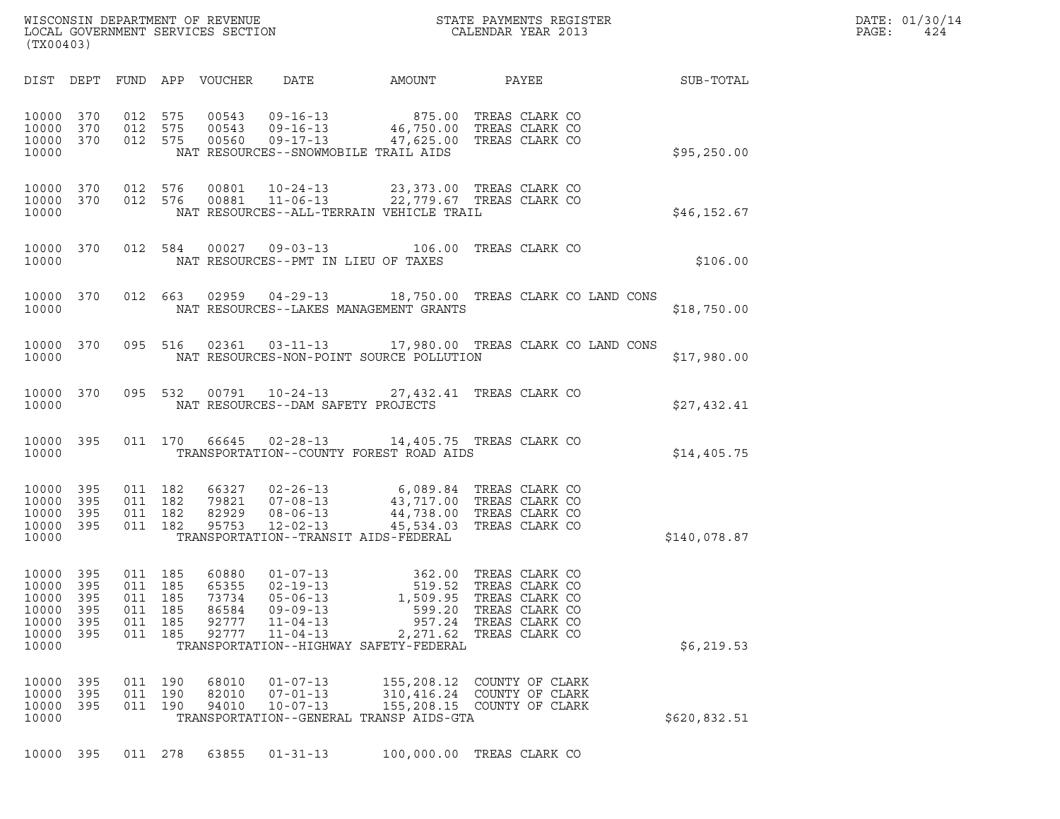| DIST | DEPT | FUND | APP | VOUCHER | DATE | AMOUNT | PAYEE | SUB-TOTAL |
|---|---|---|---|---|---|---|---|---|
| 10000 | 370 | 012 | 575 | 00543 | 09-16-13 | 875.00 | TREAS CLARK CO | |
| 10000 | 370 | 012 | 575 | 00543 | 09-16-13 | 46,750.00 | TREAS CLARK CO | |
| 10000 | 370 | 012 | 575 | 00560 | 09-17-13 | 47,625.00 | TREAS CLARK CO | |
| 10000 | | | | | NAT RESOURCES--SNOWMOBILE TRAIL AIDS | | | $95,250.00 |
| 10000 | 370 | 012 | 576 | 00801 | 10-24-13 | 23,373.00 | TREAS CLARK CO | |
| 10000 | 370 | 012 | 576 | 00881 | 11-06-13 | 22,779.67 | TREAS CLARK CO | |
| 10000 | | | | | NAT RESOURCES--ALL-TERRAIN VEHICLE TRAIL | | | $46,152.67 |
| 10000 | 370 | 012 | 584 | 00027 | 09-03-13 | 106.00 | TREAS CLARK CO | |
| 10000 | | | | | NAT RESOURCES--PMT IN LIEU OF TAXES | | | $106.00 |
| 10000 | 370 | 012 | 663 | 02959 | 04-29-13 | 18,750.00 | TREAS CLARK CO LAND CONS | |
| 10000 | | | | | NAT RESOURCES--LAKES MANAGEMENT GRANTS | | | $18,750.00 |
| 10000 | 370 | 095 | 516 | 02361 | 03-11-13 | 17,980.00 | TREAS CLARK CO LAND CONS | |
| 10000 | | | | | NAT RESOURCES-NON-POINT SOURCE POLLUTION | | | $17,980.00 |
| 10000 | 370 | 095 | 532 | 00791 | 10-24-13 | 27,432.41 | TREAS CLARK CO | |
| 10000 | | | | | NAT RESOURCES--DAM SAFETY PROJECTS | | | $27,432.41 |
| 10000 | 395 | 011 | 170 | 66645 | 02-28-13 | 14,405.75 | TREAS CLARK CO | |
| 10000 | | | | | TRANSPORTATION--COUNTY FOREST ROAD AIDS | | | $14,405.75 |
| 10000 | 395 | 011 | 182 | 66327 | 02-26-13 | 6,089.84 | TREAS CLARK CO | |
| 10000 | 395 | 011 | 182 | 79821 | 07-08-13 | 43,717.00 | TREAS CLARK CO | |
| 10000 | 395 | 011 | 182 | 82929 | 08-06-13 | 44,738.00 | TREAS CLARK CO | |
| 10000 | 395 | 011 | 182 | 95753 | 12-02-13 | 45,534.03 | TREAS CLARK CO | |
| 10000 | | | | | TRANSPORTATION--TRANSIT AIDS-FEDERAL | | | $140,078.87 |
| 10000 | 395 | 011 | 185 | 60880 | 01-07-13 | 362.00 | TREAS CLARK CO | |
| 10000 | 395 | 011 | 185 | 65355 | 02-19-13 | 519.52 | TREAS CLARK CO | |
| 10000 | 395 | 011 | 185 | 73734 | 05-06-13 | 1,509.95 | TREAS CLARK CO | |
| 10000 | 395 | 011 | 185 | 86584 | 09-09-13 | 599.20 | TREAS CLARK CO | |
| 10000 | 395 | 011 | 185 | 92777 | 11-04-13 | 957.24 | TREAS CLARK CO | |
| 10000 | 395 | 011 | 185 | 92777 | 11-04-13 | 2,271.62 | TREAS CLARK CO | |
| 10000 | | | | | TRANSPORTATION--HIGHWAY SAFETY-FEDERAL | | | $6,219.53 |
| 10000 | 395 | 011 | 190 | 68010 | 01-07-13 | 155,208.12 | COUNTY OF CLARK | |
| 10000 | 395 | 011 | 190 | 82010 | 07-01-13 | 310,416.24 | COUNTY OF CLARK | |
| 10000 | 395 | 011 | 190 | 94010 | 10-07-13 | 155,208.15 | COUNTY OF CLARK | |
| 10000 | | | | | TRANSPORTATION--GENERAL TRANSP AIDS-GTA | | | $620,832.51 |
| 10000 | 395 | 011 | 278 | 63855 | 01-31-13 | 100,000.00 | TREAS CLARK CO | |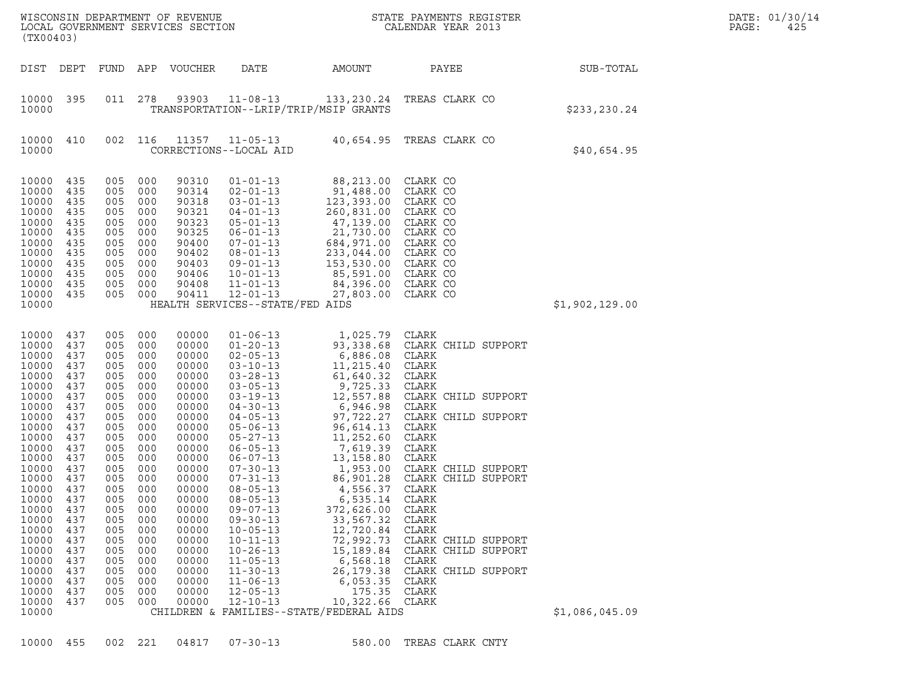| DIST | DEPT | FUND | APP | VOUCHER | DATE | AMOUNT | PAYEE | SUB-TOTAL |
|---|---|---|---|---|---|---|---|---|
| 10000 | 395 | 011 | 278 | 93903 | 11-08-13 | 133,230.24 | TREAS CLARK CO | |
| 10000 | | | | TRANSPORTATION--LRIP/TRIP/MSIP GRANTS | | | | $233,230.24 |
| 10000 | 410 | 002 | 116 | 11357 | 11-05-13 | 40,654.95 | TREAS CLARK CO | |
| 10000 | | | | CORRECTIONS--LOCAL AID | | | | $40,654.95 |
| 10000 | 435 | 005 | 000 | 90310 | 01-01-13 | 88,213.00 | CLARK CO | |
| 10000 | 435 | 005 | 000 | 90314 | 02-01-13 | 91,488.00 | CLARK CO | |
| 10000 | 435 | 005 | 000 | 90318 | 03-01-13 | 123,393.00 | CLARK CO | |
| 10000 | 435 | 005 | 000 | 90321 | 04-01-13 | 260,831.00 | CLARK CO | |
| 10000 | 435 | 005 | 000 | 90323 | 05-01-13 | 47,139.00 | CLARK CO | |
| 10000 | 435 | 005 | 000 | 90325 | 06-01-13 | 21,730.00 | CLARK CO | |
| 10000 | 435 | 005 | 000 | 90400 | 07-01-13 | 684,971.00 | CLARK CO | |
| 10000 | 435 | 005 | 000 | 90402 | 08-01-13 | 233,044.00 | CLARK CO | |
| 10000 | 435 | 005 | 000 | 90403 | 09-01-13 | 153,530.00 | CLARK CO | |
| 10000 | 435 | 005 | 000 | 90406 | 10-01-13 | 85,591.00 | CLARK CO | |
| 10000 | 435 | 005 | 000 | 90408 | 11-01-13 | 84,396.00 | CLARK CO | |
| 10000 | 435 | 005 | 000 | 90411 | 12-01-13 | 27,803.00 | CLARK CO | |
| 10000 | | | | HEALTH SERVICES--STATE/FED AIDS | | | | $1,902,129.00 |
| 10000 | 437 | 005 | 000 | 00000 | 01-06-13 | 1,025.79 | CLARK | |
| 10000 | 437 | 005 | 000 | 00000 | 01-20-13 | 93,338.68 | CLARK CHILD SUPPORT | |
| 10000 | 437 | 005 | 000 | 00000 | 02-05-13 | 6,886.08 | CLARK | |
| 10000 | 437 | 005 | 000 | 00000 | 03-10-13 | 11,215.40 | CLARK | |
| 10000 | 437 | 005 | 000 | 00000 | 03-28-13 | 61,640.32 | CLARK | |
| 10000 | 437 | 005 | 000 | 00000 | 03-05-13 | 9,725.33 | CLARK | |
| 10000 | 437 | 005 | 000 | 00000 | 03-19-13 | 12,557.88 | CLARK CHILD SUPPORT | |
| 10000 | 437 | 005 | 000 | 00000 | 04-30-13 | 6,946.98 | CLARK | |
| 10000 | 437 | 005 | 000 | 00000 | 04-05-13 | 97,722.27 | CLARK CHILD SUPPORT | |
| 10000 | 437 | 005 | 000 | 00000 | 05-06-13 | 96,614.13 | CLARK | |
| 10000 | 437 | 005 | 000 | 00000 | 05-27-13 | 11,252.60 | CLARK | |
| 10000 | 437 | 005 | 000 | 00000 | 06-05-13 | 7,619.39 | CLARK | |
| 10000 | 437 | 005 | 000 | 00000 | 06-07-13 | 13,158.80 | CLARK | |
| 10000 | 437 | 005 | 000 | 00000 | 07-30-13 | 1,953.00 | CLARK CHILD SUPPORT | |
| 10000 | 437 | 005 | 000 | 00000 | 07-31-13 | 86,901.28 | CLARK CHILD SUPPORT | |
| 10000 | 437 | 005 | 000 | 00000 | 08-05-13 | 4,556.37 | CLARK | |
| 10000 | 437 | 005 | 000 | 00000 | 08-05-13 | 6,535.14 | CLARK | |
| 10000 | 437 | 005 | 000 | 00000 | 09-07-13 | 372,626.00 | CLARK | |
| 10000 | 437 | 005 | 000 | 00000 | 09-30-13 | 33,567.32 | CLARK | |
| 10000 | 437 | 005 | 000 | 00000 | 10-05-13 | 12,720.84 | CLARK | |
| 10000 | 437 | 005 | 000 | 00000 | 10-11-13 | 72,992.73 | CLARK CHILD SUPPORT | |
| 10000 | 437 | 005 | 000 | 00000 | 10-26-13 | 15,189.84 | CLARK CHILD SUPPORT | |
| 10000 | 437 | 005 | 000 | 00000 | 11-05-13 | 6,568.18 | CLARK | |
| 10000 | 437 | 005 | 000 | 00000 | 11-30-13 | 26,179.38 | CLARK CHILD SUPPORT | |
| 10000 | 437 | 005 | 000 | 00000 | 11-06-13 | 6,053.35 | CLARK | |
| 10000 | 437 | 005 | 000 | 00000 | 12-05-13 | 175.35 | CLARK | |
| 10000 | 437 | 005 | 000 | 00000 | 12-10-13 | 10,322.66 | CLARK | |
| 10000 | | | | CHILDREN & FAMILIES--STATE/FEDERAL AIDS | | | | $1,086,045.09 |
| 10000 | 455 | 002 | 221 | 04817 | 07-30-13 | 580.00 | TREAS CLARK CNTY | |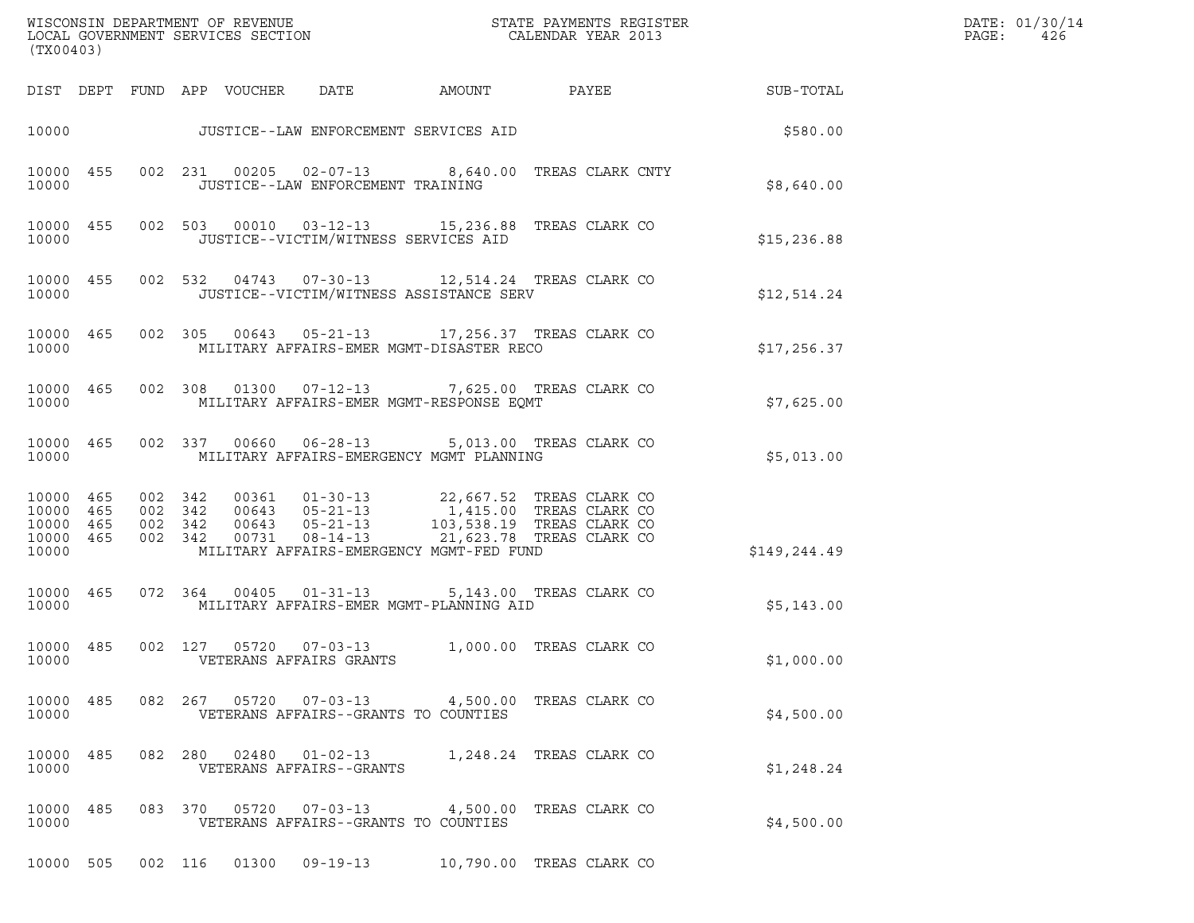WISCONSIN DEPARTMENT OF REVENUE
LOCAL GOVERNMENT SERVICES SECTION
(TX00403)

STATE PAYMENTS REGISTER
CALENDAR YEAR 2013

DATE: 01/30/14
PAGE: 426

| DIST | DEPT | FUND | APP | VOUCHER | DATE | AMOUNT | PAYEE | SUB-TOTAL |
|---|---|---|---|---|---|---|---|---|
| 10000 | | | | JUSTICE--LAW ENFORCEMENT SERVICES AID | | | | $580.00 |
| 10000 | 455 | 002 | 231 | 00205 | 02-07-13 | 8,640.00 | TREAS CLARK CNTY | |
| 10000 | | | | JUSTICE--LAW ENFORCEMENT TRAINING | | | | $8,640.00 |
| 10000 | 455 | 002 | 503 | 00010 | 03-12-13 | 15,236.88 | TREAS CLARK CO | |
| 10000 | | | | JUSTICE--VICTIM/WITNESS SERVICES AID | | | | $15,236.88 |
| 10000 | 455 | 002 | 532 | 04743 | 07-30-13 | 12,514.24 | TREAS CLARK CO | |
| 10000 | | | | JUSTICE--VICTIM/WITNESS ASSISTANCE SERV | | | | $12,514.24 |
| 10000 | 465 | 002 | 305 | 00643 | 05-21-13 | 17,256.37 | TREAS CLARK CO | |
| 10000 | | | | MILITARY AFFAIRS-EMER MGMT-DISASTER RECO | | | | $17,256.37 |
| 10000 | 465 | 002 | 308 | 01300 | 07-12-13 | 7,625.00 | TREAS CLARK CO | |
| 10000 | | | | MILITARY AFFAIRS-EMER MGMT-RESPONSE EQMT | | | | $7,625.00 |
| 10000 | 465 | 002 | 337 | 00660 | 06-28-13 | 5,013.00 | TREAS CLARK CO | |
| 10000 | | | | MILITARY AFFAIRS-EMERGENCY MGMT PLANNING | | | | $5,013.00 |
| 10000 | 465 | 002 | 342 | 00361 | 01-30-13 | 22,667.52 | TREAS CLARK CO | |
| 10000 | 465 | 002 | 342 | 00643 | 05-21-13 | 1,415.00 | TREAS CLARK CO | |
| 10000 | 465 | 002 | 342 | 00643 | 05-21-13 | 103,538.19 | TREAS CLARK CO | |
| 10000 | 465 | 002 | 342 | 00731 | 08-14-13 | 21,623.78 | TREAS CLARK CO | |
| 10000 | | | | MILITARY AFFAIRS-EMERGENCY MGMT-FED FUND | | | | $149,244.49 |
| 10000 | 465 | 072 | 364 | 00405 | 01-31-13 | 5,143.00 | TREAS CLARK CO | |
| 10000 | | | | MILITARY AFFAIRS-EMER MGMT-PLANNING AID | | | | $5,143.00 |
| 10000 | 485 | 002 | 127 | 05720 | 07-03-13 | 1,000.00 | TREAS CLARK CO | |
| 10000 | | | | VETERANS AFFAIRS GRANTS | | | | $1,000.00 |
| 10000 | 485 | 082 | 267 | 05720 | 07-03-13 | 4,500.00 | TREAS CLARK CO | |
| 10000 | | | | VETERANS AFFAIRS--GRANTS TO COUNTIES | | | | $4,500.00 |
| 10000 | 485 | 082 | 280 | 02480 | 01-02-13 | 1,248.24 | TREAS CLARK CO | |
| 10000 | | | | VETERANS AFFAIRS--GRANTS | | | | $1,248.24 |
| 10000 | 485 | 083 | 370 | 05720 | 07-03-13 | 4,500.00 | TREAS CLARK CO | |
| 10000 | | | | VETERANS AFFAIRS--GRANTS TO COUNTIES | | | | $4,500.00 |
| 10000 | 505 | 002 | 116 | 01300 | 09-19-13 | 10,790.00 | TREAS CLARK CO | |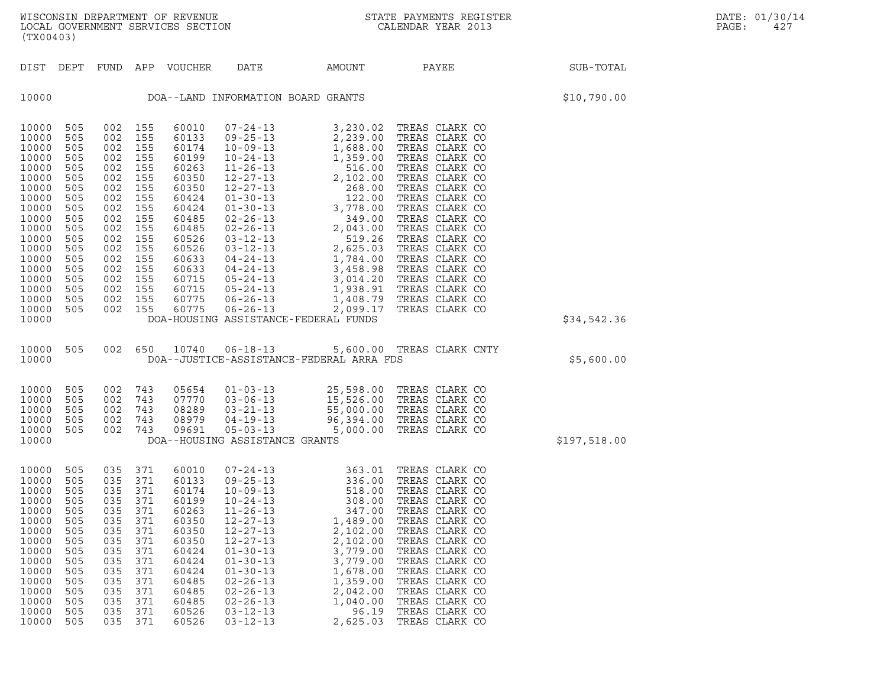WISCONSIN DEPARTMENT OF REVENUE
LOCAL GOVERNMENT SERVICES SECTION
(TX00403)

STATE PAYMENTS REGISTER
CALENDAR YEAR 2013

DATE: 01/30/14
PAGE: 427

| DIST | DEPT | FUND | APP | VOUCHER | DATE | AMOUNT | PAYEE | SUB-TOTAL |
|---|---|---|---|---|---|---|---|---|
| 10000 | | | | | DOA--LAND INFORMATION BOARD GRANTS | | | $10,790.00 |
| 10000 | 505 | 002 | 155 | 60010 | 07-24-13 | 3,230.02 | TREAS CLARK CO | |
| 10000 | 505 | 002 | 155 | 60133 | 09-25-13 | 2,239.00 | TREAS CLARK CO | |
| 10000 | 505 | 002 | 155 | 60174 | 10-09-13 | 1,688.00 | TREAS CLARK CO | |
| 10000 | 505 | 002 | 155 | 60199 | 10-24-13 | 1,359.00 | TREAS CLARK CO | |
| 10000 | 505 | 002 | 155 | 60263 | 11-26-13 | 516.00 | TREAS CLARK CO | |
| 10000 | 505 | 002 | 155 | 60350 | 12-27-13 | 2,102.00 | TREAS CLARK CO | |
| 10000 | 505 | 002 | 155 | 60350 | 12-27-13 | 268.00 | TREAS CLARK CO | |
| 10000 | 505 | 002 | 155 | 60424 | 01-30-13 | 122.00 | TREAS CLARK CO | |
| 10000 | 505 | 002 | 155 | 60424 | 01-30-13 | 3,778.00 | TREAS CLARK CO | |
| 10000 | 505 | 002 | 155 | 60485 | 02-26-13 | 349.00 | TREAS CLARK CO | |
| 10000 | 505 | 002 | 155 | 60485 | 02-26-13 | 2,043.00 | TREAS CLARK CO | |
| 10000 | 505 | 002 | 155 | 60526 | 03-12-13 | 519.26 | TREAS CLARK CO | |
| 10000 | 505 | 002 | 155 | 60526 | 03-12-13 | 2,625.03 | TREAS CLARK CO | |
| 10000 | 505 | 002 | 155 | 60633 | 04-24-13 | 1,784.00 | TREAS CLARK CO | |
| 10000 | 505 | 002 | 155 | 60633 | 04-24-13 | 3,458.98 | TREAS CLARK CO | |
| 10000 | 505 | 002 | 155 | 60715 | 05-24-13 | 3,014.20 | TREAS CLARK CO | |
| 10000 | 505 | 002 | 155 | 60715 | 05-24-13 | 1,938.91 | TREAS CLARK CO | |
| 10000 | 505 | 002 | 155 | 60775 | 06-26-13 | 1,408.79 | TREAS CLARK CO | |
| 10000 | 505 | 002 | 155 | 60775 | 06-26-13 | 2,099.17 | TREAS CLARK CO | |
| 10000 | | | | | DOA-HOUSING ASSISTANCE-FEDERAL FUNDS | | | $34,542.36 |
| 10000 | 505 | 002 | 650 | 10740 | 06-18-13 | 5,600.00 | TREAS CLARK CNTY | |
| 10000 | | | | | DOA--JUSTICE-ASSISTANCE-FEDERAL ARRA FDS | | | $5,600.00 |
| 10000 | 505 | 002 | 743 | 05654 | 01-03-13 | 25,598.00 | TREAS CLARK CO | |
| 10000 | 505 | 002 | 743 | 07770 | 03-06-13 | 15,526.00 | TREAS CLARK CO | |
| 10000 | 505 | 002 | 743 | 08289 | 03-21-13 | 55,000.00 | TREAS CLARK CO | |
| 10000 | 505 | 002 | 743 | 08979 | 04-19-13 | 96,394.00 | TREAS CLARK CO | |
| 10000 | 505 | 002 | 743 | 09691 | 05-03-13 | 5,000.00 | TREAS CLARK CO | |
| 10000 | | | | | DOA--HOUSING ASSISTANCE GRANTS | | | $197,518.00 |
| 10000 | 505 | 035 | 371 | 60010 | 07-24-13 | 363.01 | TREAS CLARK CO | |
| 10000 | 505 | 035 | 371 | 60133 | 09-25-13 | 336.00 | TREAS CLARK CO | |
| 10000 | 505 | 035 | 371 | 60174 | 10-09-13 | 518.00 | TREAS CLARK CO | |
| 10000 | 505 | 035 | 371 | 60199 | 10-24-13 | 308.00 | TREAS CLARK CO | |
| 10000 | 505 | 035 | 371 | 60263 | 11-26-13 | 347.00 | TREAS CLARK CO | |
| 10000 | 505 | 035 | 371 | 60350 | 12-27-13 | 1,489.00 | TREAS CLARK CO | |
| 10000 | 505 | 035 | 371 | 60350 | 12-27-13 | 2,102.00 | TREAS CLARK CO | |
| 10000 | 505 | 035 | 371 | 60350 | 12-27-13 | 2,102.00 | TREAS CLARK CO | |
| 10000 | 505 | 035 | 371 | 60424 | 01-30-13 | 3,779.00 | TREAS CLARK CO | |
| 10000 | 505 | 035 | 371 | 60424 | 01-30-13 | 3,779.00 | TREAS CLARK CO | |
| 10000 | 505 | 035 | 371 | 60424 | 01-30-13 | 1,678.00 | TREAS CLARK CO | |
| 10000 | 505 | 035 | 371 | 60485 | 02-26-13 | 1,359.00 | TREAS CLARK CO | |
| 10000 | 505 | 035 | 371 | 60485 | 02-26-13 | 2,042.00 | TREAS CLARK CO | |
| 10000 | 505 | 035 | 371 | 60485 | 02-26-13 | 1,040.00 | TREAS CLARK CO | |
| 10000 | 505 | 035 | 371 | 60526 | 03-12-13 | 96.19 | TREAS CLARK CO | |
| 10000 | 505 | 035 | 371 | 60526 | 03-12-13 | 2,625.03 | TREAS CLARK CO | |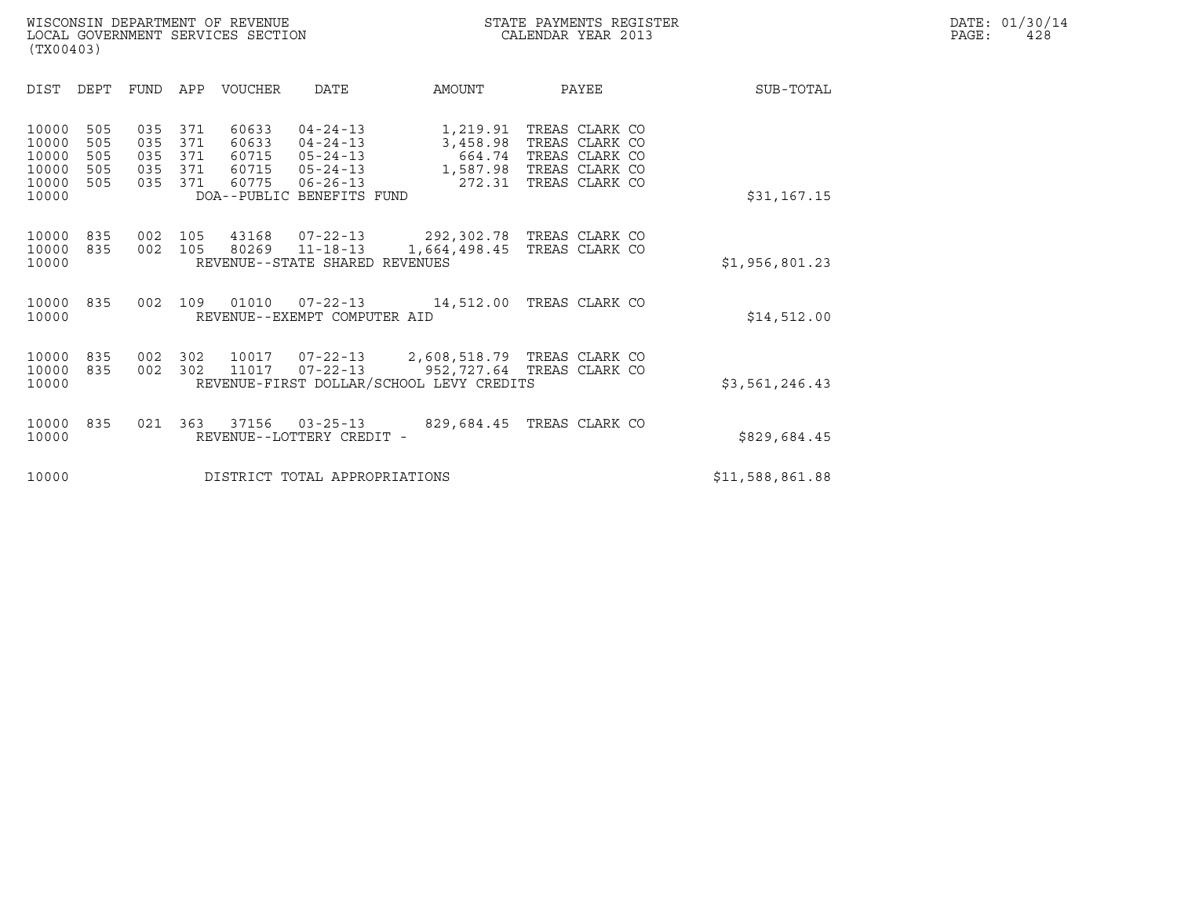WISCONSIN DEPARTMENT OF REVENUE
LOCAL GOVERNMENT SERVICES SECTION
(TX00403)

STATE PAYMENTS REGISTER
CALENDAR YEAR 2013

DATE: 01/30/14

| DIST | DEPT | FUND | APP | VOUCHER | DATE | AMOUNT | PAYEE | SUB-TOTAL |
|---|---|---|---|---|---|---|---|---|
| 10000 | 505 | 035 | 371 | 60633 | 04-24-13 | 1,219.91 | TREAS CLARK CO | |
| 10000 | 505 | 035 | 371 | 60633 | 04-24-13 | 3,458.98 | TREAS CLARK CO | |
| 10000 | 505 | 035 | 371 | 60715 | 05-24-13 | 664.74 | TREAS CLARK CO | |
| 10000 | 505 | 035 | 371 | 60715 | 05-24-13 | 1,587.98 | TREAS CLARK CO | |
| 10000 | 505 | 035 | 371 | 60775 | 06-26-13 | 272.31 | TREAS CLARK CO | |
| 10000 | | | | DOA--PUBLIC BENEFITS FUND | | | | $31,167.15 |
| 10000 | 835 | 002 | 105 | 43168 | 07-22-13 | 292,302.78 | TREAS CLARK CO | |
| 10000 | 835 | 002 | 105 | 80269 | 11-18-13 | 1,664,498.45 | TREAS CLARK CO | |
| 10000 | | | | REVENUE--STATE SHARED REVENUES | | | | $1,956,801.23 |
| 10000 | 835 | 002 | 109 | 01010 | 07-22-13 | 14,512.00 | TREAS CLARK CO | |
| 10000 | | | | REVENUE--EXEMPT COMPUTER AID | | | | $14,512.00 |
| 10000 | 835 | 002 | 302 | 10017 | 07-22-13 | 2,608,518.79 | TREAS CLARK CO | |
| 10000 | 835 | 002 | 302 | 11017 | 07-22-13 | 952,727.64 | TREAS CLARK CO | |
| 10000 | | | | REVENUE-FIRST DOLLAR/SCHOOL LEVY CREDITS | | | | $3,561,246.43 |
| 10000 | 835 | 021 | 363 | 37156 | 03-25-13 | 829,684.45 | TREAS CLARK CO | |
| 10000 | | | | REVENUE--LOTTERY CREDIT - | | | | $829,684.45 |
| 10000 | | | | DISTRICT TOTAL APPROPRIATIONS | | | | $11,588,861.88 |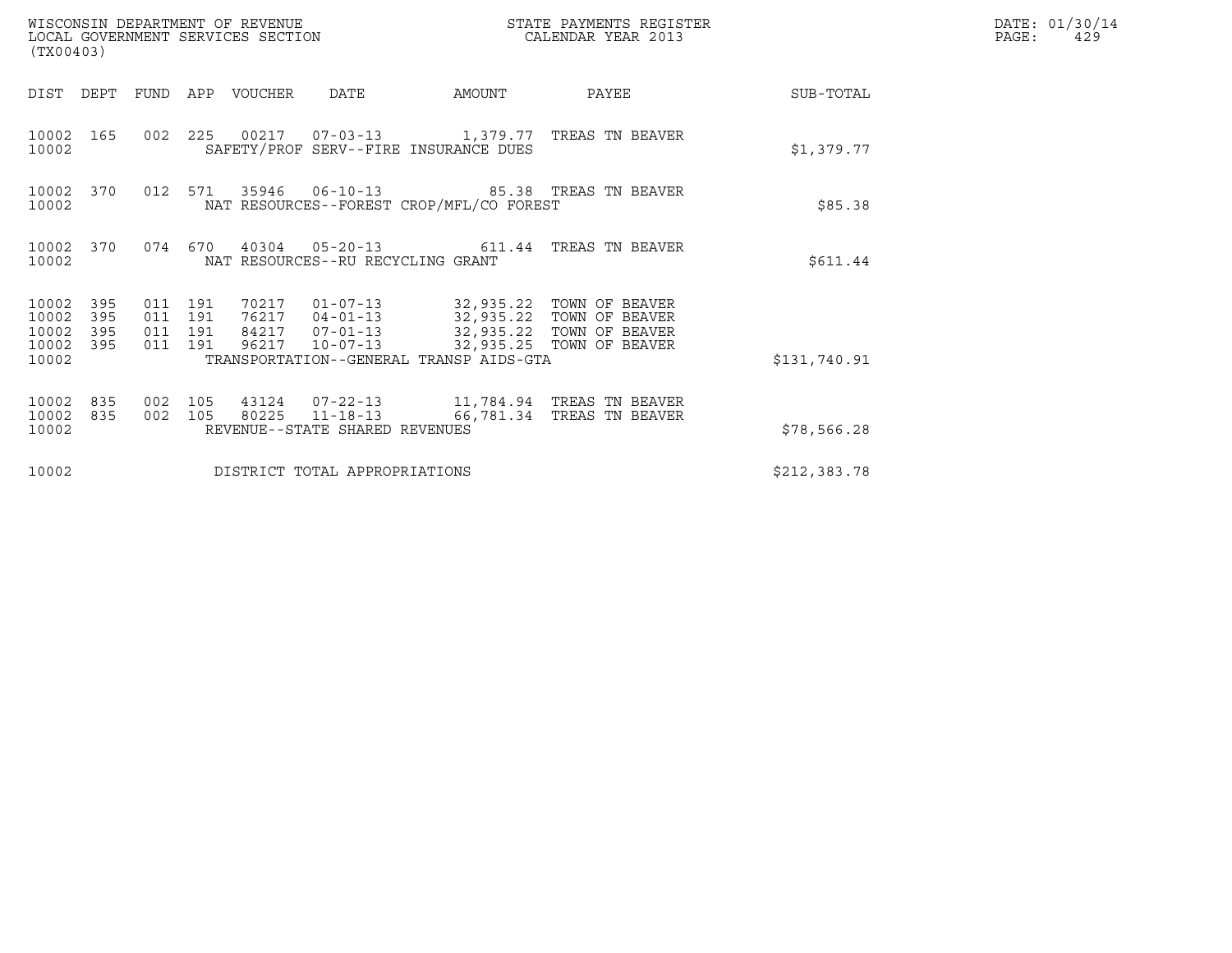WISCONSIN DEPARTMENT OF REVENUE
LOCAL GOVERNMENT SERVICES SECTION
(TX00403)

STATE PAYMENTS REGISTER
CALENDAR YEAR 2013

DATE: 01/30/14
PAGE: 429

| DIST | DEPT | FUND | APP | VOUCHER | DATE | AMOUNT | PAYEE | SUB-TOTAL |
|---|---|---|---|---|---|---|---|---|
| 10002 | 165 | 002 | 225 | 00217 | 07-03-13 | 1,379.77 | TREAS TN BEAVER | |
| 10002 | | | | SAFETY/PROF SERV--FIRE INSURANCE DUES | | | | $1,379.77 |
| 10002 | 370 | 012 | 571 | 35946 | 06-10-13 | 85.38 | TREAS TN BEAVER | |
| 10002 | | | | NAT RESOURCES--FOREST CROP/MFL/CO FOREST | | | | $85.38 |
| 10002 | 370 | 074 | 670 | 40304 | 05-20-13 | 611.44 | TREAS TN BEAVER | |
| 10002 | | | | NAT RESOURCES--RU RECYCLING GRANT | | | | $611.44 |
| 10002 | 395 | 011 | 191 | 70217 | 01-07-13 | 32,935.22 | TOWN OF BEAVER | |
| 10002 | 395 | 011 | 191 | 76217 | 04-01-13 | 32,935.22 | TOWN OF BEAVER | |
| 10002 | 395 | 011 | 191 | 84217 | 07-01-13 | 32,935.22 | TOWN OF BEAVER | |
| 10002 | 395 | 011 | 191 | 96217 | 10-07-13 | 32,935.25 | TOWN OF BEAVER | |
| 10002 | | | | TRANSPORTATION--GENERAL TRANSP AIDS-GTA | | | | $131,740.91 |
| 10002 | 835 | 002 | 105 | 43124 | 07-22-13 | 11,784.94 | TREAS TN BEAVER | |
| 10002 | 835 | 002 | 105 | 80225 | 11-18-13 | 66,781.34 | TREAS TN BEAVER | |
| 10002 | | | | REVENUE--STATE SHARED REVENUES | | | | $78,566.28 |
| 10002 | | | | DISTRICT TOTAL APPROPRIATIONS | | | | $212,383.78 |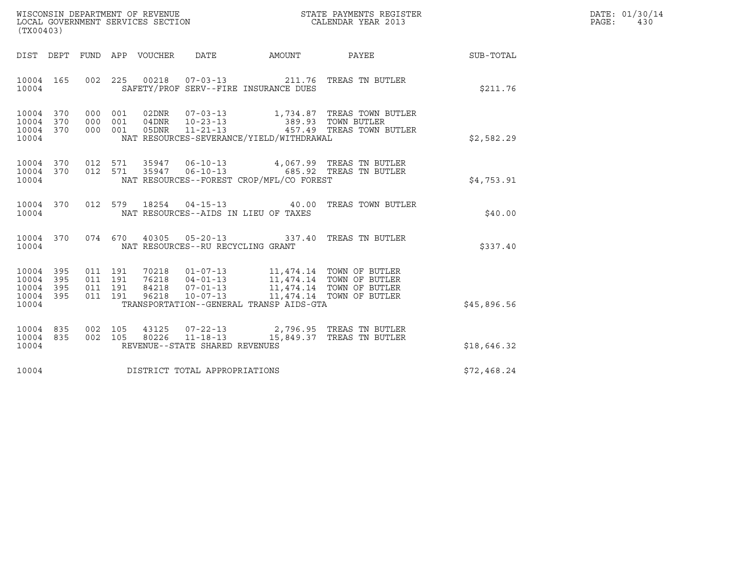WISCONSIN DEPARTMENT OF REVENUE
LOCAL GOVERNMENT SERVICES SECTION
(TX00403)

STATE PAYMENTS REGISTER
CALENDAR YEAR 2013

DATE: 01/30/14
PAGE: 430

| DIST | DEPT | FUND | APP | VOUCHER | DATE | AMOUNT | PAYEE | SUB-TOTAL |
|---|---|---|---|---|---|---|---|---|
| 10004 | 165 | 002 | 225 | 00218 | 07-03-13 | 211.76 | TREAS TN BUTLER | |
| 10004 | | | | SAFETY/PROF SERV--FIRE INSURANCE DUES | | | | $211.76 |
| 10004 | 370 | 000 | 001 | 02DNR | 07-03-13 | 1,734.87 | TREAS TOWN BUTLER | |
| 10004 | 370 | 000 | 001 | 04DNR | 10-23-13 | 389.93 | TOWN BUTLER | |
| 10004 | 370 | 000 | 001 | 05DNR | 11-21-13 | 457.49 | TREAS TOWN BUTLER | |
| 10004 | | | | NAT RESOURCES-SEVERANCE/YIELD/WITHDRAWAL | | | | $2,582.29 |
| 10004 | 370 | 012 | 571 | 35947 | 06-10-13 | 4,067.99 | TREAS TN BUTLER | |
| 10004 | 370 | 012 | 571 | 35947 | 06-10-13 | 685.92 | TREAS TN BUTLER | |
| 10004 | | | | NAT RESOURCES--FOREST CROP/MFL/CO FOREST | | | | $4,753.91 |
| 10004 | 370 | 012 | 579 | 18254 | 04-15-13 | 40.00 | TREAS TOWN BUTLER | |
| 10004 | | | | NAT RESOURCES--AIDS IN LIEU OF TAXES | | | | $40.00 |
| 10004 | 370 | 074 | 670 | 40305 | 05-20-13 | 337.40 | TREAS TN BUTLER | |
| 10004 | | | | NAT RESOURCES--RU RECYCLING GRANT | | | | $337.40 |
| 10004 | 395 | 011 | 191 | 70218 | 01-07-13 | 11,474.14 | TOWN OF BUTLER | |
| 10004 | 395 | 011 | 191 | 76218 | 04-01-13 | 11,474.14 | TOWN OF BUTLER | |
| 10004 | 395 | 011 | 191 | 84218 | 07-01-13 | 11,474.14 | TOWN OF BUTLER | |
| 10004 | 395 | 011 | 191 | 96218 | 10-07-13 | 11,474.14 | TOWN OF BUTLER | |
| 10004 | | | | TRANSPORTATION--GENERAL TRANSP AIDS-GTA | | | | $45,896.56 |
| 10004 | 835 | 002 | 105 | 43125 | 07-22-13 | 2,796.95 | TREAS TN BUTLER | |
| 10004 | 835 | 002 | 105 | 80226 | 11-18-13 | 15,849.37 | TREAS TN BUTLER | |
| 10004 | | | | REVENUE--STATE SHARED REVENUES | | | | $18,646.32 |
| 10004 | | | | DISTRICT TOTAL APPROPRIATIONS | | | | $72,468.24 |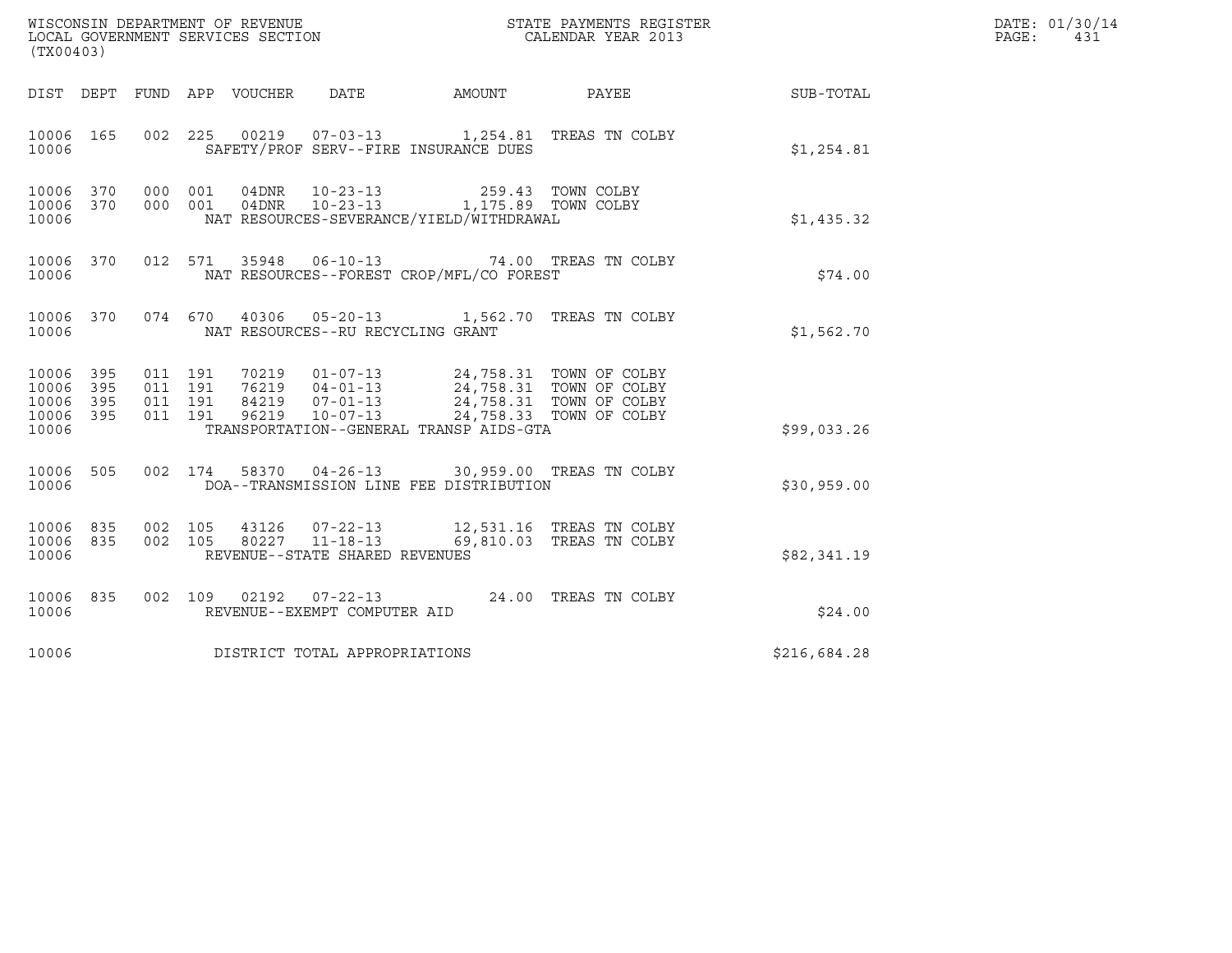WISCONSIN DEPARTMENT OF REVENUE
LOCAL GOVERNMENT SERVICES SECTION
(TX00403)

STATE PAYMENTS REGISTER
CALENDAR YEAR 2013

DATE: 01/30/14
PAGE: 431

| DIST | DEPT | FUND | APP | VOUCHER | DATE | AMOUNT | PAYEE | SUB-TOTAL |
|---|---|---|---|---|---|---|---|---|
| 10006 | 165 | 002 | 225 | 00219 | 07-03-13 | 1,254.81 | TREAS TN COLBY | |
| 10006 | | | | SAFETY/PROF SERV--FIRE INSURANCE DUES | | | | $1,254.81 |
| 10006 | 370 | 000 | 001 | 04DNR | 10-23-13 | 259.43 | TOWN COLBY | |
| 10006 | 370 | 000 | 001 | 04DNR | 10-23-13 | 1,175.89 | TOWN COLBY | |
| 10006 | | | | NAT RESOURCES-SEVERANCE/YIELD/WITHDRAWAL | | | | $1,435.32 |
| 10006 | 370 | 012 | 571 | 35948 | 06-10-13 | 74.00 | TREAS TN COLBY | |
| 10006 | | | | NAT RESOURCES--FOREST CROP/MFL/CO FOREST | | | | $74.00 |
| 10006 | 370 | 074 | 670 | 40306 | 05-20-13 | 1,562.70 | TREAS TN COLBY | |
| 10006 | | | | NAT RESOURCES--RU RECYCLING GRANT | | | | $1,562.70 |
| 10006 | 395 | 011 | 191 | 70219 | 01-07-13 | 24,758.31 | TOWN OF COLBY | |
| 10006 | 395 | 011 | 191 | 76219 | 04-01-13 | 24,758.31 | TOWN OF COLBY | |
| 10006 | 395 | 011 | 191 | 84219 | 07-01-13 | 24,758.31 | TOWN OF COLBY | |
| 10006 | 395 | 011 | 191 | 96219 | 10-07-13 | 24,758.33 | TOWN OF COLBY | |
| 10006 | | | | TRANSPORTATION--GENERAL TRANSP AIDS-GTA | | | | $99,033.26 |
| 10006 | 505 | 002 | 174 | 58370 | 04-26-13 | 30,959.00 | TREAS TN COLBY | |
| 10006 | | | | DOA--TRANSMISSION LINE FEE DISTRIBUTION | | | | $30,959.00 |
| 10006 | 835 | 002 | 105 | 43126 | 07-22-13 | 12,531.16 | TREAS TN COLBY | |
| 10006 | 835 | 002 | 105 | 80227 | 11-18-13 | 69,810.03 | TREAS TN COLBY | |
| 10006 | | | | REVENUE--STATE SHARED REVENUES | | | | $82,341.19 |
| 10006 | 835 | 002 | 109 | 02192 | 07-22-13 | 24.00 | TREAS TN COLBY | |
| 10006 | | | | REVENUE--EXEMPT COMPUTER AID | | | | $24.00 |
| 10006 | | | | DISTRICT TOTAL APPROPRIATIONS | | | | $216,684.28 |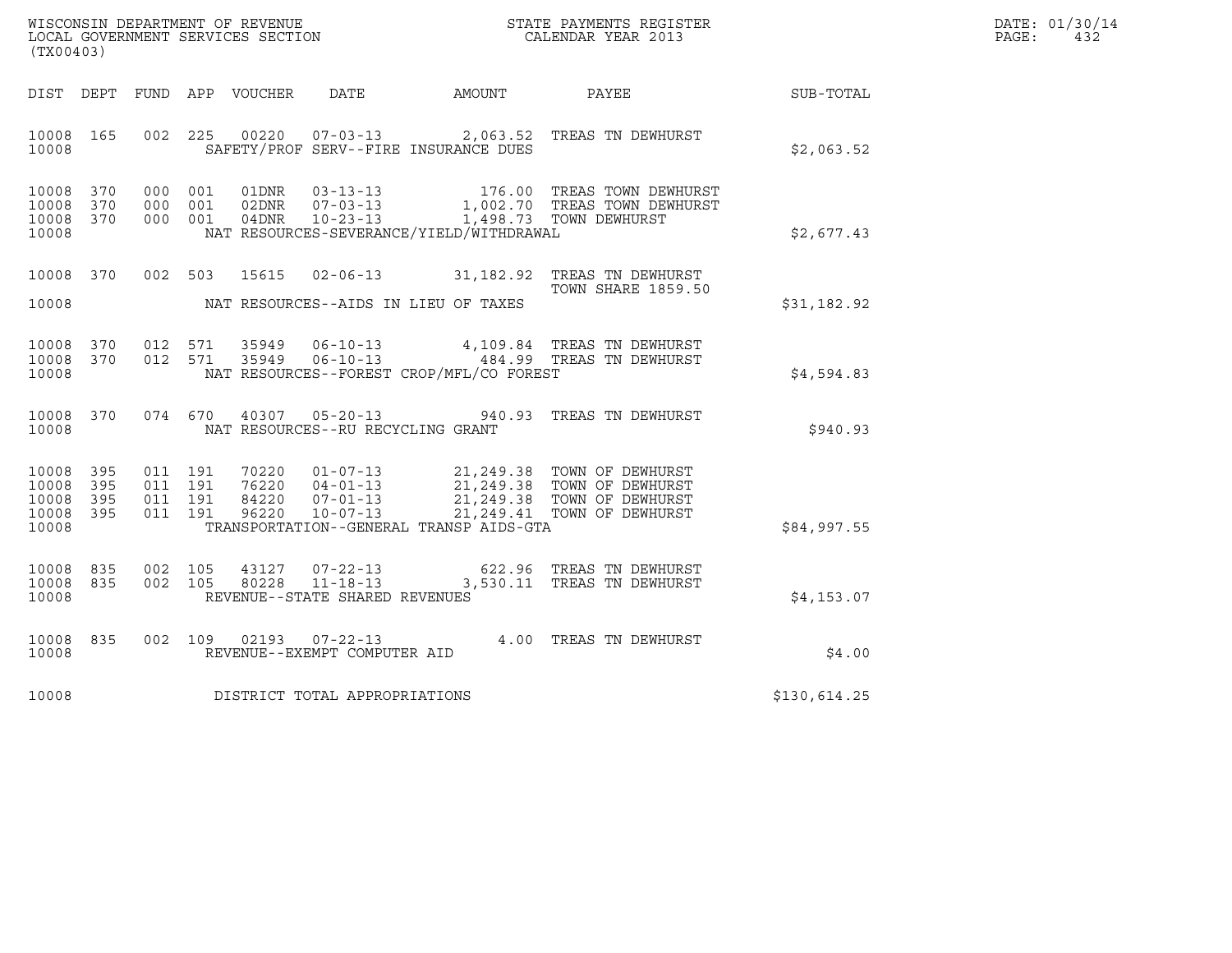WISCONSIN DEPARTMENT OF REVENUE
LOCAL GOVERNMENT SERVICES SECTION
(TX00403)

STATE PAYMENTS REGISTER
CALENDAR YEAR 2013

DATE: 01/30/14

| DIST | DEPT | FUND | APP | VOUCHER | DATE | AMOUNT | PAYEE | SUB-TOTAL |
|---|---|---|---|---|---|---|---|---|
| 10008 | 165 | 002 | 225 | 00220 | 07-03-13 | 2,063.52 | TREAS TN DEWHURST | |
| 10008 | | | | | SAFETY/PROF SERV--FIRE INSURANCE DUES | | | $2,063.52 |
| 10008 | 370 | 000 | 001 | 01DNR | 03-13-13 | 176.00 | TREAS TOWN DEWHURST | |
| 10008 | 370 | 000 | 001 | 02DNR | 07-03-13 | 1,002.70 | TREAS TOWN DEWHURST | |
| 10008 | 370 | 000 | 001 | 04DNR | 10-23-13 | 1,498.73 | TOWN DEWHURST | |
| 10008 | | | | | NAT RESOURCES-SEVERANCE/YIELD/WITHDRAWAL | | | $2,677.43 |
| 10008 | 370 | 002 | 503 | 15615 | 02-06-13 | 31,182.92 | TREAS TN DEWHURST<br>TOWN SHARE 1859.50 | |
| 10008 | | | | | NAT RESOURCES--AIDS IN LIEU OF TAXES | | | $31,182.92 |
| 10008 | 370 | 012 | 571 | 35949 | 06-10-13 | 4,109.84 | TREAS TN DEWHURST | |
| 10008 | 370 | 012 | 571 | 35949 | 06-10-13 | 484.99 | TREAS TN DEWHURST | |
| 10008 | | | | | NAT RESOURCES--FOREST CROP/MFL/CO FOREST | | | $4,594.83 |
| 10008 | 370 | 074 | 670 | 40307 | 05-20-13 | 940.93 | TREAS TN DEWHURST | |
| 10008 | | | | | NAT RESOURCES--RU RECYCLING GRANT | | | $940.93 |
| 10008 | 395 | 011 | 191 | 70220 | 01-07-13 | 21,249.38 | TOWN OF DEWHURST | |
| 10008 | 395 | 011 | 191 | 76220 | 04-01-13 | 21,249.38 | TOWN OF DEWHURST | |
| 10008 | 395 | 011 | 191 | 84220 | 07-01-13 | 21,249.38 | TOWN OF DEWHURST | |
| 10008 | 395 | 011 | 191 | 96220 | 10-07-13 | 21,249.41 | TOWN OF DEWHURST | |
| 10008 | | | | | TRANSPORTATION--GENERAL TRANSP AIDS-GTA | | | $84,997.55 |
| 10008 | 835 | 002 | 105 | 43127 | 07-22-13 | 622.96 | TREAS TN DEWHURST | |
| 10008 | 835 | 002 | 105 | 80228 | 11-18-13 | 3,530.11 | TREAS TN DEWHURST | |
| 10008 | | | | | REVENUE--STATE SHARED REVENUES | | | $4,153.07 |
| 10008 | 835 | 002 | 109 | 02193 | 07-22-13 | 4.00 | TREAS TN DEWHURST | |
| 10008 | | | | | REVENUE--EXEMPT COMPUTER AID | | | $4.00 |
| 10008 | | | | | DISTRICT TOTAL APPROPRIATIONS | | | $130,614.25 |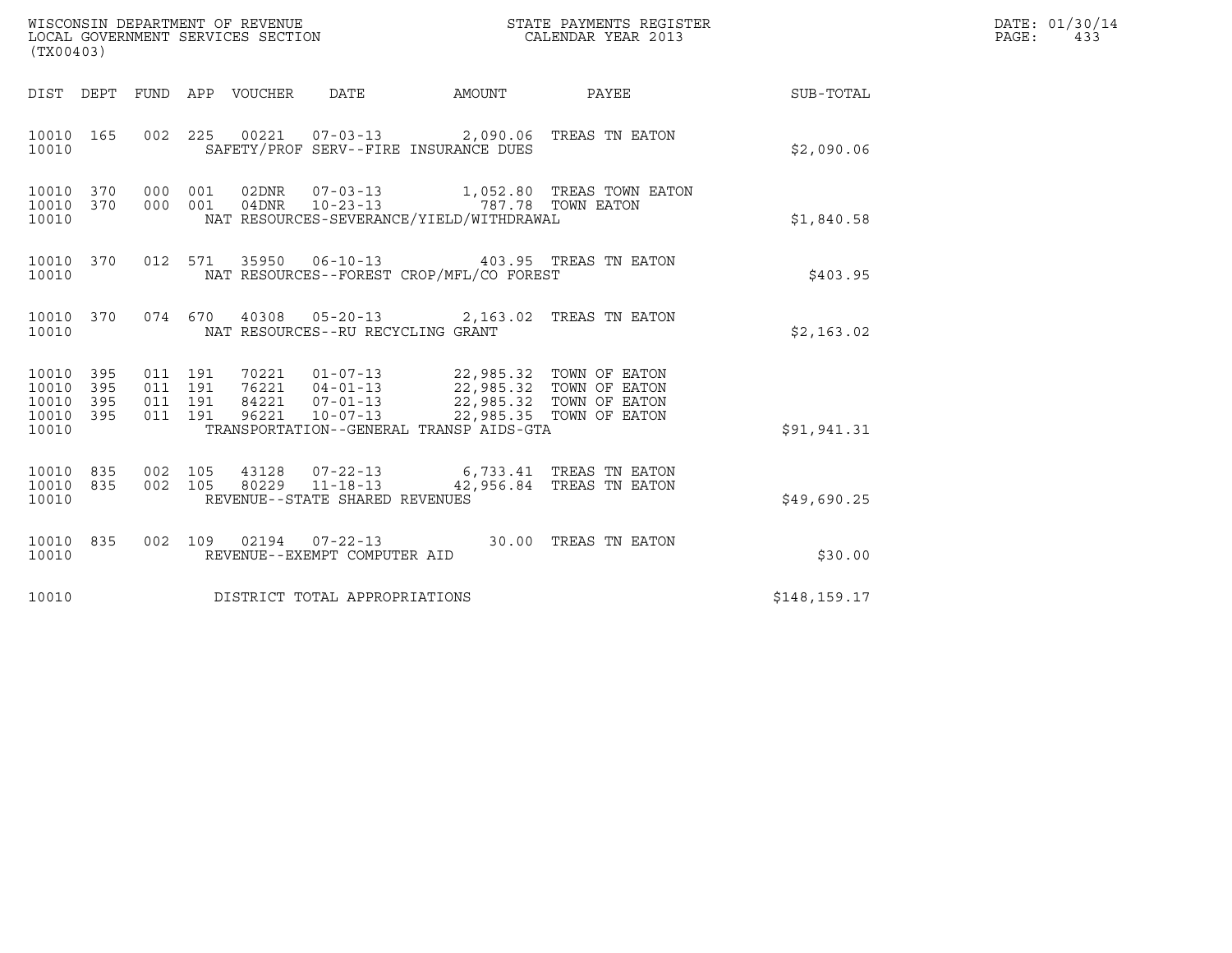WISCONSIN DEPARTMENT OF REVENUE
LOCAL GOVERNMENT SERVICES SECTION
(TX00403)

STATE PAYMENTS REGISTER
CALENDAR YEAR 2013

DATE: 01/30/14
PAGE: 433

| DIST | DEPT | FUND | APP | VOUCHER | DATE | AMOUNT | PAYEE | SUB-TOTAL |
|---|---|---|---|---|---|---|---|---|
| 10010 | 165 | 002 | 225 | 00221 | 07-03-13 | 2,090.06 | TREAS TN EATON | |
| 10010 | | | | SAFETY/PROF SERV--FIRE INSURANCE DUES | | | | $2,090.06 |
| 10010 | 370 | 000 | 001 | 02DNR | 07-03-13 | 1,052.80 | TREAS TOWN EATON | |
| 10010 | 370 | 000 | 001 | 04DNR | 10-23-13 | 787.78 | TOWN EATON | |
| 10010 | | | | NAT RESOURCES-SEVERANCE/YIELD/WITHDRAWAL | | | | $1,840.58 |
| 10010 | 370 | 012 | 571 | 35950 | 06-10-13 | 403.95 | TREAS TN EATON | |
| 10010 | | | | NAT RESOURCES--FOREST CROP/MFL/CO FOREST | | | | $403.95 |
| 10010 | 370 | 074 | 670 | 40308 | 05-20-13 | 2,163.02 | TREAS TN EATON | |
| 10010 | | | | NAT RESOURCES--RU RECYCLING GRANT | | | | $2,163.02 |
| 10010 | 395 | 011 | 191 | 70221 | 01-07-13 | 22,985.32 | TOWN OF EATON | |
| 10010 | 395 | 011 | 191 | 76221 | 04-01-13 | 22,985.32 | TOWN OF EATON | |
| 10010 | 395 | 011 | 191 | 84221 | 07-01-13 | 22,985.32 | TOWN OF EATON | |
| 10010 | 395 | 011 | 191 | 96221 | 10-07-13 | 22,985.35 | TOWN OF EATON | |
| 10010 | | | | TRANSPORTATION--GENERAL TRANSP AIDS-GTA | | | | $91,941.31 |
| 10010 | 835 | 002 | 105 | 43128 | 07-22-13 | 6,733.41 | TREAS TN EATON | |
| 10010 | 835 | 002 | 105 | 80229 | 11-18-13 | 42,956.84 | TREAS TN EATON | |
| 10010 | | | | REVENUE--STATE SHARED REVENUES | | | | $49,690.25 |
| 10010 | 835 | 002 | 109 | 02194 | 07-22-13 | 30.00 | TREAS TN EATON | |
| 10010 | | | | REVENUE--EXEMPT COMPUTER AID | | | | $30.00 |
| 10010 | | | | DISTRICT TOTAL APPROPRIATIONS | | | | $148,159.17 |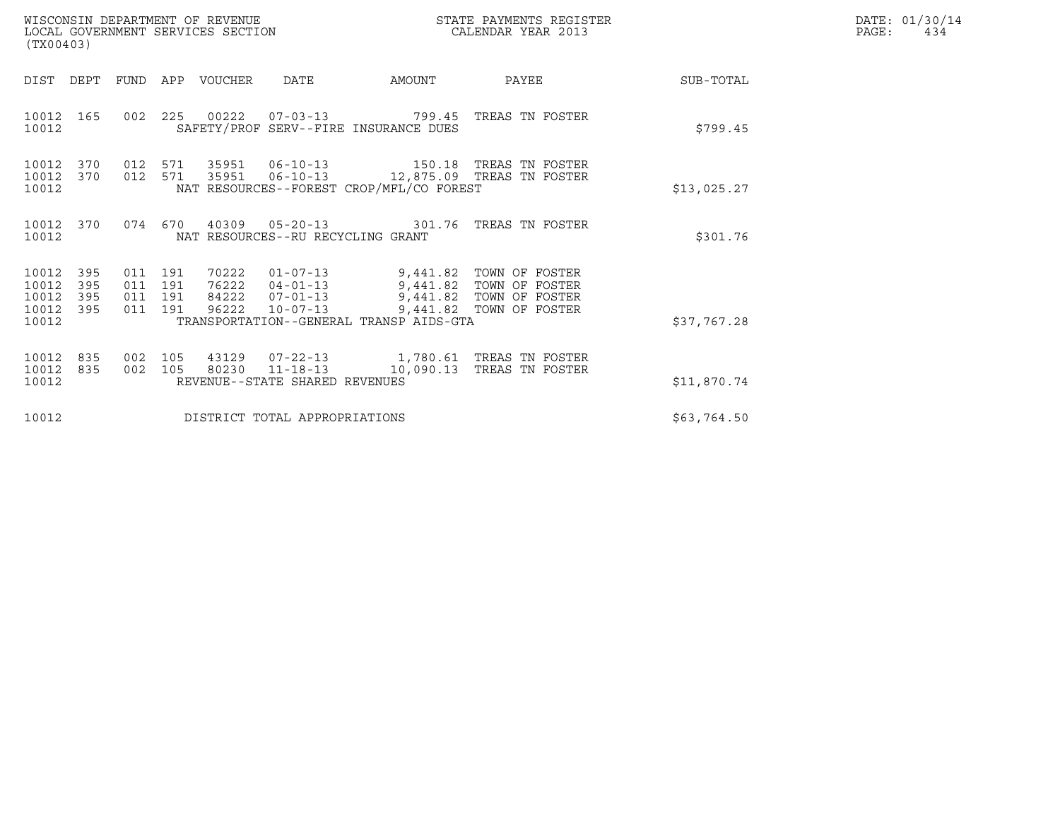WISCONSIN DEPARTMENT OF REVENUE
LOCAL GOVERNMENT SERVICES SECTION
(TX00403)

STATE PAYMENTS REGISTER
CALENDAR YEAR 2013

DATE: 01/30/14
PAGE: 434

| DIST | DEPT | FUND | APP | VOUCHER | DATE | AMOUNT | PAYEE | SUB-TOTAL |
|---|---|---|---|---|---|---|---|---|
| 10012 | 165 | 002 | 225 | 00222 | 07-03-13 | 799.45 | TREAS TN FOSTER | |
| 10012 | | | | SAFETY/PROF SERV--FIRE INSURANCE DUES | | | | $799.45 |
| 10012 | 370 | 012 | 571 | 35951 | 06-10-13 | 150.18 | TREAS TN FOSTER | |
| 10012 | 370 | 012 | 571 | 35951 | 06-10-13 | 12,875.09 | TREAS TN FOSTER | |
| 10012 | | | | NAT RESOURCES--FOREST CROP/MFL/CO FOREST | | | | $13,025.27 |
| 10012 | 370 | 074 | 670 | 40309 | 05-20-13 | 301.76 | TREAS TN FOSTER | |
| 10012 | | | | NAT RESOURCES--RU RECYCLING GRANT | | | | $301.76 |
| 10012 | 395 | 011 | 191 | 70222 | 01-07-13 | 9,441.82 | TOWN OF FOSTER | |
| 10012 | 395 | 011 | 191 | 76222 | 04-01-13 | 9,441.82 | TOWN OF FOSTER | |
| 10012 | 395 | 011 | 191 | 84222 | 07-01-13 | 9,441.82 | TOWN OF FOSTER | |
| 10012 | 395 | 011 | 191 | 96222 | 10-07-13 | 9,441.82 | TOWN OF FOSTER | |
| 10012 | | | | TRANSPORTATION--GENERAL TRANSP AIDS-GTA | | | | $37,767.28 |
| 10012 | 835 | 002 | 105 | 43129 | 07-22-13 | 1,780.61 | TREAS TN FOSTER | |
| 10012 | 835 | 002 | 105 | 80230 | 11-18-13 | 10,090.13 | TREAS TN FOSTER | |
| 10012 | | | | REVENUE--STATE SHARED REVENUES | | | | $11,870.74 |
| 10012 | | | | DISTRICT TOTAL APPROPRIATIONS | | | | $63,764.50 |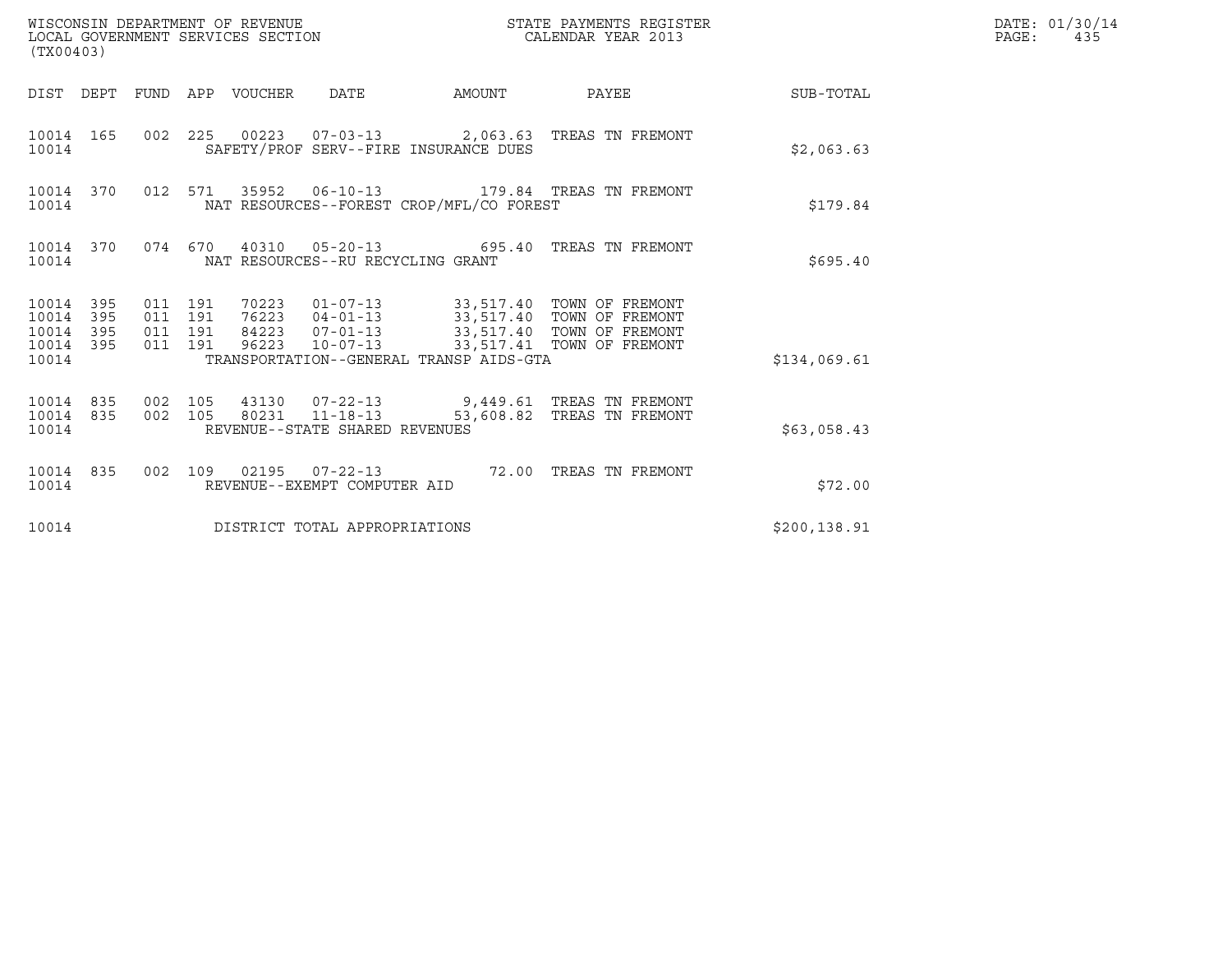WISCONSIN DEPARTMENT OF REVENUE
LOCAL GOVERNMENT SERVICES SECTION
(TX00403)

STATE PAYMENTS REGISTER
CALENDAR YEAR 2013

DATE: 01/30/14
PAGE: 435

| DIST | DEPT | FUND | APP | VOUCHER | DATE | AMOUNT | PAYEE | SUB-TOTAL |
|---|---|---|---|---|---|---|---|---|
| 10014 | 165 | 002 | 225 | 00223 | 07-03-13 | 2,063.63 | TREAS TN FREMONT | |
| 10014 | | | | SAFETY/PROF SERV--FIRE INSURANCE DUES | | | | $2,063.63 |
| 10014 | 370 | 012 | 571 | 35952 | 06-10-13 | 179.84 | TREAS TN FREMONT | |
| 10014 | | | | NAT RESOURCES--FOREST CROP/MFL/CO FOREST | | | | $179.84 |
| 10014 | 370 | 074 | 670 | 40310 | 05-20-13 | 695.40 | TREAS TN FREMONT | |
| 10014 | | | | NAT RESOURCES--RU RECYCLING GRANT | | | | $695.40 |
| 10014 | 395 | 011 | 191 | 70223 | 01-07-13 | 33,517.40 | TOWN OF FREMONT | |
| 10014 | 395 | 011 | 191 | 76223 | 04-01-13 | 33,517.40 | TOWN OF FREMONT | |
| 10014 | 395 | 011 | 191 | 84223 | 07-01-13 | 33,517.40 | TOWN OF FREMONT | |
| 10014 | 395 | 011 | 191 | 96223 | 10-07-13 | 33,517.41 | TOWN OF FREMONT | |
| 10014 | | | | TRANSPORTATION--GENERAL TRANSP AIDS-GTA | | | | $134,069.61 |
| 10014 | 835 | 002 | 105 | 43130 | 07-22-13 | 9,449.61 | TREAS TN FREMONT | |
| 10014 | 835 | 002 | 105 | 80231 | 11-18-13 | 53,608.82 | TREAS TN FREMONT | |
| 10014 | | | | REVENUE--STATE SHARED REVENUES | | | | $63,058.43 |
| 10014 | 835 | 002 | 109 | 02195 | 07-22-13 | 72.00 | TREAS TN FREMONT | |
| 10014 | | | | REVENUE--EXEMPT COMPUTER AID | | | | $72.00 |
| 10014 | | | | DISTRICT TOTAL APPROPRIATIONS | | | | $200,138.91 |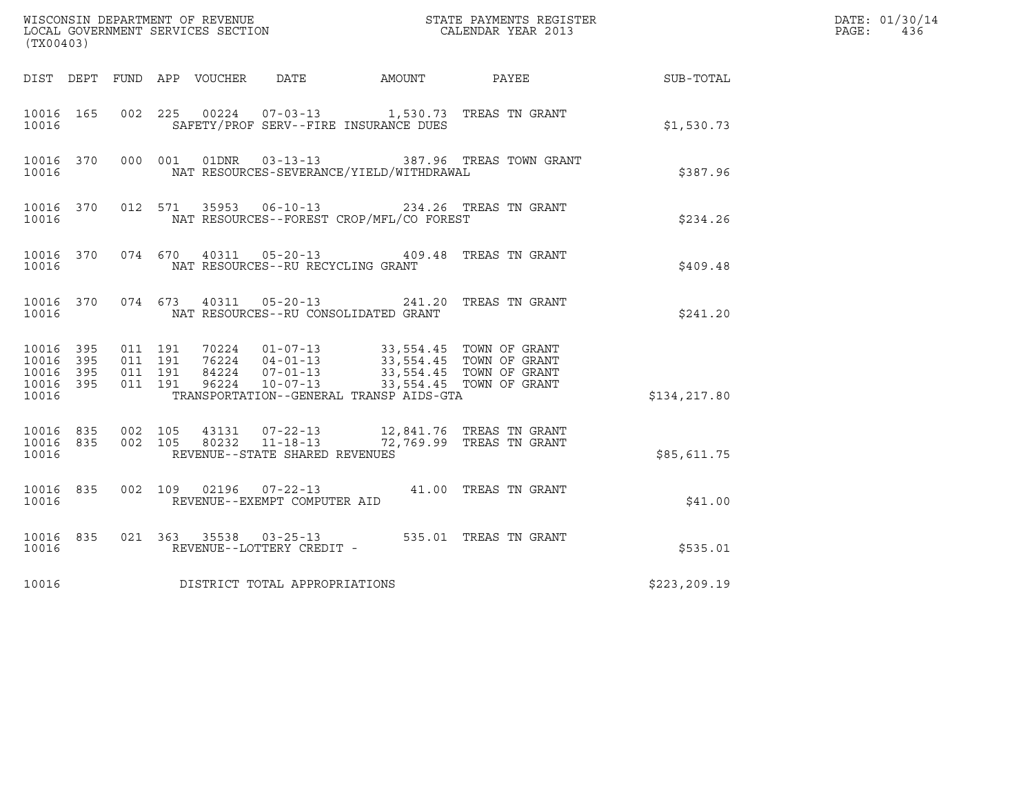WISCONSIN DEPARTMENT OF REVENUE
LOCAL GOVERNMENT SERVICES SECTION
(TX00403)

STATE PAYMENTS REGISTER
CALENDAR YEAR 2013

DATE: 01/30/14
PAGE: 436

| DIST | DEPT | FUND | APP | VOUCHER | DATE | AMOUNT | PAYEE | SUB-TOTAL |
|---|---|---|---|---|---|---|---|---|
| 10016 | 165 | 002 | 225 | 00224 | 07-03-13 | 1,530.73 | TREAS TN GRANT | |
| 10016 | | | | SAFETY/PROF SERV--FIRE INSURANCE DUES | | | | $1,530.73 |
| 10016 | 370 | 000 | 001 | 01DNR | 03-13-13 | 387.96 | TREAS TOWN GRANT | |
| 10016 | | | | NAT RESOURCES-SEVERANCE/YIELD/WITHDRAWAL | | | | $387.96 |
| 10016 | 370 | 012 | 571 | 35953 | 06-10-13 | 234.26 | TREAS TN GRANT | |
| 10016 | | | | NAT RESOURCES--FOREST CROP/MFL/CO FOREST | | | | $234.26 |
| 10016 | 370 | 074 | 670 | 40311 | 05-20-13 | 409.48 | TREAS TN GRANT | |
| 10016 | | | | NAT RESOURCES--RU RECYCLING GRANT | | | | $409.48 |
| 10016 | 370 | 074 | 673 | 40311 | 05-20-13 | 241.20 | TREAS TN GRANT | |
| 10016 | | | | NAT RESOURCES--RU CONSOLIDATED GRANT | | | | $241.20 |
| 10016 | 395 | 011 | 191 | 70224 | 01-07-13 | 33,554.45 | TOWN OF GRANT | |
| 10016 | 395 | 011 | 191 | 76224 | 04-01-13 | 33,554.45 | TOWN OF GRANT | |
| 10016 | 395 | 011 | 191 | 84224 | 07-01-13 | 33,554.45 | TOWN OF GRANT | |
| 10016 | 395 | 011 | 191 | 96224 | 10-07-13 | 33,554.45 | TOWN OF GRANT | |
| 10016 | | | | TRANSPORTATION--GENERAL TRANSP AIDS-GTA | | | | $134,217.80 |
| 10016 | 835 | 002 | 105 | 43131 | 07-22-13 | 12,841.76 | TREAS TN GRANT | |
| 10016 | 835 | 002 | 105 | 80232 | 11-18-13 | 72,769.99 | TREAS TN GRANT | |
| 10016 | | | | REVENUE--STATE SHARED REVENUES | | | | $85,611.75 |
| 10016 | 835 | 002 | 109 | 02196 | 07-22-13 | 41.00 | TREAS TN GRANT | |
| 10016 | | | | REVENUE--EXEMPT COMPUTER AID | | | | $41.00 |
| 10016 | 835 | 021 | 363 | 35538 | 03-25-13 | 535.01 | TREAS TN GRANT | |
| 10016 | | | | REVENUE--LOTTERY CREDIT - | | | | $535.01 |
| 10016 | | | | DISTRICT TOTAL APPROPRIATIONS | | | | $223,209.19 |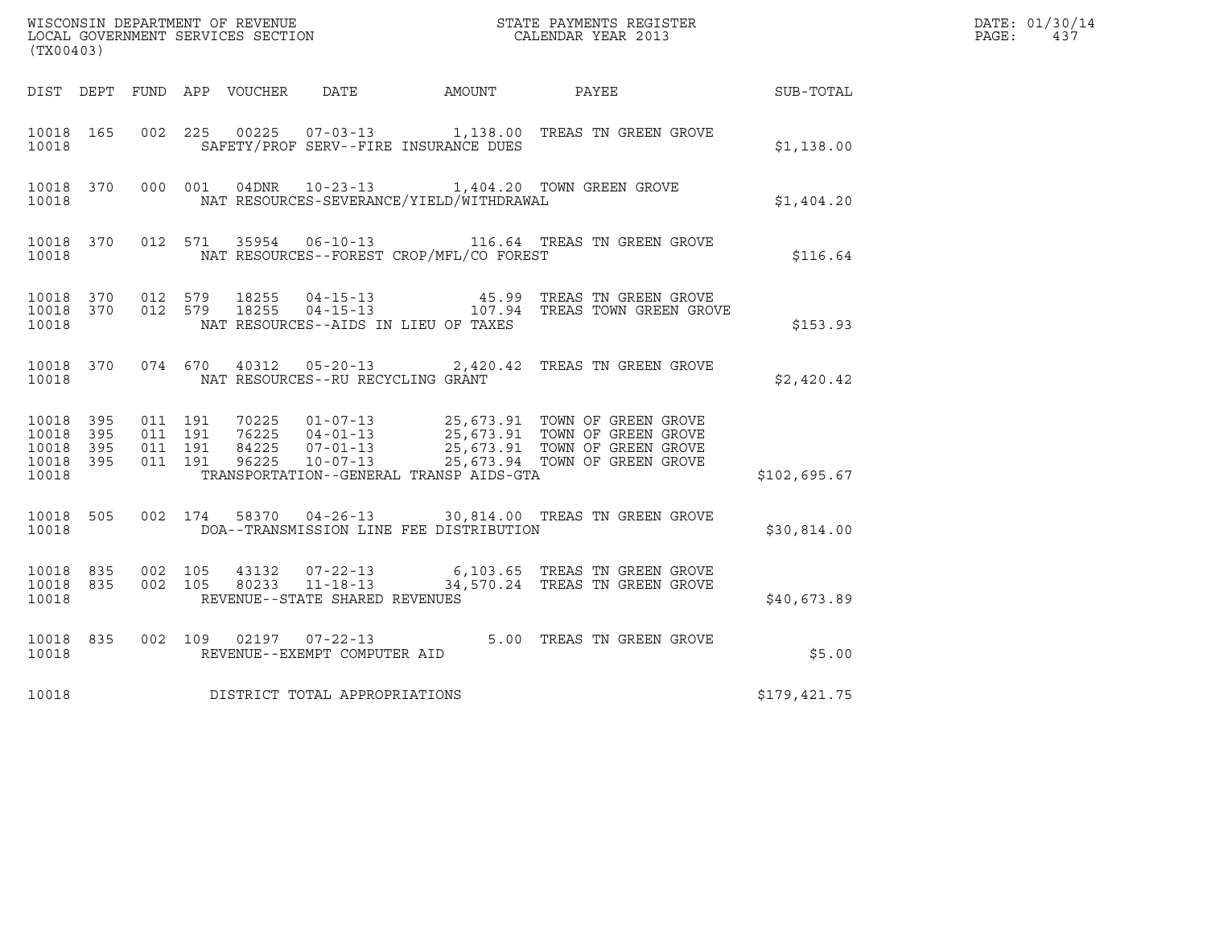WISCONSIN DEPARTMENT OF REVENUE
LOCAL GOVERNMENT SERVICES SECTION
(TX00403)

STATE PAYMENTS REGISTER
CALENDAR YEAR 2013

DATE: 01/30/14

| DIST | DEPT | FUND | APP | VOUCHER | DATE | AMOUNT | PAYEE | SUB-TOTAL |
|---|---|---|---|---|---|---|---|---|
| 10018 | 165 | 002 | 225 | 00225 | 07-03-13 | 1,138.00 | TREAS TN GREEN GROVE | |
| 10018 | | | | SAFETY/PROF SERV--FIRE INSURANCE DUES | | | | $1,138.00 |
| 10018 | 370 | 000 | 001 | 04DNR | 10-23-13 | 1,404.20 | TOWN GREEN GROVE | |
| 10018 | | | | NAT RESOURCES-SEVERANCE/YIELD/WITHDRAWAL | | | | $1,404.20 |
| 10018 | 370 | 012 | 571 | 35954 | 06-10-13 | 116.64 | TREAS TN GREEN GROVE | |
| 10018 | | | | NAT RESOURCES--FOREST CROP/MFL/CO FOREST | | | | $116.64 |
| 10018 | 370 | 012 | 579 | 18255 | 04-15-13 | 45.99 | TREAS TN GREEN GROVE | |
| 10018 | 370 | 012 | 579 | 18255 | 04-15-13 | 107.94 | TREAS TOWN GREEN GROVE | |
| 10018 | | | | NAT RESOURCES--AIDS IN LIEU OF TAXES | | | | $153.93 |
| 10018 | 370 | 074 | 670 | 40312 | 05-20-13 | 2,420.42 | TREAS TN GREEN GROVE | |
| 10018 | | | | NAT RESOURCES--RU RECYCLING GRANT | | | | $2,420.42 |
| 10018 | 395 | 011 | 191 | 70225 | 01-07-13 | 25,673.91 | TOWN OF GREEN GROVE | |
| 10018 | 395 | 011 | 191 | 76225 | 04-01-13 | 25,673.91 | TOWN OF GREEN GROVE | |
| 10018 | 395 | 011 | 191 | 84225 | 07-01-13 | 25,673.91 | TOWN OF GREEN GROVE | |
| 10018 | 395 | 011 | 191 | 96225 | 10-07-13 | 25,673.94 | TOWN OF GREEN GROVE | |
| 10018 | | | | TRANSPORTATION--GENERAL TRANSP AIDS-GTA | | | | $102,695.67 |
| 10018 | 505 | 002 | 174 | 58370 | 04-26-13 | 30,814.00 | TREAS TN GREEN GROVE | |
| 10018 | | | | DOA--TRANSMISSION LINE FEE DISTRIBUTION | | | | $30,814.00 |
| 10018 | 835 | 002 | 105 | 43132 | 07-22-13 | 6,103.65 | TREAS TN GREEN GROVE | |
| 10018 | 835 | 002 | 105 | 80233 | 11-18-13 | 34,570.24 | TREAS TN GREEN GROVE | |
| 10018 | | | | REVENUE--STATE SHARED REVENUES | | | | $40,673.89 |
| 10018 | 835 | 002 | 109 | 02197 | 07-22-13 | 5.00 | TREAS TN GREEN GROVE | |
| 10018 | | | | REVENUE--EXEMPT COMPUTER AID | | | | $5.00 |
| 10018 | | | | DISTRICT TOTAL APPROPRIATIONS | | | | $179,421.75 |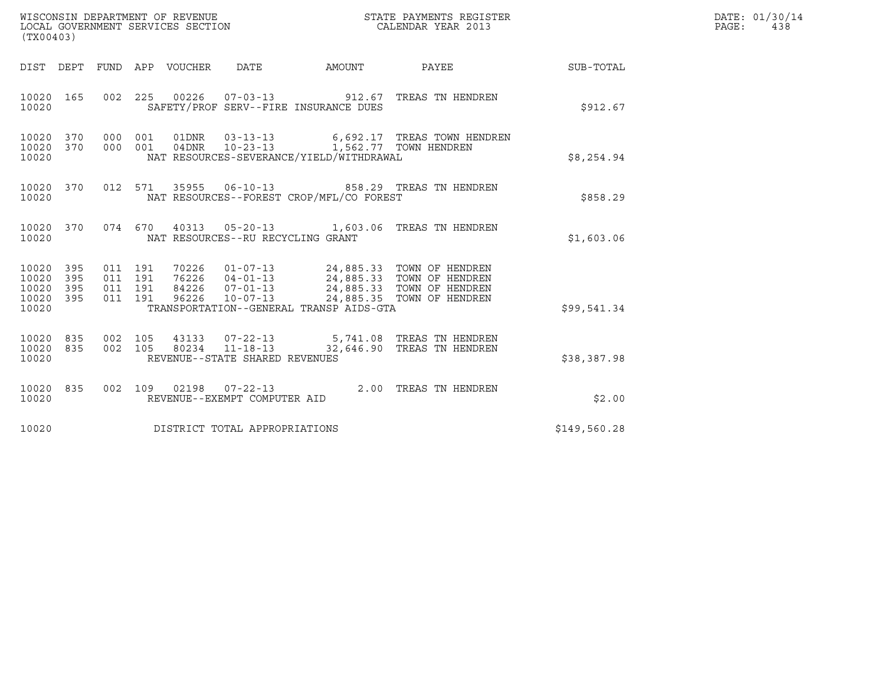WISCONSIN DEPARTMENT OF REVENUE
LOCAL GOVERNMENT SERVICES SECTION
(TX00403)

STATE PAYMENTS REGISTER
CALENDAR YEAR 2013

DATE: 01/30/14
PAGE: 438

| DIST | DEPT | FUND | APP | VOUCHER | DATE | AMOUNT | PAYEE | SUB-TOTAL |
|---|---|---|---|---|---|---|---|---|
| 10020 | 165 | 002 | 225 | 00226 | 07-03-13 | 912.67 | TREAS TN HENDREN | |
| 10020 | | | | SAFETY/PROF SERV--FIRE INSURANCE DUES | | | | $912.67 |
| 10020 | 370 | 000 | 001 | 01DNR | 03-13-13 | 6,692.17 | TREAS TOWN HENDREN | |
| 10020 | 370 | 000 | 001 | 04DNR | 10-23-13 | 1,562.77 | TOWN HENDREN | |
| 10020 | | | | NAT RESOURCES-SEVERANCE/YIELD/WITHDRAWAL | | | | $8,254.94 |
| 10020 | 370 | 012 | 571 | 35955 | 06-10-13 | 858.29 | TREAS TN HENDREN | |
| 10020 | | | | NAT RESOURCES--FOREST CROP/MFL/CO FOREST | | | | $858.29 |
| 10020 | 370 | 074 | 670 | 40313 | 05-20-13 | 1,603.06 | TREAS TN HENDREN | |
| 10020 | | | | NAT RESOURCES--RU RECYCLING GRANT | | | | $1,603.06 |
| 10020 | 395 | 011 | 191 | 70226 | 01-07-13 | 24,885.33 | TOWN OF HENDREN | |
| 10020 | 395 | 011 | 191 | 76226 | 04-01-13 | 24,885.33 | TOWN OF HENDREN | |
| 10020 | 395 | 011 | 191 | 84226 | 07-01-13 | 24,885.33 | TOWN OF HENDREN | |
| 10020 | 395 | 011 | 191 | 96226 | 10-07-13 | 24,885.35 | TOWN OF HENDREN | |
| 10020 | | | | TRANSPORTATION--GENERAL TRANSP AIDS-GTA | | | | $99,541.34 |
| 10020 | 835 | 002 | 105 | 43133 | 07-22-13 | 5,741.08 | TREAS TN HENDREN | |
| 10020 | 835 | 002 | 105 | 80234 | 11-18-13 | 32,646.90 | TREAS TN HENDREN | |
| 10020 | | | | REVENUE--STATE SHARED REVENUES | | | | $38,387.98 |
| 10020 | 835 | 002 | 109 | 02198 | 07-22-13 | 2.00 | TREAS TN HENDREN | |
| 10020 | | | | REVENUE--EXEMPT COMPUTER AID | | | | $2.00 |
| 10020 | | | | DISTRICT TOTAL APPROPRIATIONS | | | | $149,560.28 |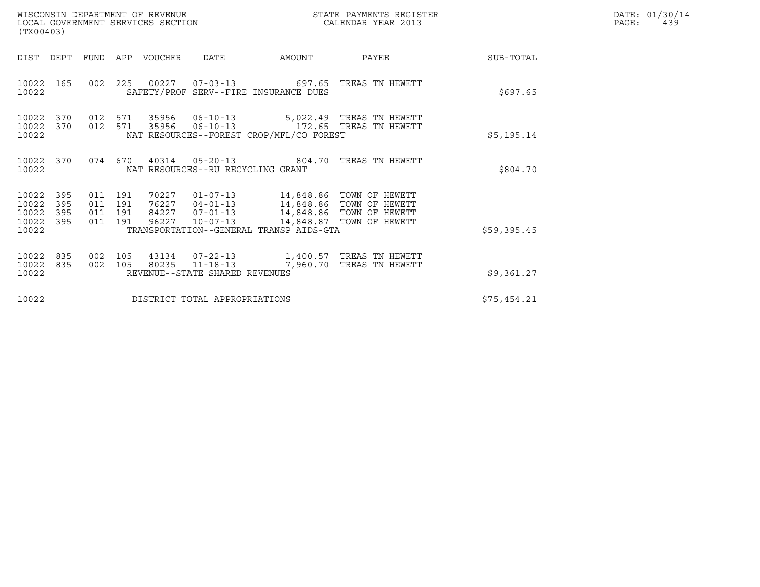WISCONSIN DEPARTMENT OF REVENUE
LOCAL GOVERNMENT SERVICES SECTION
(TX00403)

STATE PAYMENTS REGISTER
CALENDAR YEAR 2013

DATE: 01/30/14
PAGE: 439

| DIST | DEPT | FUND | APP | VOUCHER | DATE | AMOUNT | PAYEE | SUB-TOTAL |
|---|---|---|---|---|---|---|---|---|
| 10022 | 165 | 002 | 225 | 00227 | 07-03-13 | 697.65 | TREAS TN HEWETT | |
| 10022 | | | | SAFETY/PROF SERV--FIRE INSURANCE DUES | | | | $697.65 |
| 10022 | 370 | 012 | 571 | 35956 | 06-10-13 | 5,022.49 | TREAS TN HEWETT | |
| 10022 | 370 | 012 | 571 | 35956 | 06-10-13 | 172.65 | TREAS TN HEWETT | |
| 10022 | | | | NAT RESOURCES--FOREST CROP/MFL/CO FOREST | | | | $5,195.14 |
| 10022 | 370 | 074 | 670 | 40314 | 05-20-13 | 804.70 | TREAS TN HEWETT | |
| 10022 | | | | NAT RESOURCES--RU RECYCLING GRANT | | | | $804.70 |
| 10022 | 395 | 011 | 191 | 70227 | 01-07-13 | 14,848.86 | TOWN OF HEWETT | |
| 10022 | 395 | 011 | 191 | 76227 | 04-01-13 | 14,848.86 | TOWN OF HEWETT | |
| 10022 | 395 | 011 | 191 | 84227 | 07-01-13 | 14,848.86 | TOWN OF HEWETT | |
| 10022 | 395 | 011 | 191 | 96227 | 10-07-13 | 14,848.87 | TOWN OF HEWETT | |
| 10022 | | | | TRANSPORTATION--GENERAL TRANSP AIDS-GTA | | | | $59,395.45 |
| 10022 | 835 | 002 | 105 | 43134 | 07-22-13 | 1,400.57 | TREAS TN HEWETT | |
| 10022 | 835 | 002 | 105 | 80235 | 11-18-13 | 7,960.70 | TREAS TN HEWETT | |
| 10022 | | | | REVENUE--STATE SHARED REVENUES | | | | $9,361.27 |
| 10022 | | | | DISTRICT TOTAL APPROPRIATIONS | | | | $75,454.21 |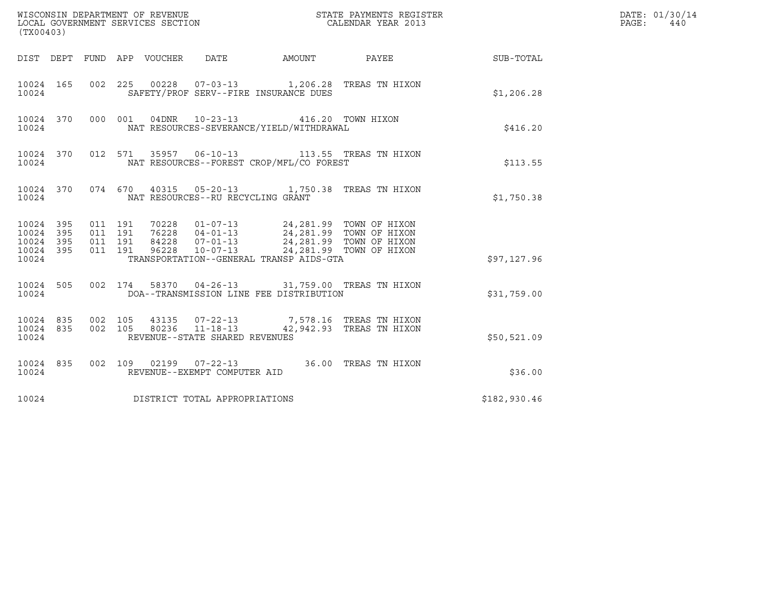WISCONSIN DEPARTMENT OF REVENUE
LOCAL GOVERNMENT SERVICES SECTION
(TX00403)

STATE PAYMENTS REGISTER
CALENDAR YEAR 2013

DATE: 01/30/14
PAGE: 440

| DIST | DEPT | FUND | APP | VOUCHER | DATE | AMOUNT | PAYEE | SUB-TOTAL |
|---|---|---|---|---|---|---|---|---|
| 10024 | 165 | 002 | 225 | 00228 | 07-03-13 | 1,206.28 | TREAS TN HIXON | |
| 10024 | | | | SAFETY/PROF SERV--FIRE INSURANCE DUES | | | | $1,206.28 |
| 10024 | 370 | 000 | 001 | 04DNR | 10-23-13 | 416.20 | TOWN HIXON | |
| 10024 | | | | NAT RESOURCES-SEVERANCE/YIELD/WITHDRAWAL | | | | $416.20 |
| 10024 | 370 | 012 | 571 | 35957 | 06-10-13 | 113.55 | TREAS TN HIXON | |
| 10024 | | | | NAT RESOURCES--FOREST CROP/MFL/CO FOREST | | | | $113.55 |
| 10024 | 370 | 074 | 670 | 40315 | 05-20-13 | 1,750.38 | TREAS TN HIXON | |
| 10024 | | | | NAT RESOURCES--RU RECYCLING GRANT | | | | $1,750.38 |
| 10024 | 395 | 011 | 191 | 70228 | 01-07-13 | 24,281.99 | TOWN OF HIXON | |
| 10024 | 395 | 011 | 191 | 76228 | 04-01-13 | 24,281.99 | TOWN OF HIXON | |
| 10024 | 395 | 011 | 191 | 84228 | 07-01-13 | 24,281.99 | TOWN OF HIXON | |
| 10024 | 395 | 011 | 191 | 96228 | 10-07-13 | 24,281.99 | TOWN OF HIXON | |
| 10024 | | | | TRANSPORTATION--GENERAL TRANSP AIDS-GTA | | | | $97,127.96 |
| 10024 | 505 | 002 | 174 | 58370 | 04-26-13 | 31,759.00 | TREAS TN HIXON | |
| 10024 | | | | DOA--TRANSMISSION LINE FEE DISTRIBUTION | | | | $31,759.00 |
| 10024 | 835 | 002 | 105 | 43135 | 07-22-13 | 7,578.16 | TREAS TN HIXON | |
| 10024 | 835 | 002 | 105 | 80236 | 11-18-13 | 42,942.93 | TREAS TN HIXON | |
| 10024 | | | | REVENUE--STATE SHARED REVENUES | | | | $50,521.09 |
| 10024 | 835 | 002 | 109 | 02199 | 07-22-13 | 36.00 | TREAS TN HIXON | |
| 10024 | | | | REVENUE--EXEMPT COMPUTER AID | | | | $36.00 |
| 10024 | | | | DISTRICT TOTAL APPROPRIATIONS | | | | $182,930.46 |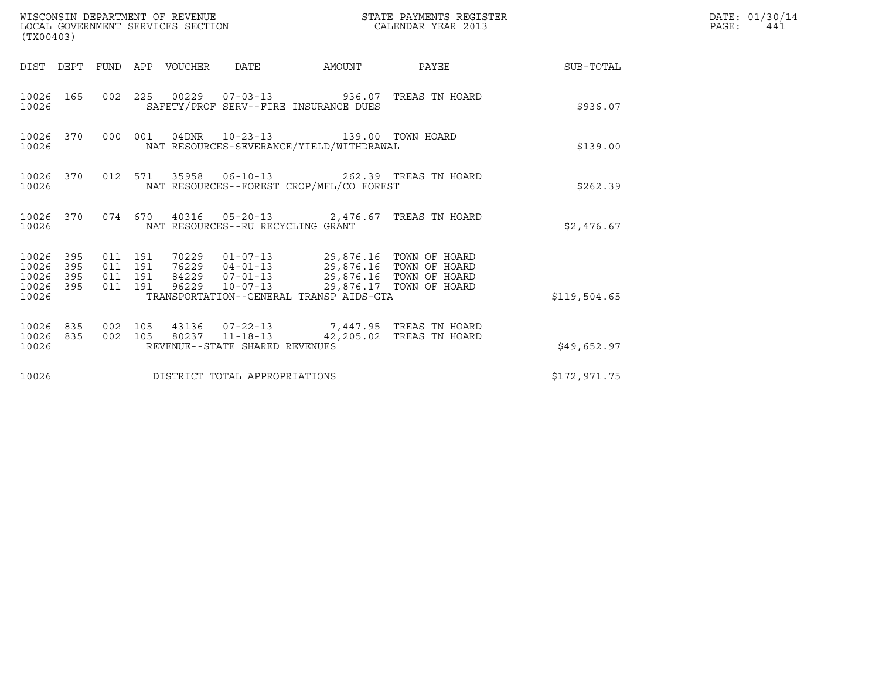WISCONSIN DEPARTMENT OF REVENUE
LOCAL GOVERNMENT SERVICES SECTION
(TX00403)

STATE PAYMENTS REGISTER
CALENDAR YEAR 2013

| DIST | DEPT | FUND | APP | VOUCHER | DATE | AMOUNT | PAYEE | SUB-TOTAL |
|---|---|---|---|---|---|---|---|---|
| 10026 | 165 | 002 | 225 | 00229 | 07-03-13 | 936.07 | TREAS TN HOARD | |
| 10026 | | | | SAFETY/PROF SERV--FIRE INSURANCE DUES | | | | $936.07 |
| 10026 | 370 | 000 | 001 | 04DNR | 10-23-13 | 139.00 | TOWN HOARD | |
| 10026 | | | | NAT RESOURCES-SEVERANCE/YIELD/WITHDRAWAL | | | | $139.00 |
| 10026 | 370 | 012 | 571 | 35958 | 06-10-13 | 262.39 | TREAS TN HOARD | |
| 10026 | | | | NAT RESOURCES--FOREST CROP/MFL/CO FOREST | | | | $262.39 |
| 10026 | 370 | 074 | 670 | 40316 | 05-20-13 | 2,476.67 | TREAS TN HOARD | |
| 10026 | | | | NAT RESOURCES--RU RECYCLING GRANT | | | | $2,476.67 |
| 10026 | 395 | 011 | 191 | 70229 | 01-07-13 | 29,876.16 | TOWN OF HOARD | |
| 10026 | 395 | 011 | 191 | 76229 | 04-01-13 | 29,876.16 | TOWN OF HOARD | |
| 10026 | 395 | 011 | 191 | 84229 | 07-01-13 | 29,876.16 | TOWN OF HOARD | |
| 10026 | 395 | 011 | 191 | 96229 | 10-07-13 | 29,876.17 | TOWN OF HOARD | |
| 10026 | | | | TRANSPORTATION--GENERAL TRANSP AIDS-GTA | | | | $119,504.65 |
| 10026 | 835 | 002 | 105 | 43136 | 07-22-13 | 7,447.95 | TREAS TN HOARD | |
| 10026 | 835 | 002 | 105 | 80237 | 11-18-13 | 42,205.02 | TREAS TN HOARD | |
| 10026 | | | | REVENUE--STATE SHARED REVENUES | | | | $49,652.97 |
| 10026 | | | | DISTRICT TOTAL APPROPRIATIONS | | | | $172,971.75 |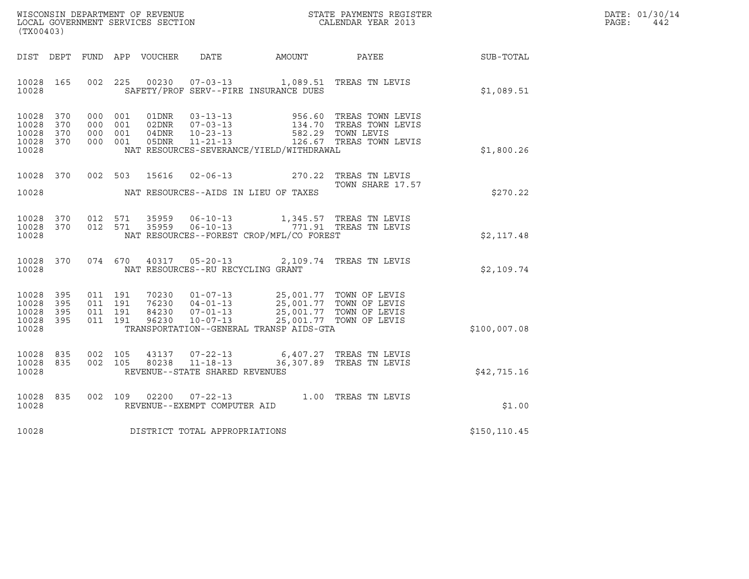WISCONSIN DEPARTMENT OF REVENUE
LOCAL GOVERNMENT SERVICES SECTION
(TX00403)

STATE PAYMENTS REGISTER
CALENDAR YEAR 2013

DATE: 01/30/14
PAGE: 442

| DIST | DEPT | FUND | APP | VOUCHER | DATE | AMOUNT | PAYEE | SUB-TOTAL |
|---|---|---|---|---|---|---|---|---|
| 10028 | 165 | 002 | 225 | 00230 | 07-03-13 | 1,089.51 | TREAS TN LEVIS | |
| 10028 | | | | SAFETY/PROF SERV--FIRE INSURANCE DUES | | | | $1,089.51 |
| 10028 | 370 | 000 | 001 | 01DNR | 03-13-13 | 956.60 | TREAS TOWN LEVIS | |
| 10028 | 370 | 000 | 001 | 02DNR | 07-03-13 | 134.70 | TREAS TOWN LEVIS | |
| 10028 | 370 | 000 | 001 | 04DNR | 10-23-13 | 582.29 | TOWN LEVIS | |
| 10028 | 370 | 000 | 001 | 05DNR | 11-21-13 | 126.67 | TREAS TOWN LEVIS | |
| 10028 | | | | NAT RESOURCES-SEVERANCE/YIELD/WITHDRAWAL | | | | $1,800.26 |
| 10028 | 370 | 002 | 503 | 15616 | 02-06-13 | 270.22 | TREAS TN LEVIS<br>TOWN SHARE 17.57 | |
| 10028 | | | | NAT RESOURCES--AIDS IN LIEU OF TAXES | | | | $270.22 |
| 10028 | 370 | 012 | 571 | 35959 | 06-10-13 | 1,345.57 | TREAS TN LEVIS | |
| 10028 | 370 | 012 | 571 | 35959 | 06-10-13 | 771.91 | TREAS TN LEVIS | |
| 10028 | | | | NAT RESOURCES--FOREST CROP/MFL/CO FOREST | | | | $2,117.48 |
| 10028 | 370 | 074 | 670 | 40317 | 05-20-13 | 2,109.74 | TREAS TN LEVIS | |
| 10028 | | | | NAT RESOURCES--RU RECYCLING GRANT | | | | $2,109.74 |
| 10028 | 395 | 011 | 191 | 70230 | 01-07-13 | 25,001.77 | TOWN OF LEVIS | |
| 10028 | 395 | 011 | 191 | 76230 | 04-01-13 | 25,001.77 | TOWN OF LEVIS | |
| 10028 | 395 | 011 | 191 | 84230 | 07-01-13 | 25,001.77 | TOWN OF LEVIS | |
| 10028 | 395 | 011 | 191 | 96230 | 10-07-13 | 25,001.77 | TOWN OF LEVIS | |
| 10028 | | | | TRANSPORTATION--GENERAL TRANSP AIDS-GTA | | | | $100,007.08 |
| 10028 | 835 | 002 | 105 | 43137 | 07-22-13 | 6,407.27 | TREAS TN LEVIS | |
| 10028 | 835 | 002 | 105 | 80238 | 11-18-13 | 36,307.89 | TREAS TN LEVIS | |
| 10028 | | | | REVENUE--STATE SHARED REVENUES | | | | $42,715.16 |
| 10028 | 835 | 002 | 109 | 02200 | 07-22-13 | 1.00 | TREAS TN LEVIS | |
| 10028 | | | | REVENUE--EXEMPT COMPUTER AID | | | | $1.00 |
| 10028 | | | | DISTRICT TOTAL APPROPRIATIONS | | | | $150,110.45 |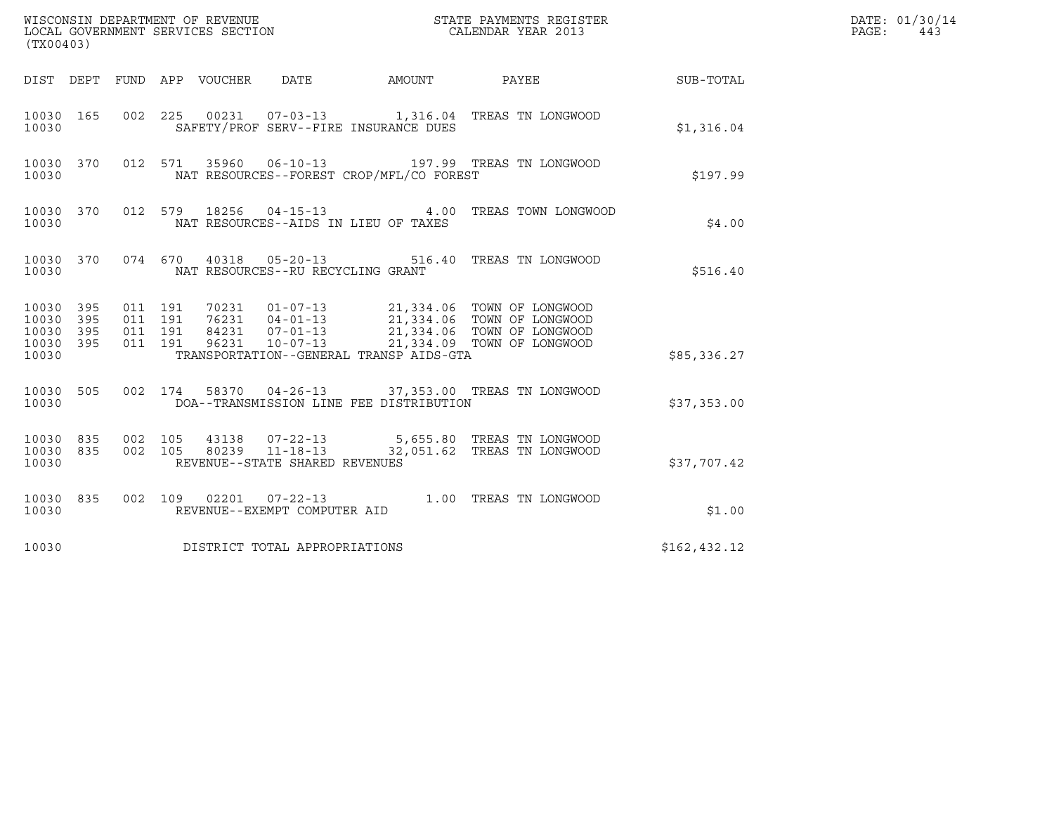WISCONSIN DEPARTMENT OF REVENUE
LOCAL GOVERNMENT SERVICES SECTION
(TX00403)

STATE PAYMENTS REGISTER
CALENDAR YEAR 2013

DATE: 01/30/14
PAGE: 443

| DIST | DEPT | FUND | APP | VOUCHER | DATE | AMOUNT | PAYEE | SUB-TOTAL |
|---|---|---|---|---|---|---|---|---|
| 10030 | 165 | 002 | 225 | 00231 | 07-03-13 | 1,316.04 | TREAS TN LONGWOOD | |
| 10030 | | | | SAFETY/PROF SERV--FIRE INSURANCE DUES | | | | $1,316.04 |
| 10030 | 370 | 012 | 571 | 35960 | 06-10-13 | 197.99 | TREAS TN LONGWOOD | |
| 10030 | | | | NAT RESOURCES--FOREST CROP/MFL/CO FOREST | | | | $197.99 |
| 10030 | 370 | 012 | 579 | 18256 | 04-15-13 | 4.00 | TREAS TOWN LONGWOOD | |
| 10030 | | | | NAT RESOURCES--AIDS IN LIEU OF TAXES | | | | $4.00 |
| 10030 | 370 | 074 | 670 | 40318 | 05-20-13 | 516.40 | TREAS TN LONGWOOD | |
| 10030 | | | | NAT RESOURCES--RU RECYCLING GRANT | | | | $516.40 |
| 10030 | 395 | 011 | 191 | 70231 | 01-07-13 | 21,334.06 | TOWN OF LONGWOOD | |
| 10030 | 395 | 011 | 191 | 76231 | 04-01-13 | 21,334.06 | TOWN OF LONGWOOD | |
| 10030 | 395 | 011 | 191 | 84231 | 07-01-13 | 21,334.06 | TOWN OF LONGWOOD | |
| 10030 | 395 | 011 | 191 | 96231 | 10-07-13 | 21,334.09 | TOWN OF LONGWOOD | |
| 10030 | | | | TRANSPORTATION--GENERAL TRANSP AIDS-GTA | | | | $85,336.27 |
| 10030 | 505 | 002 | 174 | 58370 | 04-26-13 | 37,353.00 | TREAS TN LONGWOOD | |
| 10030 | | | | DOA--TRANSMISSION LINE FEE DISTRIBUTION | | | | $37,353.00 |
| 10030 | 835 | 002 | 105 | 43138 | 07-22-13 | 5,655.80 | TREAS TN LONGWOOD | |
| 10030 | 835 | 002 | 105 | 80239 | 11-18-13 | 32,051.62 | TREAS TN LONGWOOD | |
| 10030 | | | | REVENUE--STATE SHARED REVENUES | | | | $37,707.42 |
| 10030 | 835 | 002 | 109 | 02201 | 07-22-13 | 1.00 | TREAS TN LONGWOOD | |
| 10030 | | | | REVENUE--EXEMPT COMPUTER AID | | | | $1.00 |
| 10030 | | | | DISTRICT TOTAL APPROPRIATIONS | | | | $162,432.12 |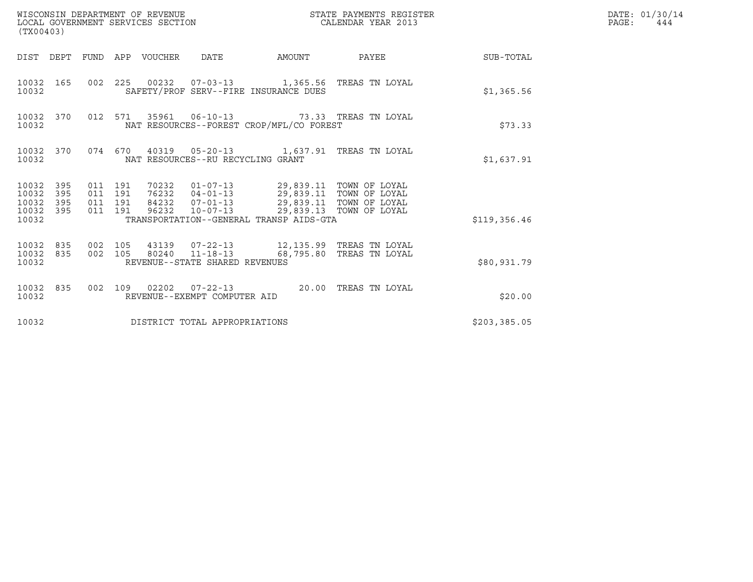WISCONSIN DEPARTMENT OF REVENUE
LOCAL GOVERNMENT SERVICES SECTION
(TX00403)

STATE PAYMENTS REGISTER
CALENDAR YEAR 2013

DATE: 01/30/14
PAGE: 444

| DIST | DEPT | FUND | APP | VOUCHER | DATE | AMOUNT | PAYEE | SUB-TOTAL |
|---|---|---|---|---|---|---|---|---|
| 10032 | 165 | 002 | 225 | 00232 | 07-03-13 | 1,365.56 | TREAS TN LOYAL | |
| 10032 | | | | SAFETY/PROF SERV--FIRE INSURANCE DUES | | | | $1,365.56 |
| 10032 | 370 | 012 | 571 | 35961 | 06-10-13 | 73.33 | TREAS TN LOYAL | |
| 10032 | | | | NAT RESOURCES--FOREST CROP/MFL/CO FOREST | | | | $73.33 |
| 10032 | 370 | 074 | 670 | 40319 | 05-20-13 | 1,637.91 | TREAS TN LOYAL | |
| 10032 | | | | NAT RESOURCES--RU RECYCLING GRANT | | | | $1,637.91 |
| 10032 | 395 | 011 | 191 | 70232 | 01-07-13 | 29,839.11 | TOWN OF LOYAL | |
| 10032 | 395 | 011 | 191 | 76232 | 04-01-13 | 29,839.11 | TOWN OF LOYAL | |
| 10032 | 395 | 011 | 191 | 84232 | 07-01-13 | 29,839.11 | TOWN OF LOYAL | |
| 10032 | 395 | 011 | 191 | 96232 | 10-07-13 | 29,839.13 | TOWN OF LOYAL | |
| 10032 | | | | TRANSPORTATION--GENERAL TRANSP AIDS-GTA | | | | $119,356.46 |
| 10032 | 835 | 002 | 105 | 43139 | 07-22-13 | 12,135.99 | TREAS TN LOYAL | |
| 10032 | 835 | 002 | 105 | 80240 | 11-18-13 | 68,795.80 | TREAS TN LOYAL | |
| 10032 | | | | REVENUE--STATE SHARED REVENUES | | | | $80,931.79 |
| 10032 | 835 | 002 | 109 | 02202 | 07-22-13 | 20.00 | TREAS TN LOYAL | |
| 10032 | | | | REVENUE--EXEMPT COMPUTER AID | | | | $20.00 |
| 10032 | | | | DISTRICT TOTAL APPROPRIATIONS | | | | $203,385.05 |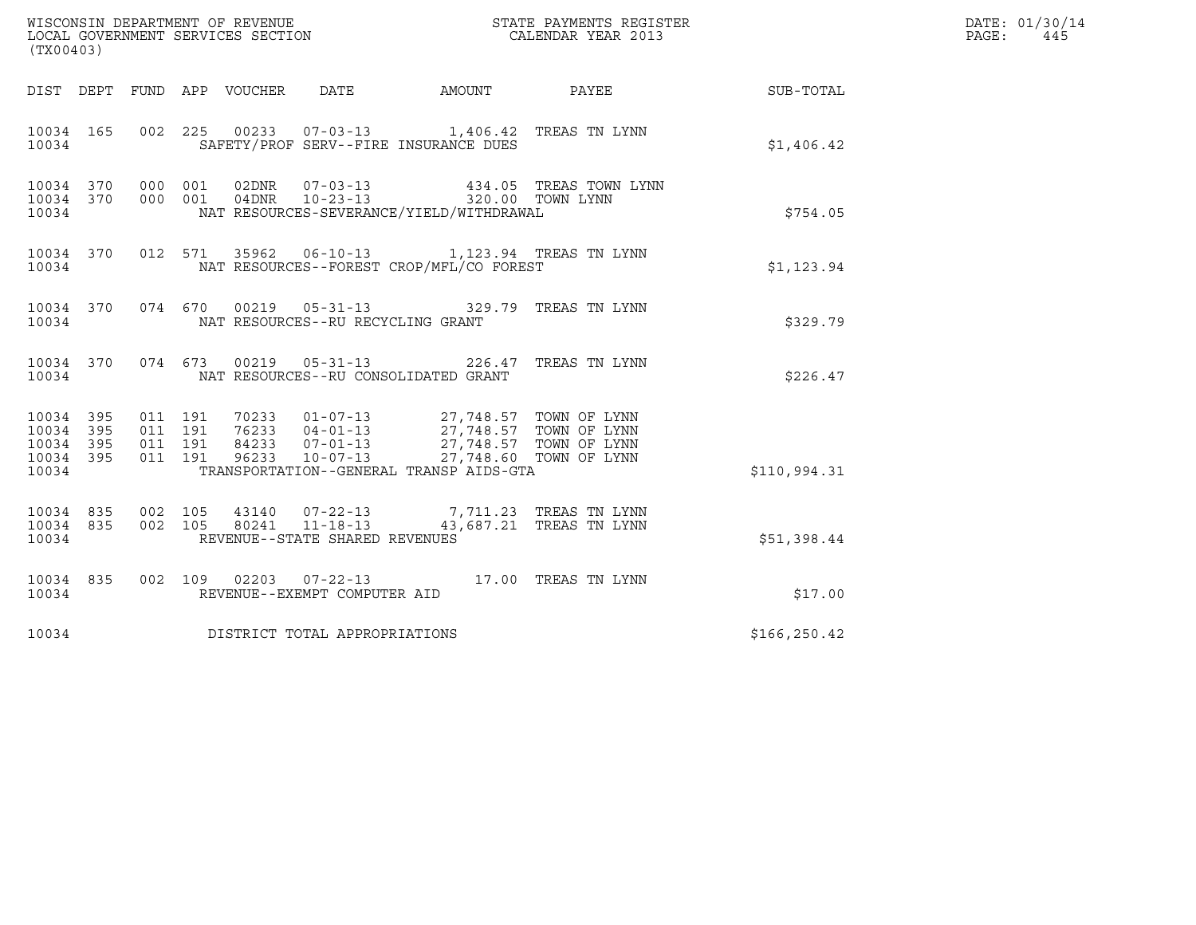WISCONSIN DEPARTMENT OF REVENUE
LOCAL GOVERNMENT SERVICES SECTION
(TX00403)

STATE PAYMENTS REGISTER
CALENDAR YEAR 2013

DATE: 01/30/14
PAGE: 445

| DIST | DEPT | FUND | APP | VOUCHER | DATE | AMOUNT | PAYEE | SUB-TOTAL |
|---|---|---|---|---|---|---|---|---|
| 10034 | 165 | 002 | 225 | 00233 | 07-03-13 | 1,406.42 | TREAS TN LYNN | |
| 10034 | | | | SAFETY/PROF SERV--FIRE INSURANCE DUES | | | | $1,406.42 |
| 10034 | 370 | 000 | 001 | 02DNR | 07-03-13 | 434.05 | TREAS TOWN LYNN | |
| 10034 | 370 | 000 | 001 | 04DNR | 10-23-13 | 320.00 | TOWN LYNN | |
| 10034 | | | | NAT RESOURCES-SEVERANCE/YIELD/WITHDRAWAL | | | | $754.05 |
| 10034 | 370 | 012 | 571 | 35962 | 06-10-13 | 1,123.94 | TREAS TN LYNN | |
| 10034 | | | | NAT RESOURCES--FOREST CROP/MFL/CO FOREST | | | | $1,123.94 |
| 10034 | 370 | 074 | 670 | 00219 | 05-31-13 | 329.79 | TREAS TN LYNN | |
| 10034 | | | | NAT RESOURCES--RU RECYCLING GRANT | | | | $329.79 |
| 10034 | 370 | 074 | 673 | 00219 | 05-31-13 | 226.47 | TREAS TN LYNN | |
| 10034 | | | | NAT RESOURCES--RU CONSOLIDATED GRANT | | | | $226.47 |
| 10034 | 395 | 011 | 191 | 70233 | 01-07-13 | 27,748.57 | TOWN OF LYNN | |
| 10034 | 395 | 011 | 191 | 76233 | 04-01-13 | 27,748.57 | TOWN OF LYNN | |
| 10034 | 395 | 011 | 191 | 84233 | 07-01-13 | 27,748.57 | TOWN OF LYNN | |
| 10034 | 395 | 011 | 191 | 96233 | 10-07-13 | 27,748.60 | TOWN OF LYNN | |
| 10034 | | | | TRANSPORTATION--GENERAL TRANSP AIDS-GTA | | | | $110,994.31 |
| 10034 | 835 | 002 | 105 | 43140 | 07-22-13 | 7,711.23 | TREAS TN LYNN | |
| 10034 | 835 | 002 | 105 | 80241 | 11-18-13 | 43,687.21 | TREAS TN LYNN | |
| 10034 | | | | REVENUE--STATE SHARED REVENUES | | | | $51,398.44 |
| 10034 | 835 | 002 | 109 | 02203 | 07-22-13 | 17.00 | TREAS TN LYNN | |
| 10034 | | | | REVENUE--EXEMPT COMPUTER AID | | | | $17.00 |
| 10034 | | | | DISTRICT TOTAL APPROPRIATIONS | | | | $166,250.42 |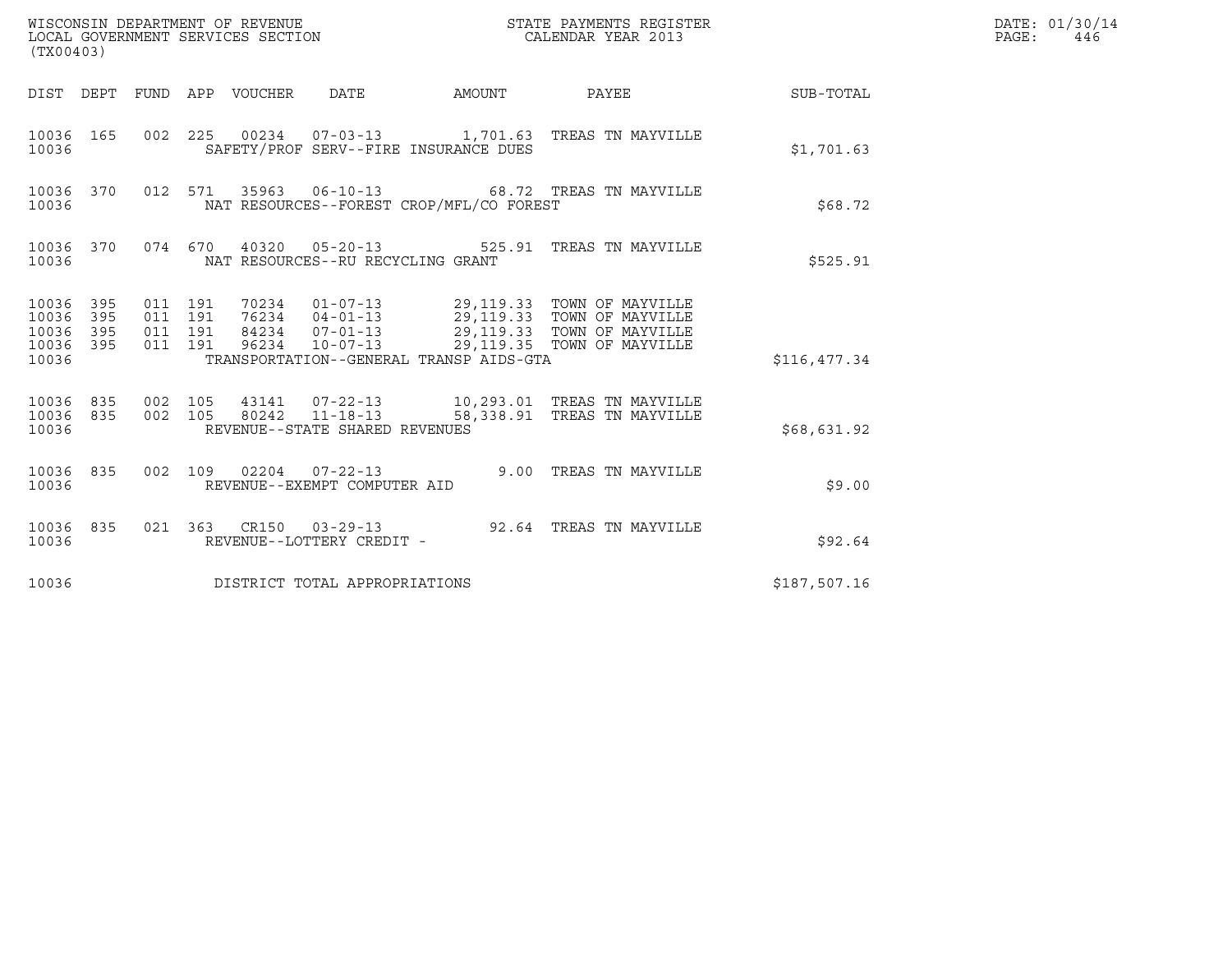WISCONSIN DEPARTMENT OF REVENUE
LOCAL GOVERNMENT SERVICES SECTION
(TX00403)

STATE PAYMENTS REGISTER
CALENDAR YEAR 2013

DATE: 01/30/14
PAGE: 446

| DIST | DEPT | FUND | APP | VOUCHER | DATE | AMOUNT | PAYEE | SUB-TOTAL |
|---|---|---|---|---|---|---|---|---|
| 10036 | 165 | 002 | 225 | 00234 | 07-03-13 | 1,701.63 | TREAS TN MAYVILLE | |
| 10036 | | | | SAFETY/PROF SERV--FIRE INSURANCE DUES | | | | $1,701.63 |
| 10036 | 370 | 012 | 571 | 35963 | 06-10-13 | 68.72 | TREAS TN MAYVILLE | |
| 10036 | | | | NAT RESOURCES--FOREST CROP/MFL/CO FOREST | | | | $68.72 |
| 10036 | 370 | 074 | 670 | 40320 | 05-20-13 | 525.91 | TREAS TN MAYVILLE | |
| 10036 | | | | NAT RESOURCES--RU RECYCLING GRANT | | | | $525.91 |
| 10036 | 395 | 011 | 191 | 70234 | 01-07-13 | 29,119.33 | TOWN OF MAYVILLE | |
| 10036 | 395 | 011 | 191 | 76234 | 04-01-13 | 29,119.33 | TOWN OF MAYVILLE | |
| 10036 | 395 | 011 | 191 | 84234 | 07-01-13 | 29,119.33 | TOWN OF MAYVILLE | |
| 10036 | 395 | 011 | 191 | 96234 | 10-07-13 | 29,119.35 | TOWN OF MAYVILLE | |
| 10036 | | | | TRANSPORTATION--GENERAL TRANSP AIDS-GTA | | | | $116,477.34 |
| 10036 | 835 | 002 | 105 | 43141 | 07-22-13 | 10,293.01 | TREAS TN MAYVILLE | |
| 10036 | 835 | 002 | 105 | 80242 | 11-18-13 | 58,338.91 | TREAS TN MAYVILLE | |
| 10036 | | | | REVENUE--STATE SHARED REVENUES | | | | $68,631.92 |
| 10036 | 835 | 002 | 109 | 02204 | 07-22-13 | 9.00 | TREAS TN MAYVILLE | |
| 10036 | | | | REVENUE--EXEMPT COMPUTER AID | | | | $9.00 |
| 10036 | 835 | 021 | 363 | CR150 | 03-29-13 | 92.64 | TREAS TN MAYVILLE | |
| 10036 | | | | REVENUE--LOTTERY CREDIT - | | | | $92.64 |
| 10036 | | | | DISTRICT TOTAL APPROPRIATIONS | | | | $187,507.16 |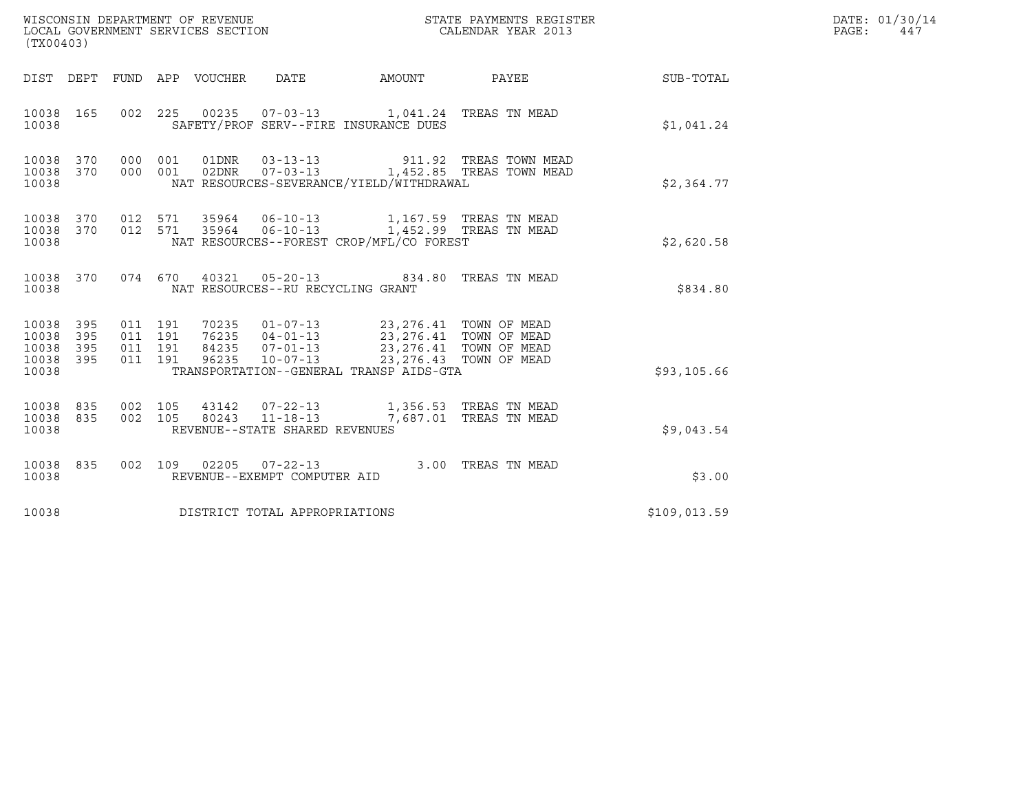WISCONSIN DEPARTMENT OF REVENUE
LOCAL GOVERNMENT SERVICES SECTION
(TX00403)

STATE PAYMENTS REGISTER
CALENDAR YEAR 2013

DATE: 01/30/14
PAGE: 447

| DIST | DEPT | FUND | APP | VOUCHER | DATE | AMOUNT | PAYEE | SUB-TOTAL |
|---|---|---|---|---|---|---|---|---|
| 10038 | 165 | 002 | 225 | 00235 | 07-03-13 | 1,041.24 | TREAS TN MEAD | |
| 10038 | | | | SAFETY/PROF SERV--FIRE INSURANCE DUES | | | | $1,041.24 |
| 10038 | 370 | 000 | 001 | 01DNR | 03-13-13 | 911.92 | TREAS TOWN MEAD | |
| 10038 | 370 | 000 | 001 | 02DNR | 07-03-13 | 1,452.85 | TREAS TOWN MEAD | |
| 10038 | | | | NAT RESOURCES-SEVERANCE/YIELD/WITHDRAWAL | | | | $2,364.77 |
| 10038 | 370 | 012 | 571 | 35964 | 06-10-13 | 1,167.59 | TREAS TN MEAD | |
| 10038 | 370 | 012 | 571 | 35964 | 06-10-13 | 1,452.99 | TREAS TN MEAD | |
| 10038 | | | | NAT RESOURCES--FOREST CROP/MFL/CO FOREST | | | | $2,620.58 |
| 10038 | 370 | 074 | 670 | 40321 | 05-20-13 | 834.80 | TREAS TN MEAD | |
| 10038 | | | | NAT RESOURCES--RU RECYCLING GRANT | | | | $834.80 |
| 10038 | 395 | 011 | 191 | 70235 | 01-07-13 | 23,276.41 | TOWN OF MEAD | |
| 10038 | 395 | 011 | 191 | 76235 | 04-01-13 | 23,276.41 | TOWN OF MEAD | |
| 10038 | 395 | 011 | 191 | 84235 | 07-01-13 | 23,276.41 | TOWN OF MEAD | |
| 10038 | 395 | 011 | 191 | 96235 | 10-07-13 | 23,276.43 | TOWN OF MEAD | |
| 10038 | | | | TRANSPORTATION--GENERAL TRANSP AIDS-GTA | | | | $93,105.66 |
| 10038 | 835 | 002 | 105 | 43142 | 07-22-13 | 1,356.53 | TREAS TN MEAD | |
| 10038 | 835 | 002 | 105 | 80243 | 11-18-13 | 7,687.01 | TREAS TN MEAD | |
| 10038 | | | | REVENUE--STATE SHARED REVENUES | | | | $9,043.54 |
| 10038 | 835 | 002 | 109 | 02205 | 07-22-13 | 3.00 | TREAS TN MEAD | |
| 10038 | | | | REVENUE--EXEMPT COMPUTER AID | | | | $3.00 |
| 10038 | | | | DISTRICT TOTAL APPROPRIATIONS | | | | $109,013.59 |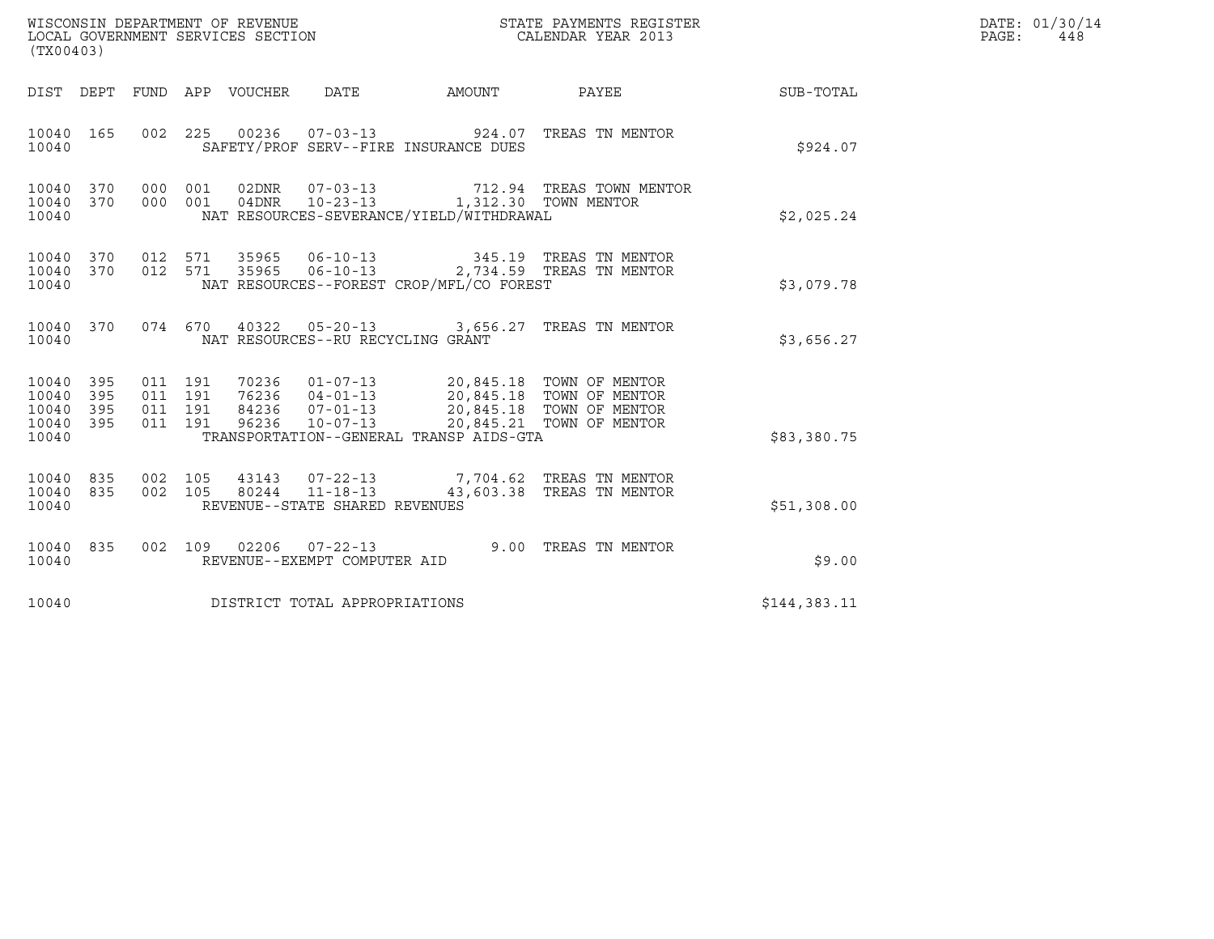WISCONSIN DEPARTMENT OF REVENUE
LOCAL GOVERNMENT SERVICES SECTION
(TX00403)

STATE PAYMENTS REGISTER
CALENDAR YEAR 2013

DATE: 01/30/14
PAGE: 448

| DIST | DEPT | FUND | APP | VOUCHER | DATE | AMOUNT | PAYEE | SUB-TOTAL |
|---|---|---|---|---|---|---|---|---|
| 10040 | 165 | 002 | 225 | 00236 | 07-03-13 | 924.07 | TREAS TN MENTOR | |
| 10040 | | | | | SAFETY/PROF SERV--FIRE INSURANCE DUES | | | $924.07 |
| 10040 | 370 | 000 | 001 | 02DNR | 07-03-13 | 712.94 | TREAS TOWN MENTOR | |
| 10040 | 370 | 000 | 001 | 04DNR | 10-23-13 | 1,312.30 | TOWN MENTOR | |
| 10040 | | | | | NAT RESOURCES-SEVERANCE/YIELD/WITHDRAWAL | | | $2,025.24 |
| 10040 | 370 | 012 | 571 | 35965 | 06-10-13 | 345.19 | TREAS TN MENTOR | |
| 10040 | 370 | 012 | 571 | 35965 | 06-10-13 | 2,734.59 | TREAS TN MENTOR | |
| 10040 | | | | | NAT RESOURCES--FOREST CROP/MFL/CO FOREST | | | $3,079.78 |
| 10040 | 370 | 074 | 670 | 40322 | 05-20-13 | 3,656.27 | TREAS TN MENTOR | |
| 10040 | | | | | NAT RESOURCES--RU RECYCLING GRANT | | | $3,656.27 |
| 10040 | 395 | 011 | 191 | 70236 | 01-07-13 | 20,845.18 | TOWN OF MENTOR | |
| 10040 | 395 | 011 | 191 | 76236 | 04-01-13 | 20,845.18 | TOWN OF MENTOR | |
| 10040 | 395 | 011 | 191 | 84236 | 07-01-13 | 20,845.18 | TOWN OF MENTOR | |
| 10040 | 395 | 011 | 191 | 96236 | 10-07-13 | 20,845.21 | TOWN OF MENTOR | |
| 10040 | | | | | TRANSPORTATION--GENERAL TRANSP AIDS-GTA | | | $83,380.75 |
| 10040 | 835 | 002 | 105 | 43143 | 07-22-13 | 7,704.62 | TREAS TN MENTOR | |
| 10040 | 835 | 002 | 105 | 80244 | 11-18-13 | 43,603.38 | TREAS TN MENTOR | |
| 10040 | | | | | REVENUE--STATE SHARED REVENUES | | | $51,308.00 |
| 10040 | 835 | 002 | 109 | 02206 | 07-22-13 | 9.00 | TREAS TN MENTOR | |
| 10040 | | | | | REVENUE--EXEMPT COMPUTER AID | | | $9.00 |
| 10040 | | | | | DISTRICT TOTAL APPROPRIATIONS | | | $144,383.11 |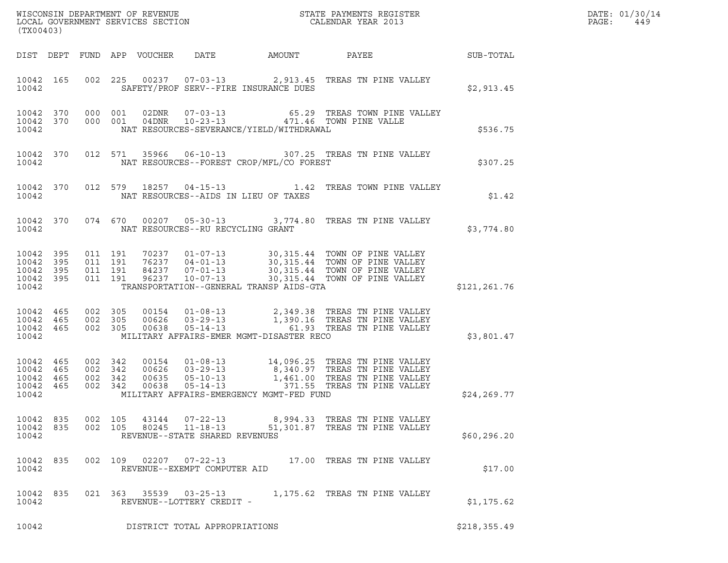WISCONSIN DEPARTMENT OF REVENUE
LOCAL GOVERNMENT SERVICES SECTION
(TX00403)

STATE PAYMENTS REGISTER
CALENDAR YEAR 2013

DATE: 01/30/14

| DIST | DEPT | FUND | APP | VOUCHER | DATE | AMOUNT | PAYEE | SUB-TOTAL |
|---|---|---|---|---|---|---|---|---|
| 10042 | 165 | 002 | 225 | 00237 | 07-03-13 | 2,913.45 | TREAS TN PINE VALLEY | |
| 10042 | | | | | SAFETY/PROF SERV--FIRE INSURANCE DUES | | | $2,913.45 |
| 10042 | 370 | 000 | 001 | 02DNR | 07-03-13 | 65.29 | TREAS TOWN PINE VALLEY | |
| 10042 | 370 | 000 | 001 | 04DNR | 10-23-13 | 471.46 | TOWN PINE VALLE | |
| 10042 | | | | | NAT RESOURCES-SEVERANCE/YIELD/WITHDRAWAL | | | $536.75 |
| 10042 | 370 | 012 | 571 | 35966 | 06-10-13 | 307.25 | TREAS TN PINE VALLEY | |
| 10042 | | | | | NAT RESOURCES--FOREST CROP/MFL/CO FOREST | | | $307.25 |
| 10042 | 370 | 012 | 579 | 18257 | 04-15-13 | 1.42 | TREAS TOWN PINE VALLEY | |
| 10042 | | | | | NAT RESOURCES--AIDS IN LIEU OF TAXES | | | $1.42 |
| 10042 | 370 | 074 | 670 | 00207 | 05-30-13 | 3,774.80 | TREAS TN PINE VALLEY | |
| 10042 | | | | | NAT RESOURCES--RU RECYCLING GRANT | | | $3,774.80 |
| 10042 | 395 | 011 | 191 | 70237 | 01-07-13 | 30,315.44 | TOWN OF PINE VALLEY | |
| 10042 | 395 | 011 | 191 | 76237 | 04-01-13 | 30,315.44 | TOWN OF PINE VALLEY | |
| 10042 | 395 | 011 | 191 | 84237 | 07-01-13 | 30,315.44 | TOWN OF PINE VALLEY | |
| 10042 | 395 | 011 | 191 | 96237 | 10-07-13 | 30,315.44 | TOWN OF PINE VALLEY | |
| 10042 | | | | | TRANSPORTATION--GENERAL TRANSP AIDS-GTA | | | $121,261.76 |
| 10042 | 465 | 002 | 305 | 00154 | 01-08-13 | 2,349.38 | TREAS TN PINE VALLEY | |
| 10042 | 465 | 002 | 305 | 00626 | 03-29-13 | 1,390.16 | TREAS TN PINE VALLEY | |
| 10042 | 465 | 002 | 305 | 00638 | 05-14-13 | 61.93 | TREAS TN PINE VALLEY | |
| 10042 | | | | | MILITARY AFFAIRS-EMER MGMT-DISASTER RECO | | | $3,801.47 |
| 10042 | 465 | 002 | 342 | 00154 | 01-08-13 | 14,096.25 | TREAS TN PINE VALLEY | |
| 10042 | 465 | 002 | 342 | 00626 | 03-29-13 | 8,340.97 | TREAS TN PINE VALLEY | |
| 10042 | 465 | 002 | 342 | 00635 | 05-10-13 | 1,461.00 | TREAS TN PINE VALLEY | |
| 10042 | 465 | 002 | 342 | 00638 | 05-14-13 | 371.55 | TREAS TN PINE VALLEY | |
| 10042 | | | | | MILITARY AFFAIRS-EMERGENCY MGMT-FED FUND | | | $24,269.77 |
| 10042 | 835 | 002 | 105 | 43144 | 07-22-13 | 8,994.33 | TREAS TN PINE VALLEY | |
| 10042 | 835 | 002 | 105 | 80245 | 11-18-13 | 51,301.87 | TREAS TN PINE VALLEY | |
| 10042 | | | | | REVENUE--STATE SHARED REVENUES | | | $60,296.20 |
| 10042 | 835 | 002 | 109 | 02207 | 07-22-13 | 17.00 | TREAS TN PINE VALLEY | |
| 10042 | | | | | REVENUE--EXEMPT COMPUTER AID | | | $17.00 |
| 10042 | 835 | 021 | 363 | 35539 | 03-25-13 | 1,175.62 | TREAS TN PINE VALLEY | |
| 10042 | | | | | REVENUE--LOTTERY CREDIT - | | | $1,175.62 |
| 10042 | | | | | DISTRICT TOTAL APPROPRIATIONS | | | $218,355.49 |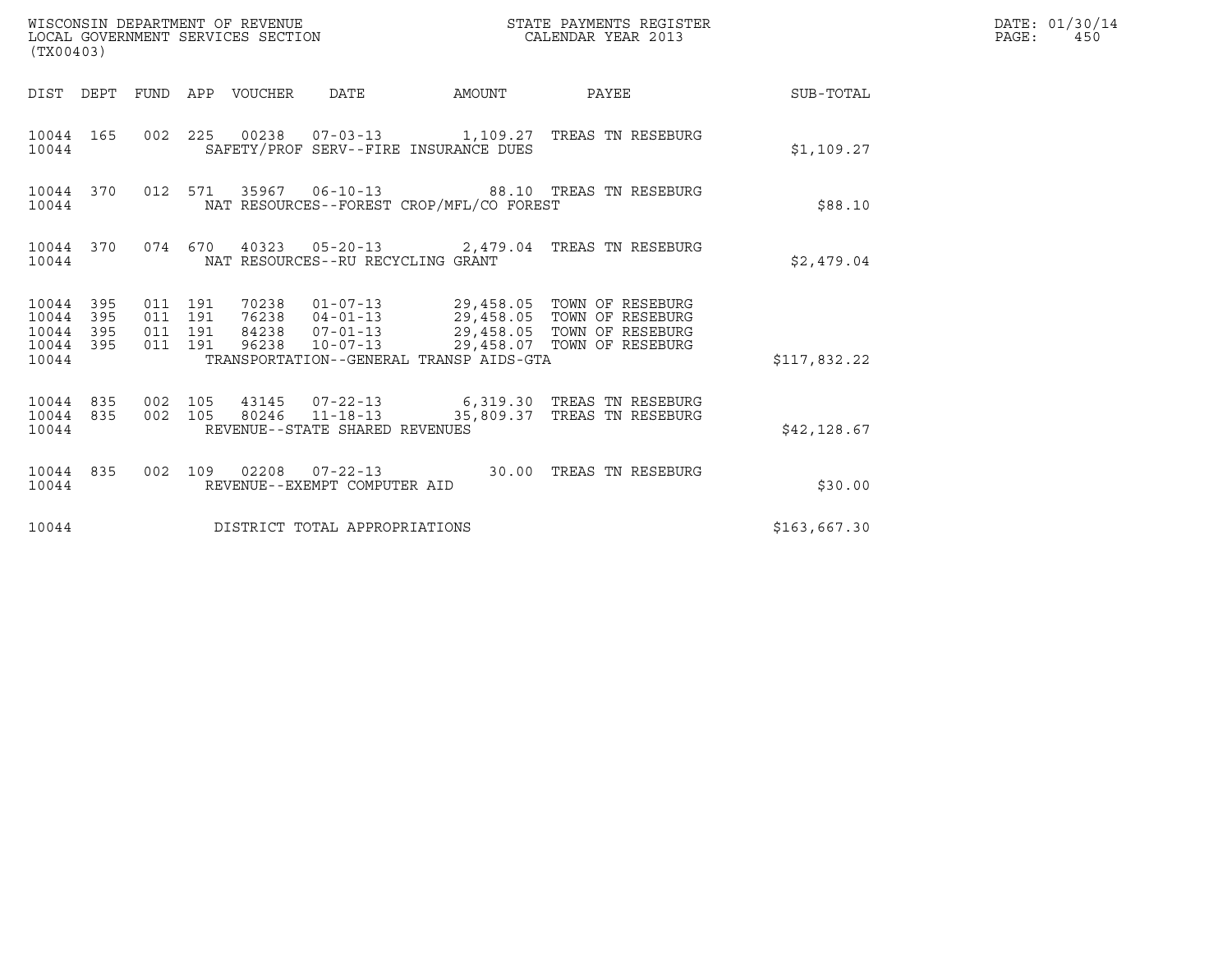WISCONSIN DEPARTMENT OF REVENUE
LOCAL GOVERNMENT SERVICES SECTION
(TX00403)

STATE PAYMENTS REGISTER
CALENDAR YEAR 2013

DATE: 01/30/14
PAGE: 450

| DIST | DEPT | FUND | APP | VOUCHER | DATE | AMOUNT | PAYEE | SUB-TOTAL |
|---|---|---|---|---|---|---|---|---|
| 10044 | 165 | 002 | 225 | 00238 | 07-03-13 | 1,109.27 | TREAS TN RESEBURG | |
| 10044 | | | | SAFETY/PROF SERV--FIRE INSURANCE DUES | | | | $1,109.27 |
| 10044 | 370 | 012 | 571 | 35967 | 06-10-13 | 88.10 | TREAS TN RESEBURG | |
| 10044 | | | | NAT RESOURCES--FOREST CROP/MFL/CO FOREST | | | | $88.10 |
| 10044 | 370 | 074 | 670 | 40323 | 05-20-13 | 2,479.04 | TREAS TN RESEBURG | |
| 10044 | | | | NAT RESOURCES--RU RECYCLING GRANT | | | | $2,479.04 |
| 10044 | 395 | 011 | 191 | 70238 | 01-07-13 | 29,458.05 | TOWN OF RESEBURG | |
| 10044 | 395 | 011 | 191 | 76238 | 04-01-13 | 29,458.05 | TOWN OF RESEBURG | |
| 10044 | 395 | 011 | 191 | 84238 | 07-01-13 | 29,458.05 | TOWN OF RESEBURG | |
| 10044 | 395 | 011 | 191 | 96238 | 10-07-13 | 29,458.07 | TOWN OF RESEBURG | |
| 10044 | | | | TRANSPORTATION--GENERAL TRANSP AIDS-GTA | | | | $117,832.22 |
| 10044 | 835 | 002 | 105 | 43145 | 07-22-13 | 6,319.30 | TREAS TN RESEBURG | |
| 10044 | 835 | 002 | 105 | 80246 | 11-18-13 | 35,809.37 | TREAS TN RESEBURG | |
| 10044 | | | | REVENUE--STATE SHARED REVENUES | | | | $42,128.67 |
| 10044 | 835 | 002 | 109 | 02208 | 07-22-13 | 30.00 | TREAS TN RESEBURG | |
| 10044 | | | | REVENUE--EXEMPT COMPUTER AID | | | | $30.00 |
| 10044 | | | | DISTRICT TOTAL APPROPRIATIONS | | | | $163,667.30 |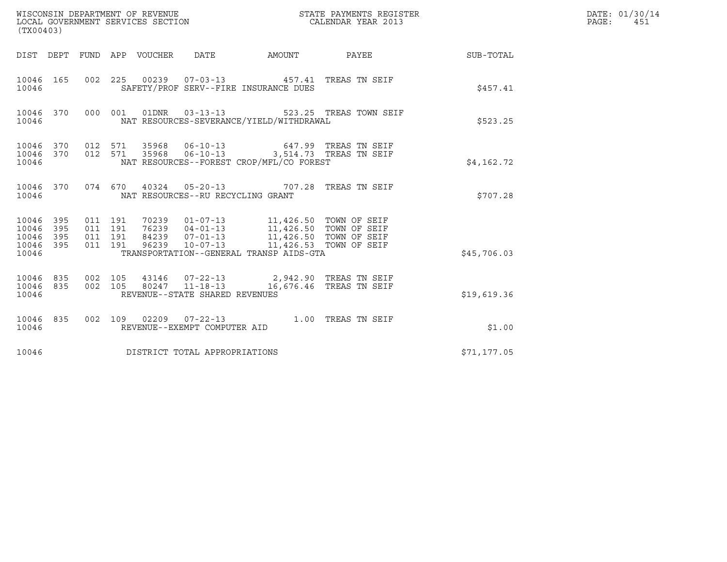WISCONSIN DEPARTMENT OF REVENUE
LOCAL GOVERNMENT SERVICES SECTION
(TX00403)

STATE PAYMENTS REGISTER
CALENDAR YEAR 2013

DATE: 01/30/14
PAGE: 451

| DIST | DEPT | FUND | APP | VOUCHER | DATE | AMOUNT | PAYEE | SUB-TOTAL |
|---|---|---|---|---|---|---|---|---|
| 10046 | 165 | 002 | 225 | 00239 | 07-03-13 | 457.41 | TREAS TN SEIF | |
| 10046 | | | | SAFETY/PROF SERV--FIRE INSURANCE DUES | | | | $457.41 |
| 10046 | 370 | 000 | 001 | 01DNR | 03-13-13 | 523.25 | TREAS TOWN SEIF | |
| 10046 | | | | NAT RESOURCES-SEVERANCE/YIELD/WITHDRAWAL | | | | $523.25 |
| 10046 | 370 | 012 | 571 | 35968 | 06-10-13 | 647.99 | TREAS TN SEIF | |
| 10046 | 370 | 012 | 571 | 35968 | 06-10-13 | 3,514.73 | TREAS TN SEIF | |
| 10046 | | | | NAT RESOURCES--FOREST CROP/MFL/CO FOREST | | | | $4,162.72 |
| 10046 | 370 | 074 | 670 | 40324 | 05-20-13 | 707.28 | TREAS TN SEIF | |
| 10046 | | | | NAT RESOURCES--RU RECYCLING GRANT | | | | $707.28 |
| 10046 | 395 | 011 | 191 | 70239 | 01-07-13 | 11,426.50 | TOWN OF SEIF | |
| 10046 | 395 | 011 | 191 | 76239 | 04-01-13 | 11,426.50 | TOWN OF SEIF | |
| 10046 | 395 | 011 | 191 | 84239 | 07-01-13 | 11,426.50 | TOWN OF SEIF | |
| 10046 | 395 | 011 | 191 | 96239 | 10-07-13 | 11,426.53 | TOWN OF SEIF | |
| 10046 | | | | TRANSPORTATION--GENERAL TRANSP AIDS-GTA | | | | $45,706.03 |
| 10046 | 835 | 002 | 105 | 43146 | 07-22-13 | 2,942.90 | TREAS TN SEIF | |
| 10046 | 835 | 002 | 105 | 80247 | 11-18-13 | 16,676.46 | TREAS TN SEIF | |
| 10046 | | | | REVENUE--STATE SHARED REVENUES | | | | $19,619.36 |
| 10046 | 835 | 002 | 109 | 02209 | 07-22-13 | 1.00 | TREAS TN SEIF | |
| 10046 | | | | REVENUE--EXEMPT COMPUTER AID | | | | $1.00 |
| 10046 | | | | DISTRICT TOTAL APPROPRIATIONS | | | | $71,177.05 |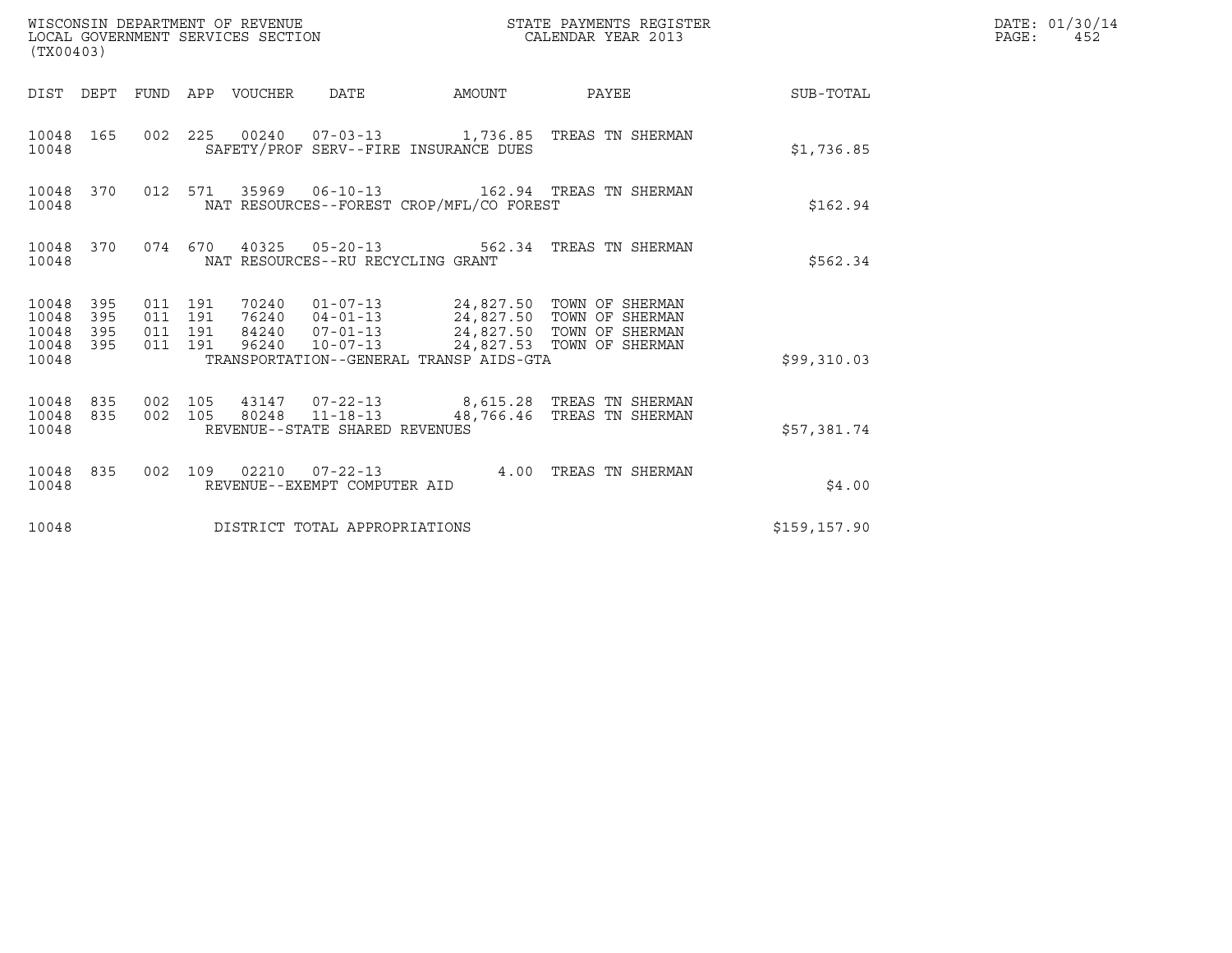WISCONSIN DEPARTMENT OF REVENUE
LOCAL GOVERNMENT SERVICES SECTION
(TX00403)

STATE PAYMENTS REGISTER
CALENDAR YEAR 2013

DATE: 01/30/14
PAGE: 452

| DIST | DEPT | FUND | APP | VOUCHER | DATE | AMOUNT | PAYEE | SUB-TOTAL |
|---|---|---|---|---|---|---|---|---|
| 10048 | 165 | 002 | 225 | 00240 | 07-03-13 | 1,736.85 | TREAS TN SHERMAN | |
| 10048 | | | | SAFETY/PROF SERV--FIRE INSURANCE DUES | | | | $1,736.85 |
| 10048 | 370 | 012 | 571 | 35969 | 06-10-13 | 162.94 | TREAS TN SHERMAN | |
| 10048 | | | | NAT RESOURCES--FOREST CROP/MFL/CO FOREST | | | | $162.94 |
| 10048 | 370 | 074 | 670 | 40325 | 05-20-13 | 562.34 | TREAS TN SHERMAN | |
| 10048 | | | | NAT RESOURCES--RU RECYCLING GRANT | | | | $562.34 |
| 10048 | 395 | 011 | 191 | 70240 | 01-07-13 | 24,827.50 | TOWN OF SHERMAN | |
| 10048 | 395 | 011 | 191 | 76240 | 04-01-13 | 24,827.50 | TOWN OF SHERMAN | |
| 10048 | 395 | 011 | 191 | 84240 | 07-01-13 | 24,827.50 | TOWN OF SHERMAN | |
| 10048 | 395 | 011 | 191 | 96240 | 10-07-13 | 24,827.53 | TOWN OF SHERMAN | |
| 10048 | | | | TRANSPORTATION--GENERAL TRANSP AIDS-GTA | | | | $99,310.03 |
| 10048 | 835 | 002 | 105 | 43147 | 07-22-13 | 8,615.28 | TREAS TN SHERMAN | |
| 10048 | 835 | 002 | 105 | 80248 | 11-18-13 | 48,766.46 | TREAS TN SHERMAN | |
| 10048 | | | | REVENUE--STATE SHARED REVENUES | | | | $57,381.74 |
| 10048 | 835 | 002 | 109 | 02210 | 07-22-13 | 4.00 | TREAS TN SHERMAN | |
| 10048 | | | | REVENUE--EXEMPT COMPUTER AID | | | | $4.00 |
| 10048 | | | | DISTRICT TOTAL APPROPRIATIONS | | | | $159,157.90 |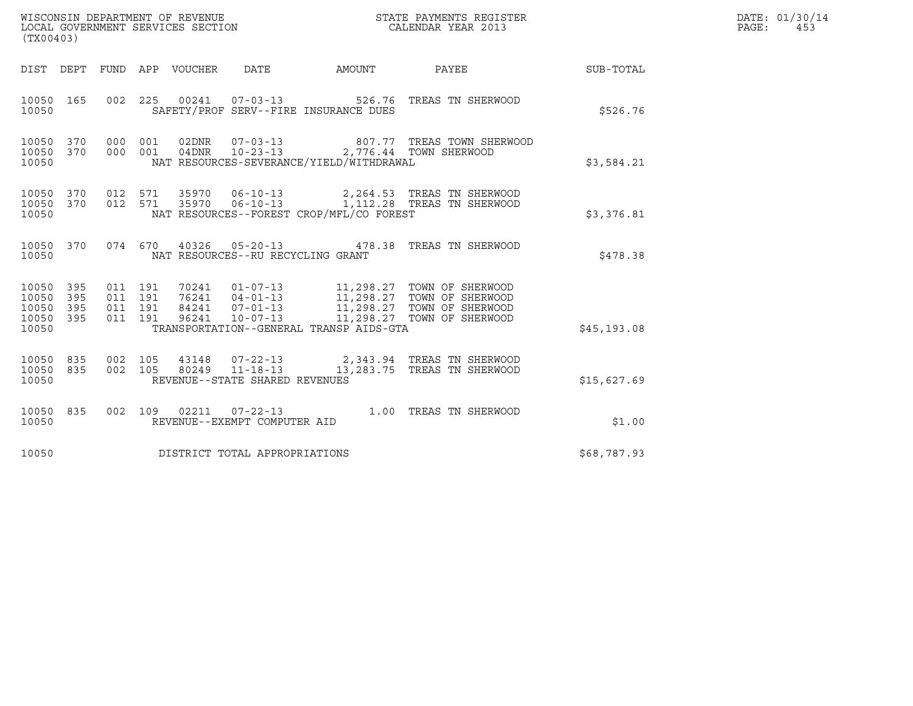WISCONSIN DEPARTMENT OF REVENUE
LOCAL GOVERNMENT SERVICES SECTION
(TX00403)

STATE PAYMENTS REGISTER
CALENDAR YEAR 2013

DATE: 01/30/14
PAGE: 453

| DIST | DEPT | FUND | APP | VOUCHER | DATE | AMOUNT | PAYEE | SUB-TOTAL |
|---|---|---|---|---|---|---|---|---|
| 10050 | 165 | 002 | 225 | 00241 | 07-03-13 | 526.76 | TREAS TN SHERWOOD | |
| 10050 | | | | SAFETY/PROF SERV--FIRE INSURANCE DUES | | | | $526.76 |
| 10050 | 370 | 000 | 001 | 02DNR | 07-03-13 | 807.77 | TREAS TOWN SHERWOOD | |
| 10050 | 370 | 000 | 001 | 04DNR | 10-23-13 | 2,776.44 | TOWN SHERWOOD | |
| 10050 | | | | NAT RESOURCES-SEVERANCE/YIELD/WITHDRAWAL | | | | $3,584.21 |
| 10050 | 370 | 012 | 571 | 35970 | 06-10-13 | 2,264.53 | TREAS TN SHERWOOD | |
| 10050 | 370 | 012 | 571 | 35970 | 06-10-13 | 1,112.28 | TREAS TN SHERWOOD | |
| 10050 | | | | NAT RESOURCES--FOREST CROP/MFL/CO FOREST | | | | $3,376.81 |
| 10050 | 370 | 074 | 670 | 40326 | 05-20-13 | 478.38 | TREAS TN SHERWOOD | |
| 10050 | | | | NAT RESOURCES--RU RECYCLING GRANT | | | | $478.38 |
| 10050 | 395 | 011 | 191 | 70241 | 01-07-13 | 11,298.27 | TOWN OF SHERWOOD | |
| 10050 | 395 | 011 | 191 | 76241 | 04-01-13 | 11,298.27 | TOWN OF SHERWOOD | |
| 10050 | 395 | 011 | 191 | 84241 | 07-01-13 | 11,298.27 | TOWN OF SHERWOOD | |
| 10050 | 395 | 011 | 191 | 96241 | 10-07-13 | 11,298.27 | TOWN OF SHERWOOD | |
| 10050 | | | | TRANSPORTATION--GENERAL TRANSP AIDS-GTA | | | | $45,193.08 |
| 10050 | 835 | 002 | 105 | 43148 | 07-22-13 | 2,343.94 | TREAS TN SHERWOOD | |
| 10050 | 835 | 002 | 105 | 80249 | 11-18-13 | 13,283.75 | TREAS TN SHERWOOD | |
| 10050 | | | | REVENUE--STATE SHARED REVENUES | | | | $15,627.69 |
| 10050 | 835 | 002 | 109 | 02211 | 07-22-13 | 1.00 | TREAS TN SHERWOOD | |
| 10050 | | | | REVENUE--EXEMPT COMPUTER AID | | | | $1.00 |
| 10050 | | | | DISTRICT TOTAL APPROPRIATIONS | | | | $68,787.93 |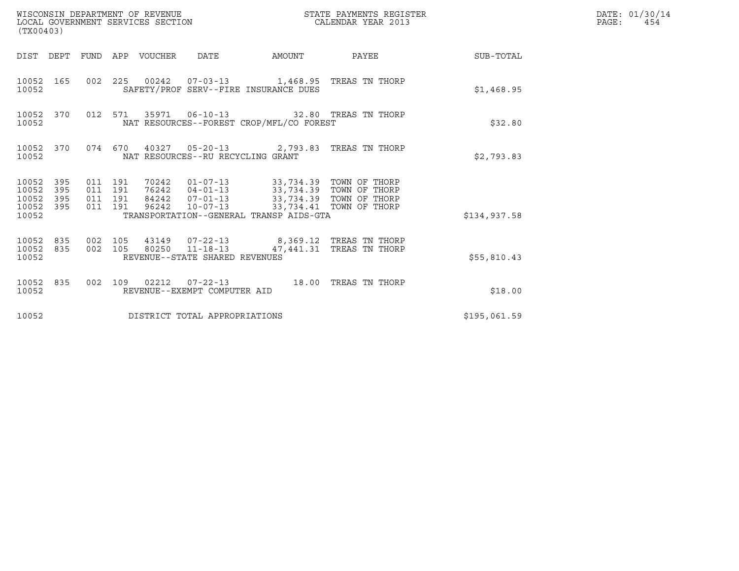WISCONSIN DEPARTMENT OF REVENUE
LOCAL GOVERNMENT SERVICES SECTION
(TX00403)

STATE PAYMENTS REGISTER
CALENDAR YEAR 2013

DATE: 01/30/14
PAGE: 454

| DIST | DEPT | FUND | APP | VOUCHER | DATE | AMOUNT | PAYEE | SUB-TOTAL |
|---|---|---|---|---|---|---|---|---|
| 10052 | 165 | 002 | 225 | 00242 | 07-03-13 | 1,468.95 | TREAS TN THORP | |
| 10052 | | | | SAFETY/PROF SERV--FIRE INSURANCE DUES | | | | $1,468.95 |
| 10052 | 370 | 012 | 571 | 35971 | 06-10-13 | 32.80 | TREAS TN THORP | |
| 10052 | | | | NAT RESOURCES--FOREST CROP/MFL/CO FOREST | | | | $32.80 |
| 10052 | 370 | 074 | 670 | 40327 | 05-20-13 | 2,793.83 | TREAS TN THORP | |
| 10052 | | | | NAT RESOURCES--RU RECYCLING GRANT | | | | $2,793.83 |
| 10052 | 395 | 011 | 191 | 70242 | 01-07-13 | 33,734.39 | TOWN OF THORP | |
| 10052 | 395 | 011 | 191 | 76242 | 04-01-13 | 33,734.39 | TOWN OF THORP | |
| 10052 | 395 | 011 | 191 | 84242 | 07-01-13 | 33,734.39 | TOWN OF THORP | |
| 10052 | 395 | 011 | 191 | 96242 | 10-07-13 | 33,734.41 | TOWN OF THORP | |
| 10052 | | | | TRANSPORTATION--GENERAL TRANSP AIDS-GTA | | | | $134,937.58 |
| 10052 | 835 | 002 | 105 | 43149 | 07-22-13 | 8,369.12 | TREAS TN THORP | |
| 10052 | 835 | 002 | 105 | 80250 | 11-18-13 | 47,441.31 | TREAS TN THORP | |
| 10052 | | | | REVENUE--STATE SHARED REVENUES | | | | $55,810.43 |
| 10052 | 835 | 002 | 109 | 02212 | 07-22-13 | 18.00 | TREAS TN THORP | |
| 10052 | | | | REVENUE--EXEMPT COMPUTER AID | | | | $18.00 |
| 10052 | | | | DISTRICT TOTAL APPROPRIATIONS | | | | $195,061.59 |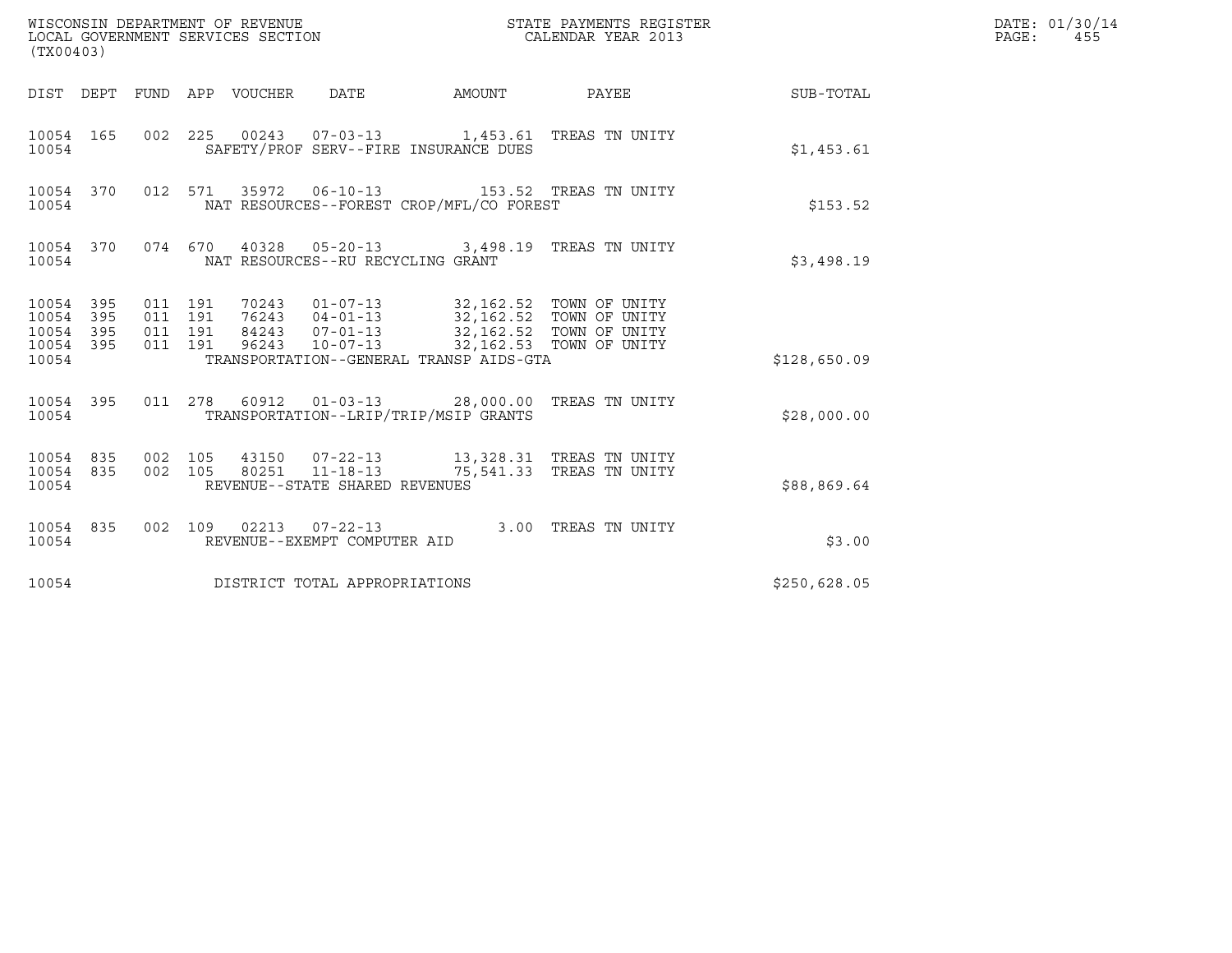WISCONSIN DEPARTMENT OF REVENUE
LOCAL GOVERNMENT SERVICES SECTION
(TX00403)

STATE PAYMENTS REGISTER
CALENDAR YEAR 2013

DATE: 01/30/14
PAGE: 455

| DIST | DEPT | FUND | APP | VOUCHER | DATE | AMOUNT | PAYEE | SUB-TOTAL |
|---|---|---|---|---|---|---|---|---|
| 10054 | 165 | 002 | 225 | 00243 | 07-03-13 | 1,453.61 | TREAS TN UNITY | |
| 10054 | | | | SAFETY/PROF SERV--FIRE INSURANCE DUES | | | | $1,453.61 |
| 10054 | 370 | 012 | 571 | 35972 | 06-10-13 | 153.52 | TREAS TN UNITY | |
| 10054 | | | | NAT RESOURCES--FOREST CROP/MFL/CO FOREST | | | | $153.52 |
| 10054 | 370 | 074 | 670 | 40328 | 05-20-13 | 3,498.19 | TREAS TN UNITY | |
| 10054 | | | | NAT RESOURCES--RU RECYCLING GRANT | | | | $3,498.19 |
| 10054 | 395 | 011 | 191 | 70243 | 01-07-13 | 32,162.52 | TOWN OF UNITY | |
| 10054 | 395 | 011 | 191 | 76243 | 04-01-13 | 32,162.52 | TOWN OF UNITY | |
| 10054 | 395 | 011 | 191 | 84243 | 07-01-13 | 32,162.52 | TOWN OF UNITY | |
| 10054 | 395 | 011 | 191 | 96243 | 10-07-13 | 32,162.53 | TOWN OF UNITY | |
| 10054 | | | | TRANSPORTATION--GENERAL TRANSP AIDS-GTA | | | | $128,650.09 |
| 10054 | 395 | 011 | 278 | 60912 | 01-03-13 | 28,000.00 | TREAS TN UNITY | |
| 10054 | | | | TRANSPORTATION--LRIP/TRIP/MSIP GRANTS | | | | $28,000.00 |
| 10054 | 835 | 002 | 105 | 43150 | 07-22-13 | 13,328.31 | TREAS TN UNITY | |
| 10054 | 835 | 002 | 105 | 80251 | 11-18-13 | 75,541.33 | TREAS TN UNITY | |
| 10054 | | | | REVENUE--STATE SHARED REVENUES | | | | $88,869.64 |
| 10054 | 835 | 002 | 109 | 02213 | 07-22-13 | 3.00 | TREAS TN UNITY | |
| 10054 | | | | REVENUE--EXEMPT COMPUTER AID | | | | $3.00 |
| 10054 | | | | DISTRICT TOTAL APPROPRIATIONS | | | | $250,628.05 |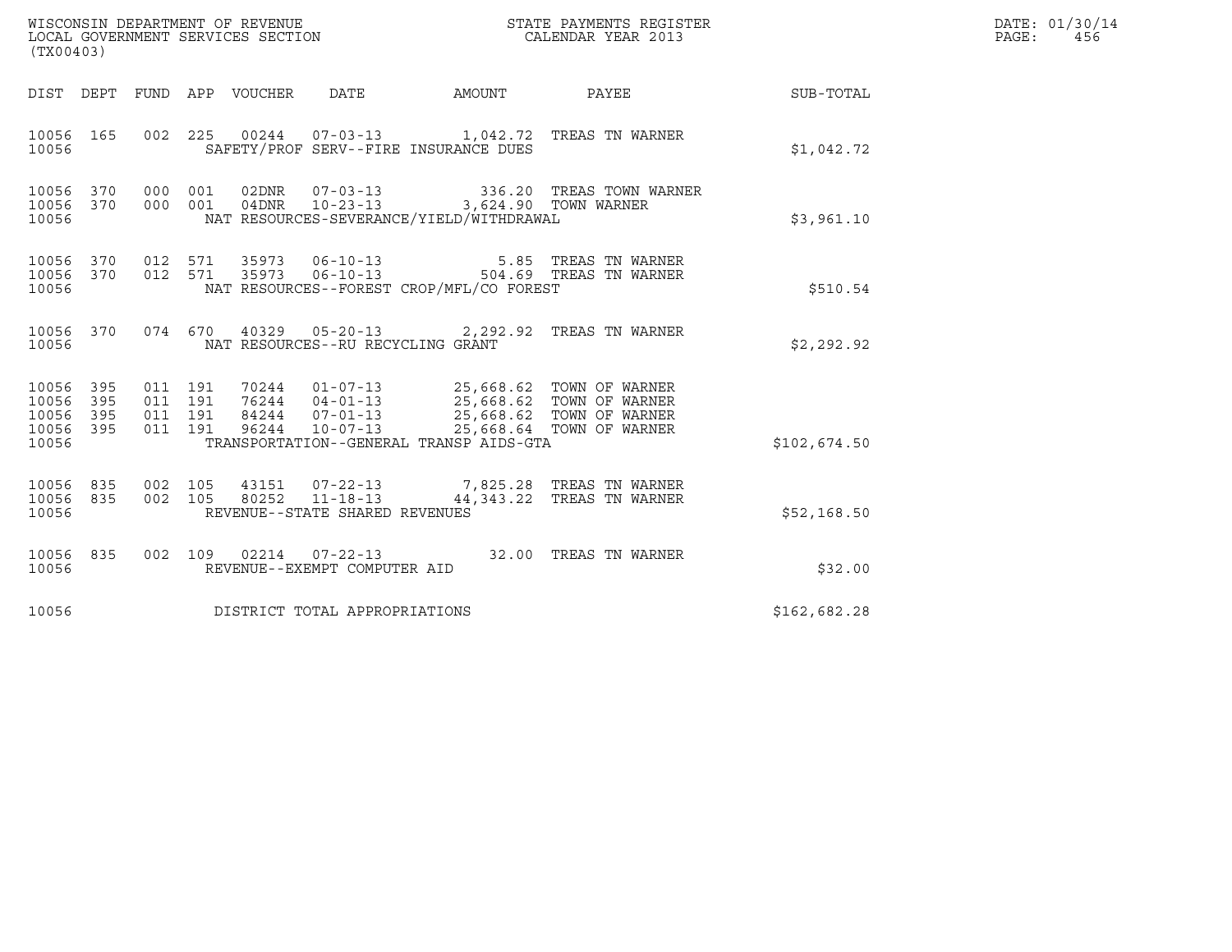WISCONSIN DEPARTMENT OF REVENUE
LOCAL GOVERNMENT SERVICES SECTION
(TX00403)

STATE PAYMENTS REGISTER
CALENDAR YEAR 2013

DATE: 01/30/14
PAGE: 456

| DIST | DEPT | FUND | APP | VOUCHER | DATE | AMOUNT | PAYEE | SUB-TOTAL |
|---|---|---|---|---|---|---|---|---|
| 10056 | 165 | 002 | 225 | 00244 | 07-03-13 | 1,042.72 | TREAS TN WARNER | |
| 10056 | | | | SAFETY/PROF SERV--FIRE INSURANCE DUES | | | | $1,042.72 |
| 10056 | 370 | 000 | 001 | 02DNR | 07-03-13 | 336.20 | TREAS TOWN WARNER | |
| 10056 | 370 | 000 | 001 | 04DNR | 10-23-13 | 3,624.90 | TOWN WARNER | |
| 10056 | | | | NAT RESOURCES-SEVERANCE/YIELD/WITHDRAWAL | | | | $3,961.10 |
| 10056 | 370 | 012 | 571 | 35973 | 06-10-13 | 5.85 | TREAS TN WARNER | |
| 10056 | 370 | 012 | 571 | 35973 | 06-10-13 | 504.69 | TREAS TN WARNER | |
| 10056 | | | | NAT RESOURCES--FOREST CROP/MFL/CO FOREST | | | | $510.54 |
| 10056 | 370 | 074 | 670 | 40329 | 05-20-13 | 2,292.92 | TREAS TN WARNER | |
| 10056 | | | | NAT RESOURCES--RU RECYCLING GRANT | | | | $2,292.92 |
| 10056 | 395 | 011 | 191 | 70244 | 01-07-13 | 25,668.62 | TOWN OF WARNER | |
| 10056 | 395 | 011 | 191 | 76244 | 04-01-13 | 25,668.62 | TOWN OF WARNER | |
| 10056 | 395 | 011 | 191 | 84244 | 07-01-13 | 25,668.62 | TOWN OF WARNER | |
| 10056 | 395 | 011 | 191 | 96244 | 10-07-13 | 25,668.64 | TOWN OF WARNER | |
| 10056 | | | | TRANSPORTATION--GENERAL TRANSP AIDS-GTA | | | | $102,674.50 |
| 10056 | 835 | 002 | 105 | 43151 | 07-22-13 | 7,825.28 | TREAS TN WARNER | |
| 10056 | 835 | 002 | 105 | 80252 | 11-18-13 | 44,343.22 | TREAS TN WARNER | |
| 10056 | | | | REVENUE--STATE SHARED REVENUES | | | | $52,168.50 |
| 10056 | 835 | 002 | 109 | 02214 | 07-22-13 | 32.00 | TREAS TN WARNER | |
| 10056 | | | | REVENUE--EXEMPT COMPUTER AID | | | | $32.00 |
| 10056 | | | | DISTRICT TOTAL APPROPRIATIONS | | | | $162,682.28 |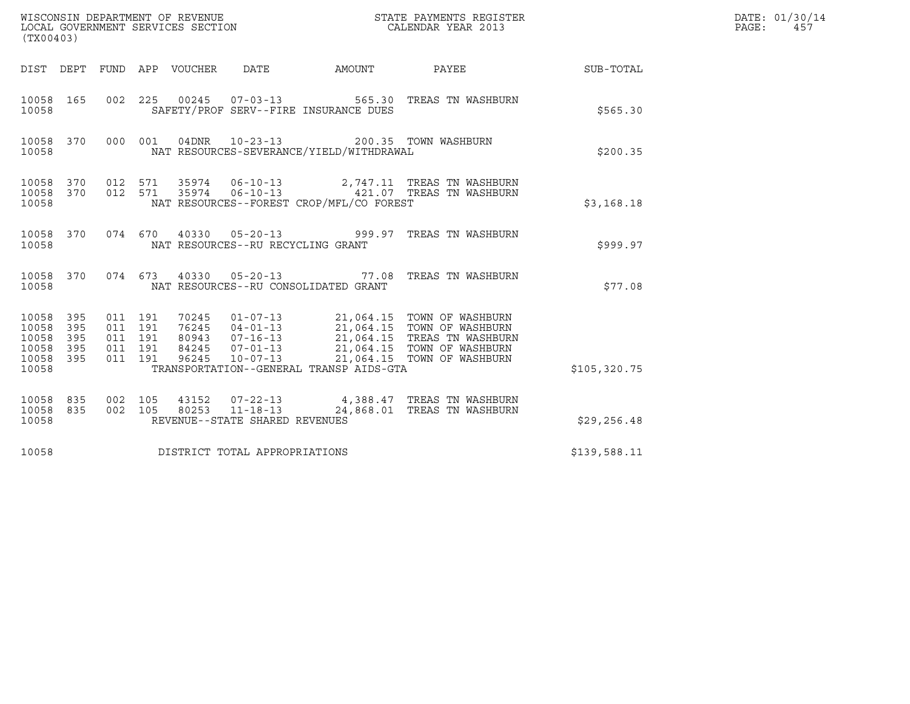WISCONSIN DEPARTMENT OF REVENUE
LOCAL GOVERNMENT SERVICES SECTION
(TX00403)

STATE PAYMENTS REGISTER
CALENDAR YEAR 2013

DATE: 01/30/14
PAGE: 457

| DIST | DEPT | FUND | APP | VOUCHER | DATE | AMOUNT | PAYEE | SUB-TOTAL |
|---|---|---|---|---|---|---|---|---|
| 10058 | 165 | 002 | 225 | 00245 | 07-03-13 | 565.30 | TREAS TN WASHBURN | |
| 10058 | | | | SAFETY/PROF SERV--FIRE INSURANCE DUES | | | | $565.30 |
| 10058 | 370 | 000 | 001 | 04DNR | 10-23-13 | 200.35 | TOWN WASHBURN | |
| 10058 | | | | NAT RESOURCES-SEVERANCE/YIELD/WITHDRAWAL | | | | $200.35 |
| 10058 | 370 | 012 | 571 | 35974 | 06-10-13 | 2,747.11 | TREAS TN WASHBURN | |
| 10058 | 370 | 012 | 571 | 35974 | 06-10-13 | 421.07 | TREAS TN WASHBURN | |
| 10058 | | | | NAT RESOURCES--FOREST CROP/MFL/CO FOREST | | | | $3,168.18 |
| 10058 | 370 | 074 | 670 | 40330 | 05-20-13 | 999.97 | TREAS TN WASHBURN | |
| 10058 | | | | NAT RESOURCES--RU RECYCLING GRANT | | | | $999.97 |
| 10058 | 370 | 074 | 673 | 40330 | 05-20-13 | 77.08 | TREAS TN WASHBURN | |
| 10058 | | | | NAT RESOURCES--RU CONSOLIDATED GRANT | | | | $77.08 |
| 10058 | 395 | 011 | 191 | 70245 | 01-07-13 | 21,064.15 | TOWN OF WASHBURN | |
| 10058 | 395 | 011 | 191 | 76245 | 04-01-13 | 21,064.15 | TOWN OF WASHBURN | |
| 10058 | 395 | 011 | 191 | 80943 | 07-16-13 | 21,064.15 | TREAS TN WASHBURN | |
| 10058 | 395 | 011 | 191 | 84245 | 07-01-13 | 21,064.15 | TOWN OF WASHBURN | |
| 10058 | 395 | 011 | 191 | 96245 | 10-07-13 | 21,064.15 | TOWN OF WASHBURN | |
| 10058 | | | | TRANSPORTATION--GENERAL TRANSP AIDS-GTA | | | | $105,320.75 |
| 10058 | 835 | 002 | 105 | 43152 | 07-22-13 | 4,388.47 | TREAS TN WASHBURN | |
| 10058 | 835 | 002 | 105 | 80253 | 11-18-13 | 24,868.01 | TREAS TN WASHBURN | |
| 10058 | | | | REVENUE--STATE SHARED REVENUES | | | | $29,256.48 |
| 10058 | | | | DISTRICT TOTAL APPROPRIATIONS | | | | $139,588.11 |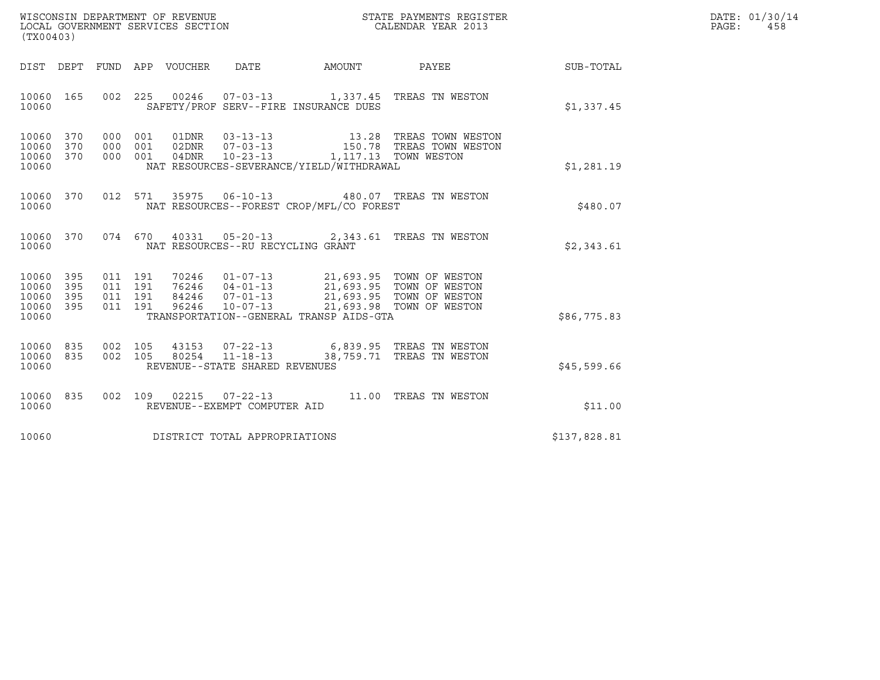WISCONSIN DEPARTMENT OF REVENUE
LOCAL GOVERNMENT SERVICES SECTION
(TX00403)

STATE PAYMENTS REGISTER
CALENDAR YEAR 2013

DATE: 01/30/14
PAGE: 458

| DIST | DEPT | FUND | APP | VOUCHER | DATE | AMOUNT | PAYEE | SUB-TOTAL |
|---|---|---|---|---|---|---|---|---|
| 10060 | 165 | 002 | 225 | 00246 | 07-03-13 | 1,337.45 | TREAS TN WESTON | |
| 10060 | | | | SAFETY/PROF SERV--FIRE INSURANCE DUES | | | | $1,337.45 |
| 10060 | 370 | 000 | 001 | 01DNR | 03-13-13 | 13.28 | TREAS TOWN WESTON | |
| 10060 | 370 | 000 | 001 | 02DNR | 07-03-13 | 150.78 | TREAS TOWN WESTON | |
| 10060 | 370 | 000 | 001 | 04DNR | 10-23-13 | 1,117.13 | TOWN WESTON | |
| 10060 | | | | NAT RESOURCES-SEVERANCE/YIELD/WITHDRAWAL | | | | $1,281.19 |
| 10060 | 370 | 012 | 571 | 35975 | 06-10-13 | 480.07 | TREAS TN WESTON | |
| 10060 | | | | NAT RESOURCES--FOREST CROP/MFL/CO FOREST | | | | $480.07 |
| 10060 | 370 | 074 | 670 | 40331 | 05-20-13 | 2,343.61 | TREAS TN WESTON | |
| 10060 | | | | NAT RESOURCES--RU RECYCLING GRANT | | | | $2,343.61 |
| 10060 | 395 | 011 | 191 | 70246 | 01-07-13 | 21,693.95 | TOWN OF WESTON | |
| 10060 | 395 | 011 | 191 | 76246 | 04-01-13 | 21,693.95 | TOWN OF WESTON | |
| 10060 | 395 | 011 | 191 | 84246 | 07-01-13 | 21,693.95 | TOWN OF WESTON | |
| 10060 | 395 | 011 | 191 | 96246 | 10-07-13 | 21,693.98 | TOWN OF WESTON | |
| 10060 | | | | TRANSPORTATION--GENERAL TRANSP AIDS-GTA | | | | $86,775.83 |
| 10060 | 835 | 002 | 105 | 43153 | 07-22-13 | 6,839.95 | TREAS TN WESTON | |
| 10060 | 835 | 002 | 105 | 80254 | 11-18-13 | 38,759.71 | TREAS TN WESTON | |
| 10060 | | | | REVENUE--STATE SHARED REVENUES | | | | $45,599.66 |
| 10060 | 835 | 002 | 109 | 02215 | 07-22-13 | 11.00 | TREAS TN WESTON | |
| 10060 | | | | REVENUE--EXEMPT COMPUTER AID | | | | $11.00 |
| 10060 | | | | DISTRICT TOTAL APPROPRIATIONS | | | | $137,828.81 |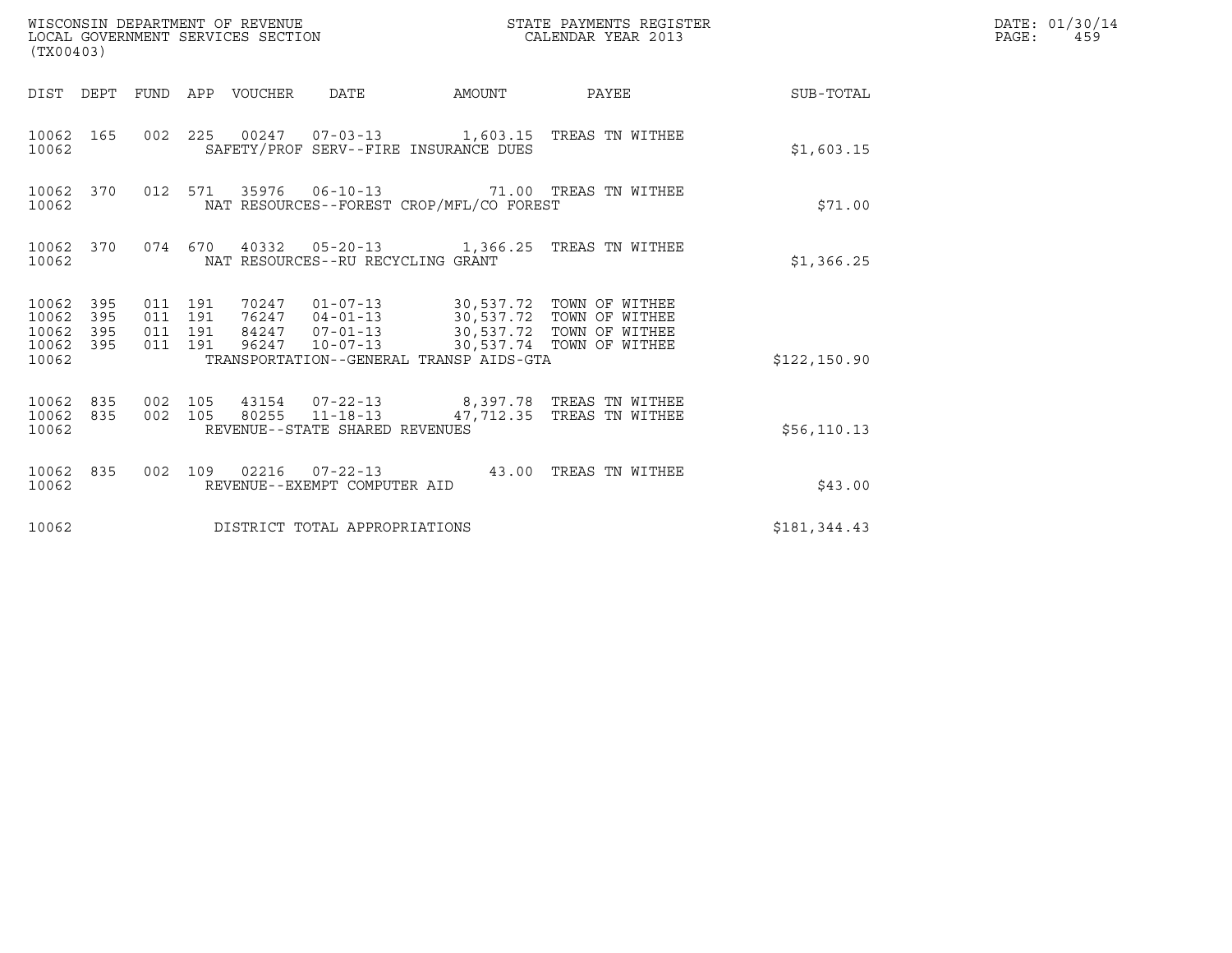WISCONSIN DEPARTMENT OF REVENUE
LOCAL GOVERNMENT SERVICES SECTION
(TX00403)

STATE PAYMENTS REGISTER
CALENDAR YEAR 2013

DATE: 01/30/14
PAGE: 459

| DIST | DEPT | FUND | APP | VOUCHER | DATE | AMOUNT | PAYEE | SUB-TOTAL |
|---|---|---|---|---|---|---|---|---|
| 10062 | 165 | 002 | 225 | 00247 | 07-03-13 | 1,603.15 | TREAS TN WITHEE | |
| 10062 | | | | SAFETY/PROF SERV--FIRE INSURANCE DUES | | | | $1,603.15 |
| 10062 | 370 | 012 | 571 | 35976 | 06-10-13 | 71.00 | TREAS TN WITHEE | |
| 10062 | | | | NAT RESOURCES--FOREST CROP/MFL/CO FOREST | | | | $71.00 |
| 10062 | 370 | 074 | 670 | 40332 | 05-20-13 | 1,366.25 | TREAS TN WITHEE | |
| 10062 | | | | NAT RESOURCES--RU RECYCLING GRANT | | | | $1,366.25 |
| 10062 | 395 | 011 | 191 | 70247 | 01-07-13 | 30,537.72 | TOWN OF WITHEE | |
| 10062 | 395 | 011 | 191 | 76247 | 04-01-13 | 30,537.72 | TOWN OF WITHEE | |
| 10062 | 395 | 011 | 191 | 84247 | 07-01-13 | 30,537.72 | TOWN OF WITHEE | |
| 10062 | 395 | 011 | 191 | 96247 | 10-07-13 | 30,537.74 | TOWN OF WITHEE | |
| 10062 | | | | TRANSPORTATION--GENERAL TRANSP AIDS-GTA | | | | $122,150.90 |
| 10062 | 835 | 002 | 105 | 43154 | 07-22-13 | 8,397.78 | TREAS TN WITHEE | |
| 10062 | 835 | 002 | 105 | 80255 | 11-18-13 | 47,712.35 | TREAS TN WITHEE | |
| 10062 | | | | REVENUE--STATE SHARED REVENUES | | | | $56,110.13 |
| 10062 | 835 | 002 | 109 | 02216 | 07-22-13 | 43.00 | TREAS TN WITHEE | |
| 10062 | | | | REVENUE--EXEMPT COMPUTER AID | | | | $43.00 |
| 10062 | | | | DISTRICT TOTAL APPROPRIATIONS | | | | $181,344.43 |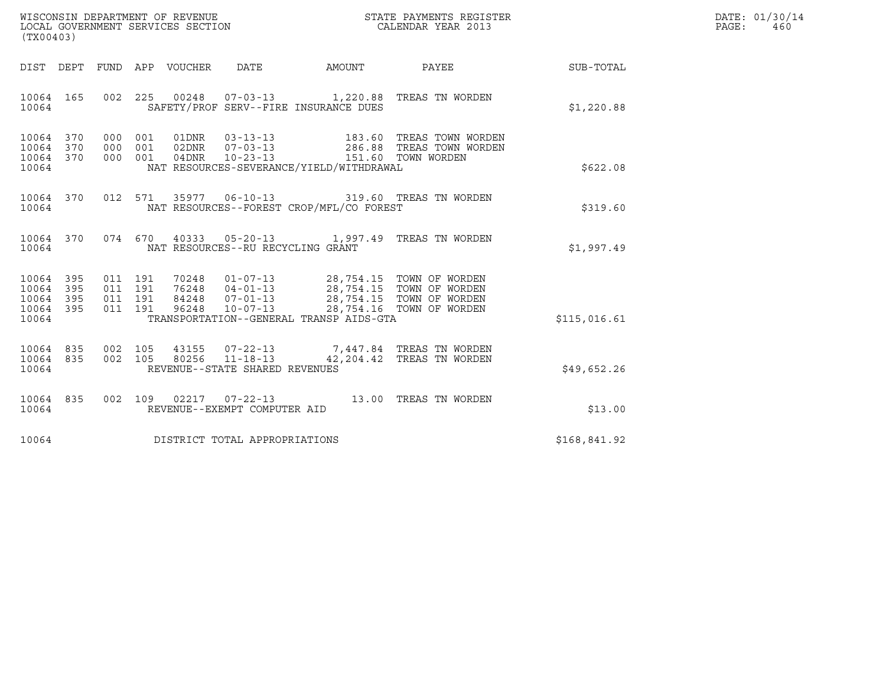WISCONSIN DEPARTMENT OF REVENUE
LOCAL GOVERNMENT SERVICES SECTION
(TX00403)

STATE PAYMENTS REGISTER
CALENDAR YEAR 2013

DATE: 01/30/14
PAGE: 460

| DIST | DEPT | FUND | APP | VOUCHER | DATE | AMOUNT | PAYEE | SUB-TOTAL |
|---|---|---|---|---|---|---|---|---|
| 10064 | 165 | 002 | 225 | 00248 | 07-03-13 | 1,220.88 | TREAS TN WORDEN | |
| 10064 | | | | SAFETY/PROF SERV--FIRE INSURANCE DUES | | | | $1,220.88 |
| 10064 | 370 | 000 | 001 | 01DNR | 03-13-13 | 183.60 | TREAS TOWN WORDEN | |
| 10064 | 370 | 000 | 001 | 02DNR | 07-03-13 | 286.88 | TREAS TOWN WORDEN | |
| 10064 | 370 | 000 | 001 | 04DNR | 10-23-13 | 151.60 | TOWN WORDEN | |
| 10064 | | | | NAT RESOURCES-SEVERANCE/YIELD/WITHDRAWAL | | | | $622.08 |
| 10064 | 370 | 012 | 571 | 35977 | 06-10-13 | 319.60 | TREAS TN WORDEN | |
| 10064 | | | | NAT RESOURCES--FOREST CROP/MFL/CO FOREST | | | | $319.60 |
| 10064 | 370 | 074 | 670 | 40333 | 05-20-13 | 1,997.49 | TREAS TN WORDEN | |
| 10064 | | | | NAT RESOURCES--RU RECYCLING GRANT | | | | $1,997.49 |
| 10064 | 395 | 011 | 191 | 70248 | 01-07-13 | 28,754.15 | TOWN OF WORDEN | |
| 10064 | 395 | 011 | 191 | 76248 | 04-01-13 | 28,754.15 | TOWN OF WORDEN | |
| 10064 | 395 | 011 | 191 | 84248 | 07-01-13 | 28,754.15 | TOWN OF WORDEN | |
| 10064 | 395 | 011 | 191 | 96248 | 10-07-13 | 28,754.16 | TOWN OF WORDEN | |
| 10064 | | | | TRANSPORTATION--GENERAL TRANSP AIDS-GTA | | | | $115,016.61 |
| 10064 | 835 | 002 | 105 | 43155 | 07-22-13 | 7,447.84 | TREAS TN WORDEN | |
| 10064 | 835 | 002 | 105 | 80256 | 11-18-13 | 42,204.42 | TREAS TN WORDEN | |
| 10064 | | | | REVENUE--STATE SHARED REVENUES | | | | $49,652.26 |
| 10064 | 835 | 002 | 109 | 02217 | 07-22-13 | 13.00 | TREAS TN WORDEN | |
| 10064 | | | | REVENUE--EXEMPT COMPUTER AID | | | | $13.00 |
| 10064 | | | | DISTRICT TOTAL APPROPRIATIONS | | | | $168,841.92 |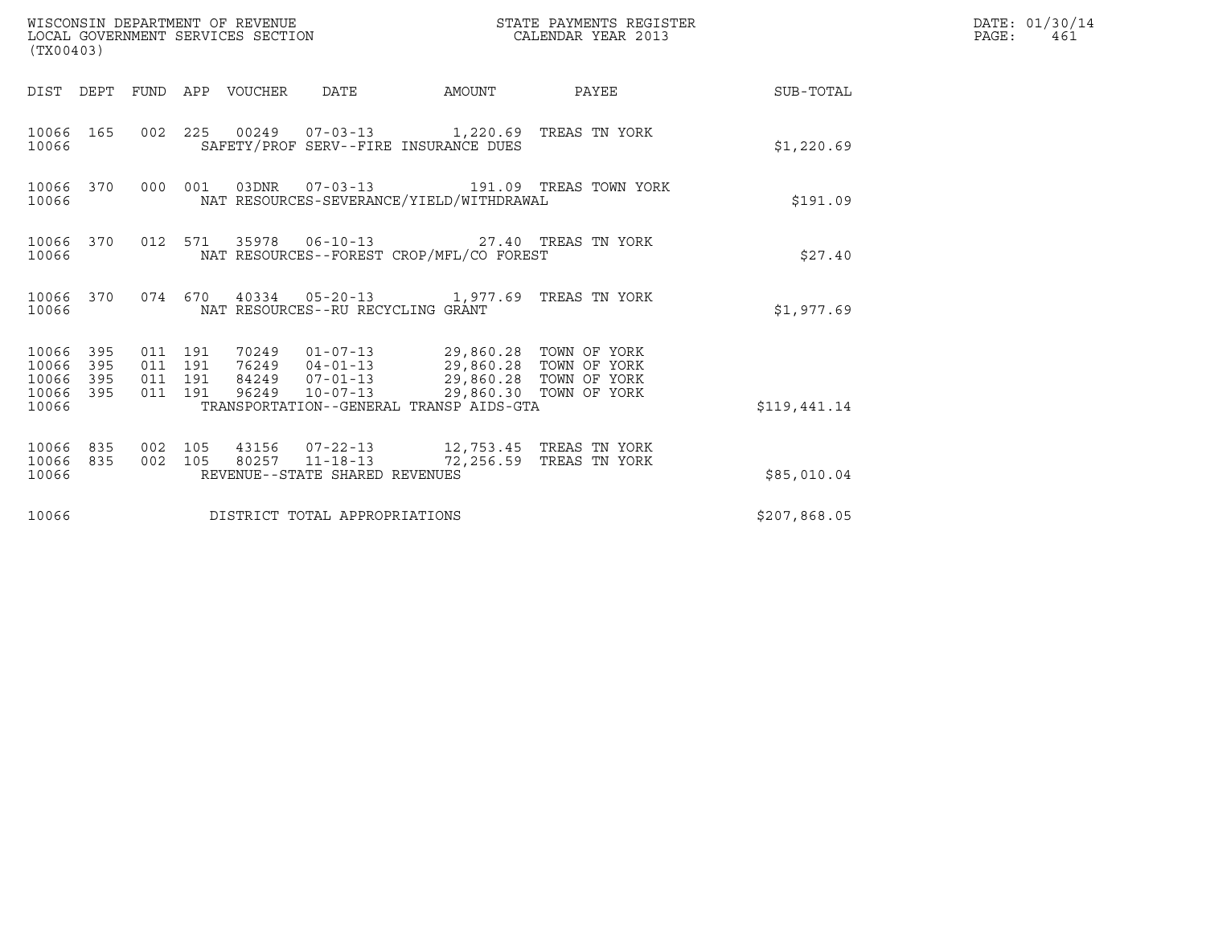WISCONSIN DEPARTMENT OF REVENUE
LOCAL GOVERNMENT SERVICES SECTION
(TX00403)

STATE PAYMENTS REGISTER
CALENDAR YEAR 2013

| DIST | DEPT | FUND | APP | VOUCHER | DATE | AMOUNT | PAYEE | SUB-TOTAL |
|---|---|---|---|---|---|---|---|---|
| 10066 | 165 | 002 | 225 | 00249 | 07-03-13 | 1,220.69 | TREAS TN YORK | |
| 10066 | | | | SAFETY/PROF SERV--FIRE INSURANCE DUES | | | | $1,220.69 |
| 10066 | 370 | 000 | 001 | 03DNR | 07-03-13 | 191.09 | TREAS TOWN YORK | |
| 10066 | | | | NAT RESOURCES-SEVERANCE/YIELD/WITHDRAWAL | | | | $191.09 |
| 10066 | 370 | 012 | 571 | 35978 | 06-10-13 | 27.40 | TREAS TN YORK | |
| 10066 | | | | NAT RESOURCES--FOREST CROP/MFL/CO FOREST | | | | $27.40 |
| 10066 | 370 | 074 | 670 | 40334 | 05-20-13 | 1,977.69 | TREAS TN YORK | |
| 10066 | | | | NAT RESOURCES--RU RECYCLING GRANT | | | | $1,977.69 |
| 10066 | 395 | 011 | 191 | 70249 | 01-07-13 | 29,860.28 | TOWN OF YORK | |
| 10066 | 395 | 011 | 191 | 76249 | 04-01-13 | 29,860.28 | TOWN OF YORK | |
| 10066 | 395 | 011 | 191 | 84249 | 07-01-13 | 29,860.28 | TOWN OF YORK | |
| 10066 | 395 | 011 | 191 | 96249 | 10-07-13 | 29,860.30 | TOWN OF YORK | |
| 10066 | | | | TRANSPORTATION--GENERAL TRANSP AIDS-GTA | | | | $119,441.14 |
| 10066 | 835 | 002 | 105 | 43156 | 07-22-13 | 12,753.45 | TREAS TN YORK | |
| 10066 | 835 | 002 | 105 | 80257 | 11-18-13 | 72,256.59 | TREAS TN YORK | |
| 10066 | | | | REVENUE--STATE SHARED REVENUES | | | | $85,010.04 |
| 10066 | | | | DISTRICT TOTAL APPROPRIATIONS | | | | $207,868.05 |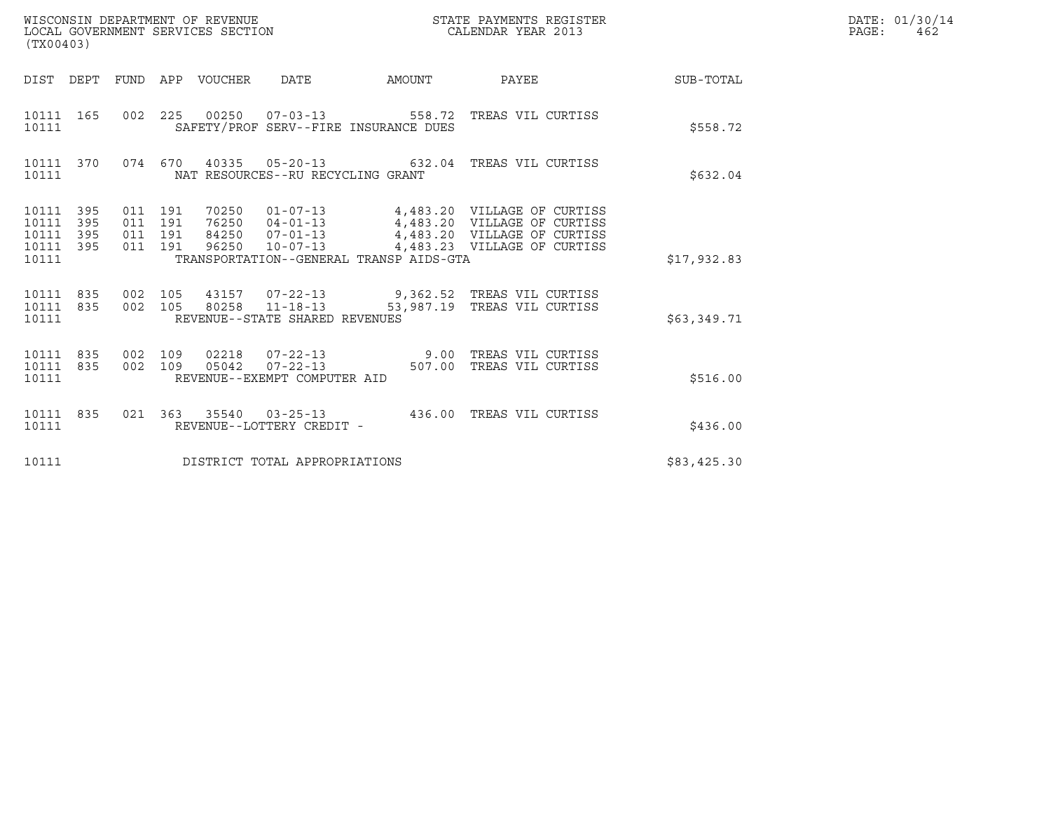WISCONSIN DEPARTMENT OF REVENUE
LOCAL GOVERNMENT SERVICES SECTION
(TX00403)

STATE PAYMENTS REGISTER
CALENDAR YEAR 2013

DATE: 01/30/14
PAGE: 462

| DIST | DEPT | FUND | APP | VOUCHER | DATE | AMOUNT | PAYEE | SUB-TOTAL |
|---|---|---|---|---|---|---|---|---|
| 10111 | 165 | 002 | 225 | 00250 | 07-03-13 | 558.72 | TREAS VIL CURTISS | |
| 10111 | | | | SAFETY/PROF SERV--FIRE INSURANCE DUES | | | | $558.72 |
| 10111 | 370 | 074 | 670 | 40335 | 05-20-13 | 632.04 | TREAS VIL CURTISS | |
| 10111 | | | | NAT RESOURCES--RU RECYCLING GRANT | | | | $632.04 |
| 10111 | 395 | 011 | 191 | 70250 | 01-07-13 | 4,483.20 | VILLAGE OF CURTISS | |
| 10111 | 395 | 011 | 191 | 76250 | 04-01-13 | 4,483.20 | VILLAGE OF CURTISS | |
| 10111 | 395 | 011 | 191 | 84250 | 07-01-13 | 4,483.20 | VILLAGE OF CURTISS | |
| 10111 | 395 | 011 | 191 | 96250 | 10-07-13 | 4,483.23 | VILLAGE OF CURTISS | |
| 10111 | | | | TRANSPORTATION--GENERAL TRANSP AIDS-GTA | | | | $17,932.83 |
| 10111 | 835 | 002 | 105 | 43157 | 07-22-13 | 9,362.52 | TREAS VIL CURTISS | |
| 10111 | 835 | 002 | 105 | 80258 | 11-18-13 | 53,987.19 | TREAS VIL CURTISS | |
| 10111 | | | | REVENUE--STATE SHARED REVENUES | | | | $63,349.71 |
| 10111 | 835 | 002 | 109 | 02218 | 07-22-13 | 9.00 | TREAS VIL CURTISS | |
| 10111 | 835 | 002 | 109 | 05042 | 07-22-13 | 507.00 | TREAS VIL CURTISS | |
| 10111 | | | | REVENUE--EXEMPT COMPUTER AID | | | | $516.00 |
| 10111 | 835 | 021 | 363 | 35540 | 03-25-13 | 436.00 | TREAS VIL CURTISS | |
| 10111 | | | | REVENUE--LOTTERY CREDIT - | | | | $436.00 |
| 10111 | | | | DISTRICT TOTAL APPROPRIATIONS | | | | $83,425.30 |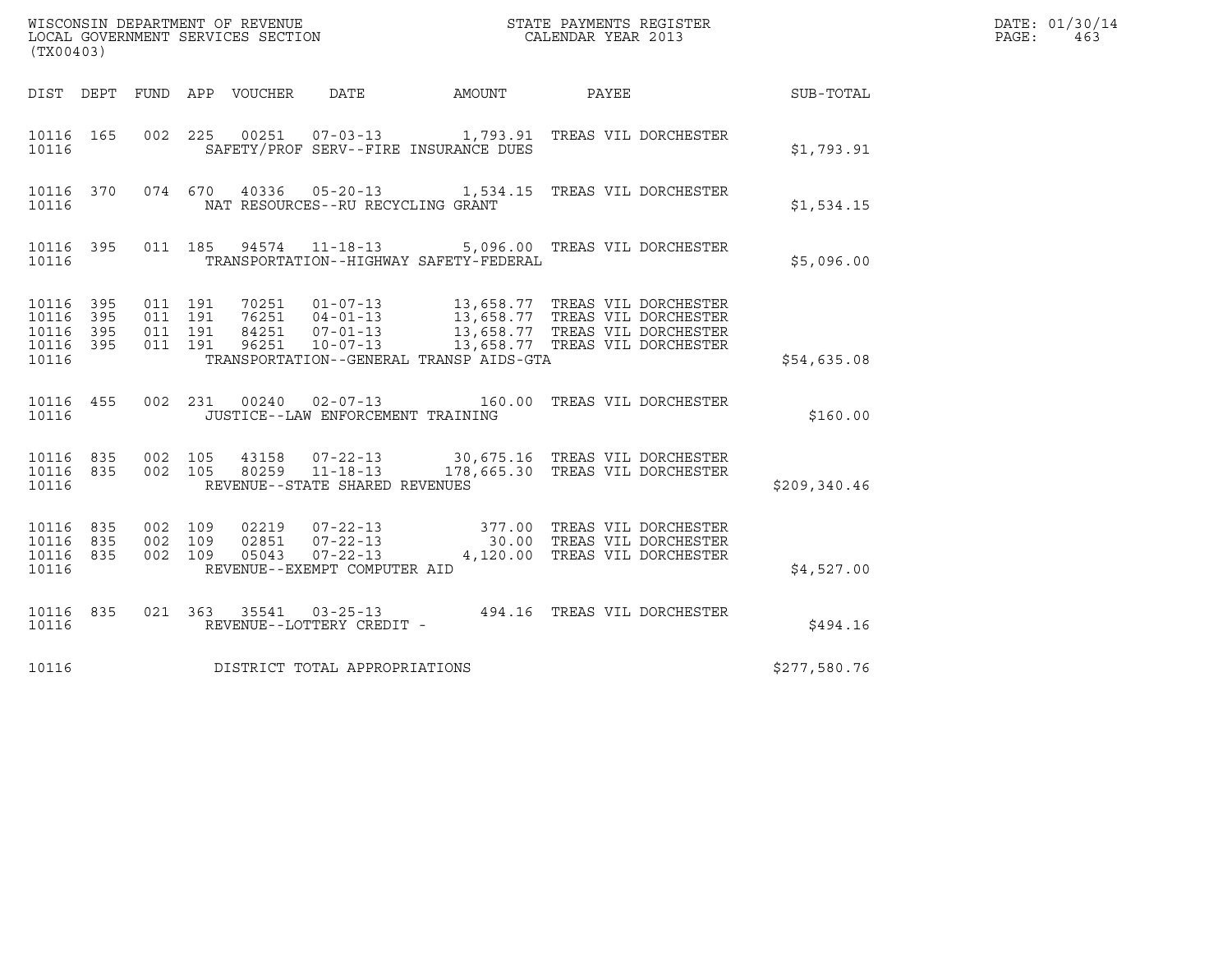WISCONSIN DEPARTMENT OF REVENUE
LOCAL GOVERNMENT SERVICES SECTION
(TX00403)

STATE PAYMENTS REGISTER
CALENDAR YEAR 2013

DATE: 01/30/14
PAGE: 463

| DIST | DEPT | FUND | APP | VOUCHER | DATE | AMOUNT | PAYEE | SUB-TOTAL |
|---|---|---|---|---|---|---|---|---|
| 10116 | 165 | 002 | 225 | 00251 | 07-03-13 | 1,793.91 | TREAS VIL DORCHESTER | |
| 10116 | | | | | SAFETY/PROF SERV--FIRE INSURANCE DUES | | | $1,793.91 |
| 10116 | 370 | 074 | 670 | 40336 | 05-20-13 | 1,534.15 | TREAS VIL DORCHESTER | |
| 10116 | | | | | NAT RESOURCES--RU RECYCLING GRANT | | | $1,534.15 |
| 10116 | 395 | 011 | 185 | 94574 | 11-18-13 | 5,096.00 | TREAS VIL DORCHESTER | |
| 10116 | | | | | TRANSPORTATION--HIGHWAY SAFETY-FEDERAL | | | $5,096.00 |
| 10116 | 395 | 011 | 191 | 70251 | 01-07-13 | 13,658.77 | TREAS VIL DORCHESTER | |
| 10116 | 395 | 011 | 191 | 76251 | 04-01-13 | 13,658.77 | TREAS VIL DORCHESTER | |
| 10116 | 395 | 011 | 191 | 84251 | 07-01-13 | 13,658.77 | TREAS VIL DORCHESTER | |
| 10116 | 395 | 011 | 191 | 96251 | 10-07-13 | 13,658.77 | TREAS VIL DORCHESTER | |
| 10116 | | | | | TRANSPORTATION--GENERAL TRANSP AIDS-GTA | | | $54,635.08 |
| 10116 | 455 | 002 | 231 | 00240 | 02-07-13 | 160.00 | TREAS VIL DORCHESTER | |
| 10116 | | | | | JUSTICE--LAW ENFORCEMENT TRAINING | | | $160.00 |
| 10116 | 835 | 002 | 105 | 43158 | 07-22-13 | 30,675.16 | TREAS VIL DORCHESTER | |
| 10116 | 835 | 002 | 105 | 80259 | 11-18-13 | 178,665.30 | TREAS VIL DORCHESTER | |
| 10116 | | | | | REVENUE--STATE SHARED REVENUES | | | $209,340.46 |
| 10116 | 835 | 002 | 109 | 02219 | 07-22-13 | 377.00 | TREAS VIL DORCHESTER | |
| 10116 | 835 | 002 | 109 | 02851 | 07-22-13 | 30.00 | TREAS VIL DORCHESTER | |
| 10116 | 835 | 002 | 109 | 05043 | 07-22-13 | 4,120.00 | TREAS VIL DORCHESTER | |
| 10116 | | | | | REVENUE--EXEMPT COMPUTER AID | | | $4,527.00 |
| 10116 | 835 | 021 | 363 | 35541 | 03-25-13 | 494.16 | TREAS VIL DORCHESTER | |
| 10116 | | | | | REVENUE--LOTTERY CREDIT - | | | $494.16 |
| 10116 | | | | | DISTRICT TOTAL APPROPRIATIONS | | | $277,580.76 |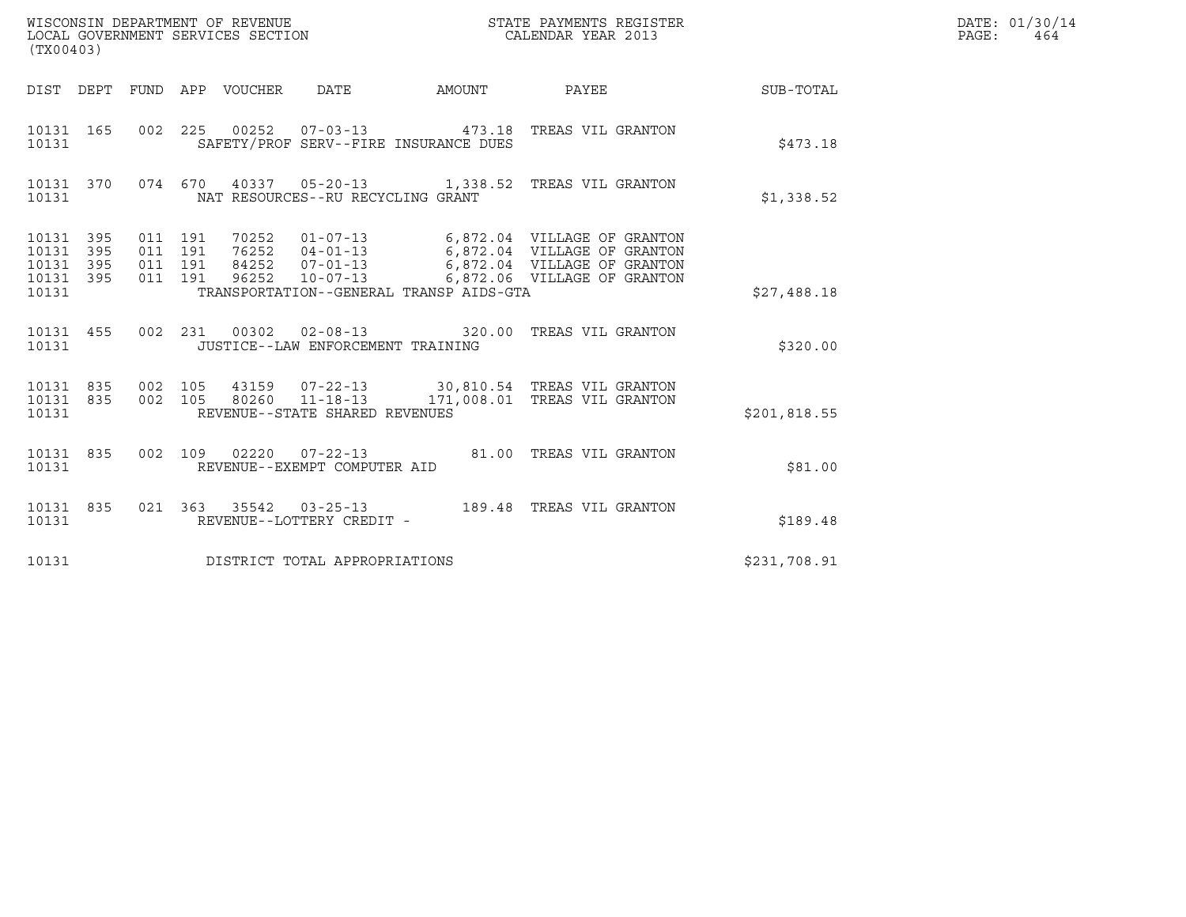WISCONSIN DEPARTMENT OF REVENUE
LOCAL GOVERNMENT SERVICES SECTION
(TX00403)

STATE PAYMENTS REGISTER
CALENDAR YEAR 2013

DATE: 01/30/14
PAGE: 464

| DIST | DEPT | FUND | APP | VOUCHER | DATE | AMOUNT | PAYEE | SUB-TOTAL |
|---|---|---|---|---|---|---|---|---|
| 10131 | 165 | 002 | 225 | 00252 | 07-03-13 | 473.18 | TREAS VIL GRANTON | |
| 10131 | | | | SAFETY/PROF SERV--FIRE INSURANCE DUES | | | | $473.18 |
| 10131 | 370 | 074 | 670 | 40337 | 05-20-13 | 1,338.52 | TREAS VIL GRANTON | |
| 10131 | | | | NAT RESOURCES--RU RECYCLING GRANT | | | | $1,338.52 |
| 10131 | 395 | 011 | 191 | 70252 | 01-07-13 | 6,872.04 | VILLAGE OF GRANTON | |
| 10131 | 395 | 011 | 191 | 76252 | 04-01-13 | 6,872.04 | VILLAGE OF GRANTON | |
| 10131 | 395 | 011 | 191 | 84252 | 07-01-13 | 6,872.04 | VILLAGE OF GRANTON | |
| 10131 | 395 | 011 | 191 | 96252 | 10-07-13 | 6,872.06 | VILLAGE OF GRANTON | |
| 10131 | | | | TRANSPORTATION--GENERAL TRANSP AIDS-GTA | | | | $27,488.18 |
| 10131 | 455 | 002 | 231 | 00302 | 02-08-13 | 320.00 | TREAS VIL GRANTON | |
| 10131 | | | | JUSTICE--LAW ENFORCEMENT TRAINING | | | | $320.00 |
| 10131 | 835 | 002 | 105 | 43159 | 07-22-13 | 30,810.54 | TREAS VIL GRANTON | |
| 10131 | 835 | 002 | 105 | 80260 | 11-18-13 | 171,008.01 | TREAS VIL GRANTON | |
| 10131 | | | | REVENUE--STATE SHARED REVENUES | | | | $201,818.55 |
| 10131 | 835 | 002 | 109 | 02220 | 07-22-13 | 81.00 | TREAS VIL GRANTON | |
| 10131 | | | | REVENUE--EXEMPT COMPUTER AID | | | | $81.00 |
| 10131 | 835 | 021 | 363 | 35542 | 03-25-13 | 189.48 | TREAS VIL GRANTON | |
| 10131 | | | | REVENUE--LOTTERY CREDIT - | | | | $189.48 |
| 10131 | | | | DISTRICT TOTAL APPROPRIATIONS | | | | $231,708.91 |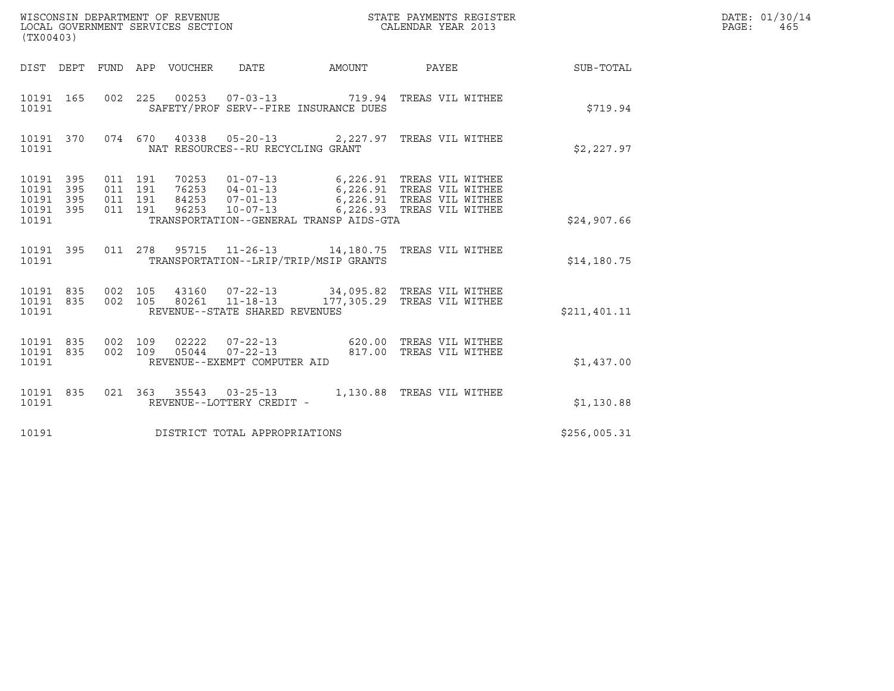WISCONSIN DEPARTMENT OF REVENUE
LOCAL GOVERNMENT SERVICES SECTION
(TX00403)

STATE PAYMENTS REGISTER
CALENDAR YEAR 2013

DATE: 01/30/14
PAGE: 465

| DIST | DEPT | FUND | APP | VOUCHER | DATE | AMOUNT | PAYEE | SUB-TOTAL |
|---|---|---|---|---|---|---|---|---|
| 10191 | 165 | 002 | 225 | 00253 | 07-03-13 | 719.94 | TREAS VIL WITHEE | |
| 10191 | | | | SAFETY/PROF SERV--FIRE INSURANCE DUES | | | | $719.94 |
| 10191 | 370 | 074 | 670 | 40338 | 05-20-13 | 2,227.97 | TREAS VIL WITHEE | |
| 10191 | | | | NAT RESOURCES--RU RECYCLING GRANT | | | | $2,227.97 |
| 10191 | 395 | 011 | 191 | 70253 | 01-07-13 | 6,226.91 | TREAS VIL WITHEE | |
| 10191 | 395 | 011 | 191 | 76253 | 04-01-13 | 6,226.91 | TREAS VIL WITHEE | |
| 10191 | 395 | 011 | 191 | 84253 | 07-01-13 | 6,226.91 | TREAS VIL WITHEE | |
| 10191 | 395 | 011 | 191 | 96253 | 10-07-13 | 6,226.93 | TREAS VIL WITHEE | |
| 10191 | | | | TRANSPORTATION--GENERAL TRANSP AIDS-GTA | | | | $24,907.66 |
| 10191 | 395 | 011 | 278 | 95715 | 11-26-13 | 14,180.75 | TREAS VIL WITHEE | |
| 10191 | | | | TRANSPORTATION--LRIP/TRIP/MSIP GRANTS | | | | $14,180.75 |
| 10191 | 835 | 002 | 105 | 43160 | 07-22-13 | 34,095.82 | TREAS VIL WITHEE | |
| 10191 | 835 | 002 | 105 | 80261 | 11-18-13 | 177,305.29 | TREAS VIL WITHEE | |
| 10191 | | | | REVENUE--STATE SHARED REVENUES | | | | $211,401.11 |
| 10191 | 835 | 002 | 109 | 02222 | 07-22-13 | 620.00 | TREAS VIL WITHEE | |
| 10191 | 835 | 002 | 109 | 05044 | 07-22-13 | 817.00 | TREAS VIL WITHEE | |
| 10191 | | | | REVENUE--EXEMPT COMPUTER AID | | | | $1,437.00 |
| 10191 | 835 | 021 | 363 | 35543 | 03-25-13 | 1,130.88 | TREAS VIL WITHEE | |
| 10191 | | | | REVENUE--LOTTERY CREDIT - | | | | $1,130.88 |
| 10191 | | | | DISTRICT TOTAL APPROPRIATIONS | | | | $256,005.31 |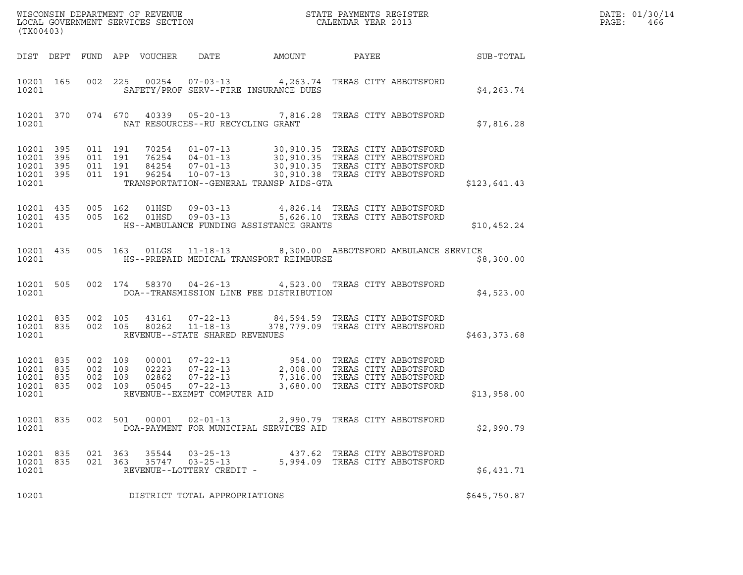WISCONSIN DEPARTMENT OF REVENUE
LOCAL GOVERNMENT SERVICES SECTION
(TX00403)

STATE PAYMENTS REGISTER
CALENDAR YEAR 2013

DATE: 01/30/14
PAGE: 466

| DIST | DEPT | FUND | APP | VOUCHER | DATE | AMOUNT | PAYEE | SUB-TOTAL |
|---|---|---|---|---|---|---|---|---|
| 10201 | 165 | 002 | 225 | 00254 | 07-03-13 | 4,263.74 | TREAS CITY ABBOTSFORD | |
| 10201 | | | | | SAFETY/PROF SERV--FIRE INSURANCE DUES | | | $4,263.74 |
| 10201 | 370 | 074 | 670 | 40339 | 05-20-13 | 7,816.28 | TREAS CITY ABBOTSFORD | |
| 10201 | | | | | NAT RESOURCES--RU RECYCLING GRANT | | | $7,816.28 |
| 10201 | 395 | 011 | 191 | 70254 | 01-07-13 | 30,910.35 | TREAS CITY ABBOTSFORD | |
| 10201 | 395 | 011 | 191 | 76254 | 04-01-13 | 30,910.35 | TREAS CITY ABBOTSFORD | |
| 10201 | 395 | 011 | 191 | 84254 | 07-01-13 | 30,910.35 | TREAS CITY ABBOTSFORD | |
| 10201 | 395 | 011 | 191 | 96254 | 10-07-13 | 30,910.38 | TREAS CITY ABBOTSFORD | |
| 10201 | | | | | TRANSPORTATION--GENERAL TRANSP AIDS-GTA | | | $123,641.43 |
| 10201 | 435 | 005 | 162 | 01HSD | 09-03-13 | 4,826.14 | TREAS CITY ABBOTSFORD | |
| 10201 | 435 | 005 | 162 | 01HSD | 09-03-13 | 5,626.10 | TREAS CITY ABBOTSFORD | |
| 10201 | | | | | HS--AMBULANCE FUNDING ASSISTANCE GRANTS | | | $10,452.24 |
| 10201 | 435 | 005 | 163 | 01LGS | 11-18-13 | 8,300.00 | ABBOTSFORD AMBULANCE SERVICE | |
| 10201 | | | | | HS--PREPAID MEDICAL TRANSPORT REIMBURSE | | | $8,300.00 |
| 10201 | 505 | 002 | 174 | 58370 | 04-26-13 | 4,523.00 | TREAS CITY ABBOTSFORD | |
| 10201 | | | | | DOA--TRANSMISSION LINE FEE DISTRIBUTION | | | $4,523.00 |
| 10201 | 835 | 002 | 105 | 43161 | 07-22-13 | 84,594.59 | TREAS CITY ABBOTSFORD | |
| 10201 | 835 | 002 | 105 | 80262 | 11-18-13 | 378,779.09 | TREAS CITY ABBOTSFORD | |
| 10201 | | | | | REVENUE--STATE SHARED REVENUES | | | $463,373.68 |
| 10201 | 835 | 002 | 109 | 00001 | 07-22-13 | 954.00 | TREAS CITY ABBOTSFORD | |
| 10201 | 835 | 002 | 109 | 02223 | 07-22-13 | 2,008.00 | TREAS CITY ABBOTSFORD | |
| 10201 | 835 | 002 | 109 | 02862 | 07-22-13 | 7,316.00 | TREAS CITY ABBOTSFORD | |
| 10201 | 835 | 002 | 109 | 05045 | 07-22-13 | 3,680.00 | TREAS CITY ABBOTSFORD | |
| 10201 | | | | | REVENUE--EXEMPT COMPUTER AID | | | $13,958.00 |
| 10201 | 835 | 002 | 501 | 00001 | 02-01-13 | 2,990.79 | TREAS CITY ABBOTSFORD | |
| 10201 | | | | | DOA-PAYMENT FOR MUNICIPAL SERVICES AID | | | $2,990.79 |
| 10201 | 835 | 021 | 363 | 35544 | 03-25-13 | 437.62 | TREAS CITY ABBOTSFORD | |
| 10201 | 835 | 021 | 363 | 35747 | 03-25-13 | 5,994.09 | TREAS CITY ABBOTSFORD | |
| 10201 | | | | | REVENUE--LOTTERY CREDIT - | | | $6,431.71 |
| 10201 | | | | | DISTRICT TOTAL APPROPRIATIONS | | | $645,750.87 |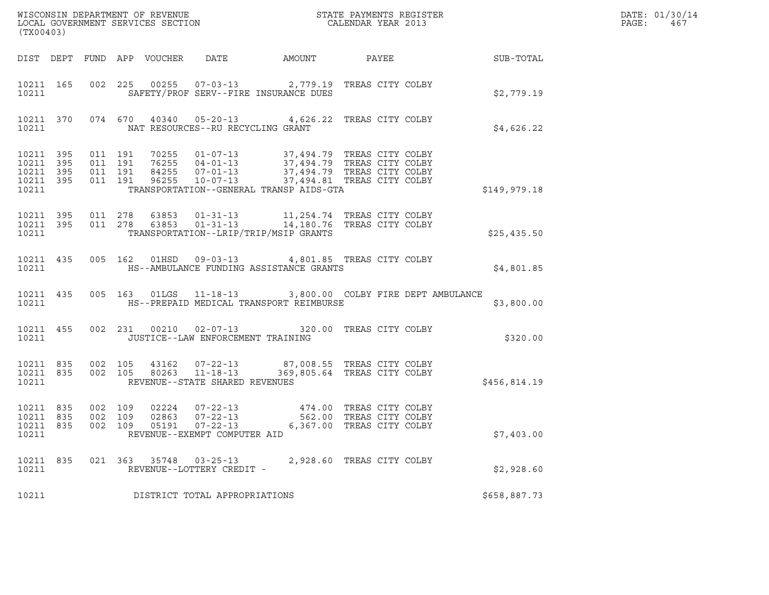WISCONSIN DEPARTMENT OF REVENUE
LOCAL GOVERNMENT SERVICES SECTION
(TX00403)

STATE PAYMENTS REGISTER
CALENDAR YEAR 2013

DATE: 01/30/14
PAGE: 467

| DIST | DEPT | FUND | APP | VOUCHER | DATE | AMOUNT | PAYEE | SUB-TOTAL |
|---|---|---|---|---|---|---|---|---|
| 10211 | 165 | 002 | 225 | 00255 | 07-03-13 | 2,779.19 | TREAS CITY COLBY | |
| 10211 | | | | SAFETY/PROF SERV--FIRE INSURANCE DUES | | | | $2,779.19 |
| 10211 | 370 | 074 | 670 | 40340 | 05-20-13 | 4,626.22 | TREAS CITY COLBY | |
| 10211 | | | | NAT RESOURCES--RU RECYCLING GRANT | | | | $4,626.22 |
| 10211 | 395 | 011 | 191 | 70255 | 01-07-13 | 37,494.79 | TREAS CITY COLBY | |
| 10211 | 395 | 011 | 191 | 76255 | 04-01-13 | 37,494.79 | TREAS CITY COLBY | |
| 10211 | 395 | 011 | 191 | 84255 | 07-01-13 | 37,494.79 | TREAS CITY COLBY | |
| 10211 | 395 | 011 | 191 | 96255 | 10-07-13 | 37,494.81 | TREAS CITY COLBY | |
| 10211 | | | | TRANSPORTATION--GENERAL TRANSP AIDS-GTA | | | | $149,979.18 |
| 10211 | 395 | 011 | 278 | 63853 | 01-31-13 | 11,254.74 | TREAS CITY COLBY | |
| 10211 | 395 | 011 | 278 | 63853 | 01-31-13 | 14,180.76 | TREAS CITY COLBY | |
| 10211 | | | | TRANSPORTATION--LRIP/TRIP/MSIP GRANTS | | | | $25,435.50 |
| 10211 | 435 | 005 | 162 | 01HSD | 09-03-13 | 4,801.85 | TREAS CITY COLBY | |
| 10211 | | | | HS--AMBULANCE FUNDING ASSISTANCE GRANTS | | | | $4,801.85 |
| 10211 | 435 | 005 | 163 | 01LGS | 11-18-13 | 3,800.00 | COLBY FIRE DEPT AMBULANCE | |
| 10211 | | | | HS--PREPAID MEDICAL TRANSPORT REIMBURSE | | | | $3,800.00 |
| 10211 | 455 | 002 | 231 | 00210 | 02-07-13 | 320.00 | TREAS CITY COLBY | |
| 10211 | | | | JUSTICE--LAW ENFORCEMENT TRAINING | | | | $320.00 |
| 10211 | 835 | 002 | 105 | 43162 | 07-22-13 | 87,008.55 | TREAS CITY COLBY | |
| 10211 | 835 | 002 | 105 | 80263 | 11-18-13 | 369,805.64 | TREAS CITY COLBY | |
| 10211 | | | | REVENUE--STATE SHARED REVENUES | | | | $456,814.19 |
| 10211 | 835 | 002 | 109 | 02224 | 07-22-13 | 474.00 | TREAS CITY COLBY | |
| 10211 | 835 | 002 | 109 | 02863 | 07-22-13 | 562.00 | TREAS CITY COLBY | |
| 10211 | 835 | 002 | 109 | 05191 | 07-22-13 | 6,367.00 | TREAS CITY COLBY | |
| 10211 | | | | REVENUE--EXEMPT COMPUTER AID | | | | $7,403.00 |
| 10211 | 835 | 021 | 363 | 35748 | 03-25-13 | 2,928.60 | TREAS CITY COLBY | |
| 10211 | | | | REVENUE--LOTTERY CREDIT - | | | | $2,928.60 |
| 10211 | | | | DISTRICT TOTAL APPROPRIATIONS | | | | $658,887.73 |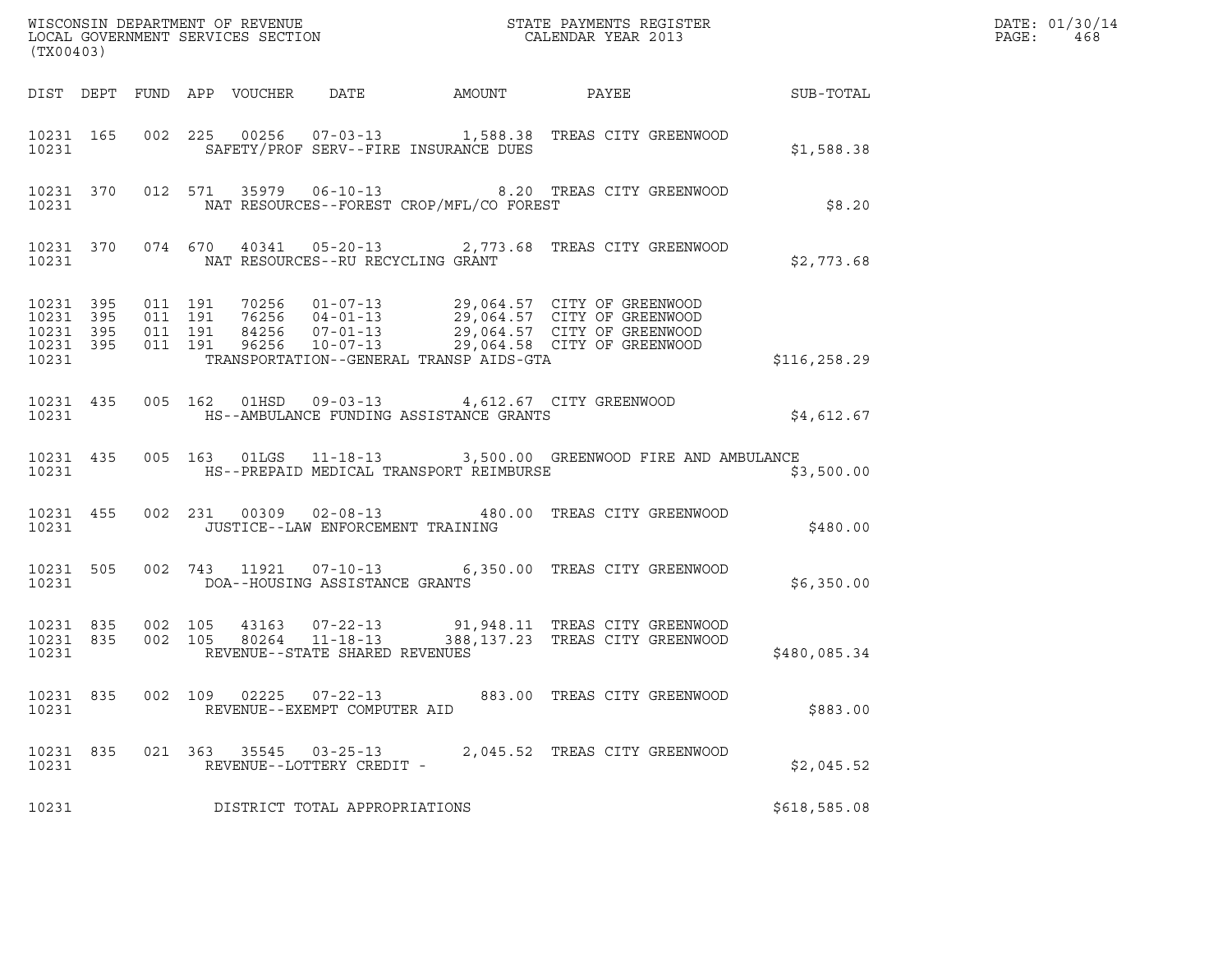WISCONSIN DEPARTMENT OF REVENUE
LOCAL GOVERNMENT SERVICES SECTION
(TX00403)

STATE PAYMENTS REGISTER
CALENDAR YEAR 2013

DATE: 01/30/14

| DIST | DEPT | FUND | APP | VOUCHER | DATE | AMOUNT | PAYEE | SUB-TOTAL |
|---|---|---|---|---|---|---|---|---|
| 10231 | 165 | 002 | 225 | 00256 | 07-03-13 | 1,588.38 | TREAS CITY GREENWOOD | |
| 10231 | | | | SAFETY/PROF SERV--FIRE INSURANCE DUES | | | | $1,588.38 |
| 10231 | 370 | 012 | 571 | 35979 | 06-10-13 | 8.20 | TREAS CITY GREENWOOD | |
| 10231 | | | | NAT RESOURCES--FOREST CROP/MFL/CO FOREST | | | | $8.20 |
| 10231 | 370 | 074 | 670 | 40341 | 05-20-13 | 2,773.68 | TREAS CITY GREENWOOD | |
| 10231 | | | | NAT RESOURCES--RU RECYCLING GRANT | | | | $2,773.68 |
| 10231 | 395 | 011 | 191 | 70256 | 01-07-13 | 29,064.57 | CITY OF GREENWOOD | |
| 10231 | 395 | 011 | 191 | 76256 | 04-01-13 | 29,064.57 | CITY OF GREENWOOD | |
| 10231 | 395 | 011 | 191 | 84256 | 07-01-13 | 29,064.57 | CITY OF GREENWOOD | |
| 10231 | 395 | 011 | 191 | 96256 | 10-07-13 | 29,064.58 | CITY OF GREENWOOD | |
| 10231 | | | | TRANSPORTATION--GENERAL TRANSP AIDS-GTA | | | | $116,258.29 |
| 10231 | 435 | 005 | 162 | 01HSD | 09-03-13 | 4,612.67 | CITY GREENWOOD | |
| 10231 | | | | HS--AMBULANCE FUNDING ASSISTANCE GRANTS | | | | $4,612.67 |
| 10231 | 435 | 005 | 163 | 01LGS | 11-18-13 | 3,500.00 | GREENWOOD FIRE AND AMBULANCE | |
| 10231 | | | | HS--PREPAID MEDICAL TRANSPORT REIMBURSE | | | | $3,500.00 |
| 10231 | 455 | 002 | 231 | 00309 | 02-08-13 | 480.00 | TREAS CITY GREENWOOD | |
| 10231 | | | | JUSTICE--LAW ENFORCEMENT TRAINING | | | | $480.00 |
| 10231 | 505 | 002 | 743 | 11921 | 07-10-13 | 6,350.00 | TREAS CITY GREENWOOD | |
| 10231 | | | | DOA--HOUSING ASSISTANCE GRANTS | | | | $6,350.00 |
| 10231 | 835 | 002 | 105 | 43163 | 07-22-13 | 91,948.11 | TREAS CITY GREENWOOD | |
| 10231 | 835 | 002 | 105 | 80264 | 11-18-13 | 388,137.23 | TREAS CITY GREENWOOD | |
| 10231 | | | | REVENUE--STATE SHARED REVENUES | | | | $480,085.34 |
| 10231 | 835 | 002 | 109 | 02225 | 07-22-13 | 883.00 | TREAS CITY GREENWOOD | |
| 10231 | | | | REVENUE--EXEMPT COMPUTER AID | | | | $883.00 |
| 10231 | 835 | 021 | 363 | 35545 | 03-25-13 | 2,045.52 | TREAS CITY GREENWOOD | |
| 10231 | | | | REVENUE--LOTTERY CREDIT - | | | | $2,045.52 |
| 10231 | | | | DISTRICT TOTAL APPROPRIATIONS | | | | $618,585.08 |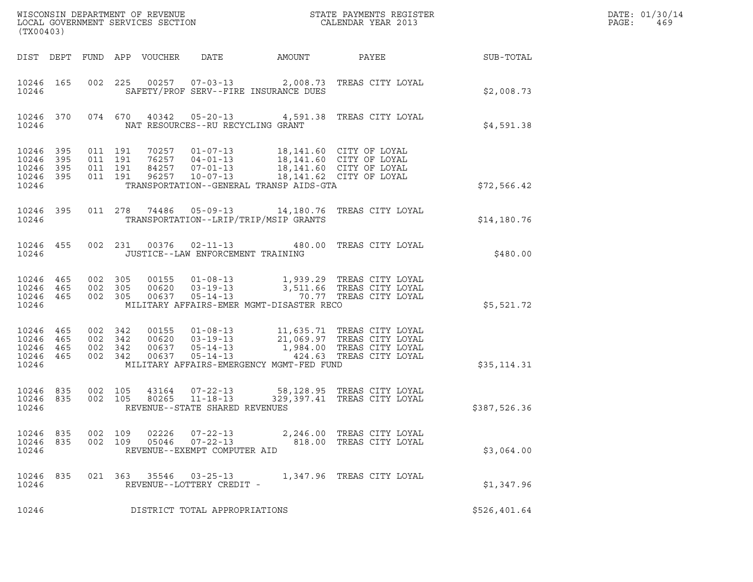WISCONSIN DEPARTMENT OF REVENUE
LOCAL GOVERNMENT SERVICES SECTION
(TX00403)

STATE PAYMENTS REGISTER
CALENDAR YEAR 2013

DATE: 01/30/14
PAGE: 469

| DIST | DEPT | FUND | APP | VOUCHER | DATE | AMOUNT | PAYEE | SUB-TOTAL |
|---|---|---|---|---|---|---|---|---|
| 10246 | 165 | 002 | 225 | 00257 | 07-03-13 | 2,008.73 | TREAS CITY LOYAL | |
| 10246 | | | | SAFETY/PROF SERV--FIRE INSURANCE DUES | | | | $2,008.73 |
| 10246 | 370 | 074 | 670 | 40342 | 05-20-13 | 4,591.38 | TREAS CITY LOYAL | |
| 10246 | | | | NAT RESOURCES--RU RECYCLING GRANT | | | | $4,591.38 |
| 10246 | 395 | 011 | 191 | 70257 | 01-07-13 | 18,141.60 | CITY OF LOYAL | |
| 10246 | 395 | 011 | 191 | 76257 | 04-01-13 | 18,141.60 | CITY OF LOYAL | |
| 10246 | 395 | 011 | 191 | 84257 | 07-01-13 | 18,141.60 | CITY OF LOYAL | |
| 10246 | 395 | 011 | 191 | 96257 | 10-07-13 | 18,141.62 | CITY OF LOYAL | |
| 10246 | | | | TRANSPORTATION--GENERAL TRANSP AIDS-GTA | | | | $72,566.42 |
| 10246 | 395 | 011 | 278 | 74486 | 05-09-13 | 14,180.76 | TREAS CITY LOYAL | |
| 10246 | | | | TRANSPORTATION--LRIP/TRIP/MSIP GRANTS | | | | $14,180.76 |
| 10246 | 455 | 002 | 231 | 00376 | 02-11-13 | 480.00 | TREAS CITY LOYAL | |
| 10246 | | | | JUSTICE--LAW ENFORCEMENT TRAINING | | | | $480.00 |
| 10246 | 465 | 002 | 305 | 00155 | 01-08-13 | 1,939.29 | TREAS CITY LOYAL | |
| 10246 | 465 | 002 | 305 | 00620 | 03-19-13 | 3,511.66 | TREAS CITY LOYAL | |
| 10246 | 465 | 002 | 305 | 00637 | 05-14-13 | 70.77 | TREAS CITY LOYAL | |
| 10246 | | | | MILITARY AFFAIRS-EMER MGMT-DISASTER RECO | | | | $5,521.72 |
| 10246 | 465 | 002 | 342 | 00155 | 01-08-13 | 11,635.71 | TREAS CITY LOYAL | |
| 10246 | 465 | 002 | 342 | 00620 | 03-19-13 | 21,069.97 | TREAS CITY LOYAL | |
| 10246 | 465 | 002 | 342 | 00637 | 05-14-13 | 1,984.00 | TREAS CITY LOYAL | |
| 10246 | 465 | 002 | 342 | 00637 | 05-14-13 | 424.63 | TREAS CITY LOYAL | |
| 10246 | | | | MILITARY AFFAIRS-EMERGENCY MGMT-FED FUND | | | | $35,114.31 |
| 10246 | 835 | 002 | 105 | 43164 | 07-22-13 | 58,128.95 | TREAS CITY LOYAL | |
| 10246 | 835 | 002 | 105 | 80265 | 11-18-13 | 329,397.41 | TREAS CITY LOYAL | |
| 10246 | | | | REVENUE--STATE SHARED REVENUES | | | | $387,526.36 |
| 10246 | 835 | 002 | 109 | 02226 | 07-22-13 | 2,246.00 | TREAS CITY LOYAL | |
| 10246 | 835 | 002 | 109 | 05046 | 07-22-13 | 818.00 | TREAS CITY LOYAL | |
| 10246 | | | | REVENUE--EXEMPT COMPUTER AID | | | | $3,064.00 |
| 10246 | 835 | 021 | 363 | 35546 | 03-25-13 | 1,347.96 | TREAS CITY LOYAL | |
| 10246 | | | | REVENUE--LOTTERY CREDIT - | | | | $1,347.96 |
| 10246 | | | | DISTRICT TOTAL APPROPRIATIONS | | | | $526,401.64 |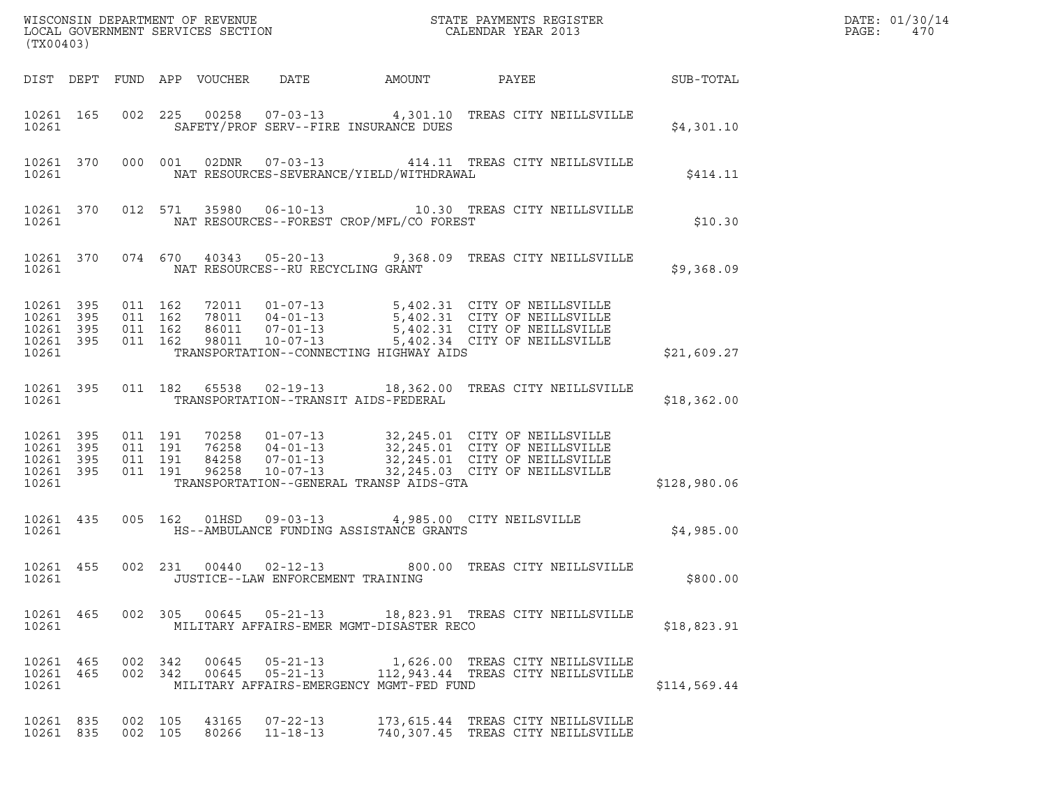WISCONSIN DEPARTMENT OF REVENUE
LOCAL GOVERNMENT SERVICES SECTION
(TX00403)

STATE PAYMENTS REGISTER
CALENDAR YEAR 2013

DATE: 01/30/14
PAGE: 470

| DIST | DEPT | FUND | APP | VOUCHER | DATE | AMOUNT | PAYEE | SUB-TOTAL |
|---|---|---|---|---|---|---|---|---|
| 10261 | 165 | 002 | 225 | 00258 | 07-03-13 | 4,301.10 | TREAS CITY NEILLSVILLE | |
| 10261 | | | | | SAFETY/PROF SERV--FIRE INSURANCE DUES | | | $4,301.10 |
| 10261 | 370 | 000 | 001 | 02DNR | 07-03-13 | 414.11 | TREAS CITY NEILLSVILLE | |
| 10261 | | | | | NAT RESOURCES-SEVERANCE/YIELD/WITHDRAWAL | | | $414.11 |
| 10261 | 370 | 012 | 571 | 35980 | 06-10-13 | 10.30 | TREAS CITY NEILLSVILLE | |
| 10261 | | | | | NAT RESOURCES--FOREST CROP/MFL/CO FOREST | | | $10.30 |
| 10261 | 370 | 074 | 670 | 40343 | 05-20-13 | 9,368.09 | TREAS CITY NEILLSVILLE | |
| 10261 | | | | | NAT RESOURCES--RU RECYCLING GRANT | | | $9,368.09 |
| 10261 | 395 | 011 | 162 | 72011 | 01-07-13 | 5,402.31 | CITY OF NEILLSVILLE | |
| 10261 | 395 | 011 | 162 | 78011 | 04-01-13 | 5,402.31 | CITY OF NEILLSVILLE | |
| 10261 | 395 | 011 | 162 | 86011 | 07-01-13 | 5,402.31 | CITY OF NEILLSVILLE | |
| 10261 | 395 | 011 | 162 | 98011 | 10-07-13 | 5,402.34 | CITY OF NEILLSVILLE | |
| 10261 | | | | | TRANSPORTATION--CONNECTING HIGHWAY AIDS | | | $21,609.27 |
| 10261 | 395 | 011 | 182 | 65538 | 02-19-13 | 18,362.00 | TREAS CITY NEILLSVILLE | |
| 10261 | | | | | TRANSPORTATION--TRANSIT AIDS-FEDERAL | | | $18,362.00 |
| 10261 | 395 | 011 | 191 | 70258 | 01-07-13 | 32,245.01 | CITY OF NEILLSVILLE | |
| 10261 | 395 | 011 | 191 | 76258 | 04-01-13 | 32,245.01 | CITY OF NEILLSVILLE | |
| 10261 | 395 | 011 | 191 | 84258 | 07-01-13 | 32,245.01 | CITY OF NEILLSVILLE | |
| 10261 | 395 | 011 | 191 | 96258 | 10-07-13 | 32,245.03 | CITY OF NEILLSVILLE | |
| 10261 | | | | | TRANSPORTATION--GENERAL TRANSP AIDS-GTA | | | $128,980.06 |
| 10261 | 435 | 005 | 162 | 01HSD | 09-03-13 | 4,985.00 | CITY NEILSVILLE | |
| 10261 | | | | | HS--AMBULANCE FUNDING ASSISTANCE GRANTS | | | $4,985.00 |
| 10261 | 455 | 002 | 231 | 00440 | 02-12-13 | 800.00 | TREAS CITY NEILLSVILLE | |
| 10261 | | | | | JUSTICE--LAW ENFORCEMENT TRAINING | | | $800.00 |
| 10261 | 465 | 002 | 305 | 00645 | 05-21-13 | 18,823.91 | TREAS CITY NEILLSVILLE | |
| 10261 | | | | | MILITARY AFFAIRS-EMER MGMT-DISASTER RECO | | | $18,823.91 |
| 10261 | 465 | 002 | 342 | 00645 | 05-21-13 | 1,626.00 | TREAS CITY NEILLSVILLE | |
| 10261 | 465 | 002 | 342 | 00645 | 05-21-13 | 112,943.44 | TREAS CITY NEILLSVILLE | |
| 10261 | | | | | MILITARY AFFAIRS-EMERGENCY MGMT-FED FUND | | | $114,569.44 |
| 10261 | 835 | 002 | 105 | 43165 | 07-22-13 | 173,615.44 | TREAS CITY NEILLSVILLE | |
| 10261 | 835 | 002 | 105 | 80266 | 11-18-13 | 740,307.45 | TREAS CITY NEILLSVILLE | |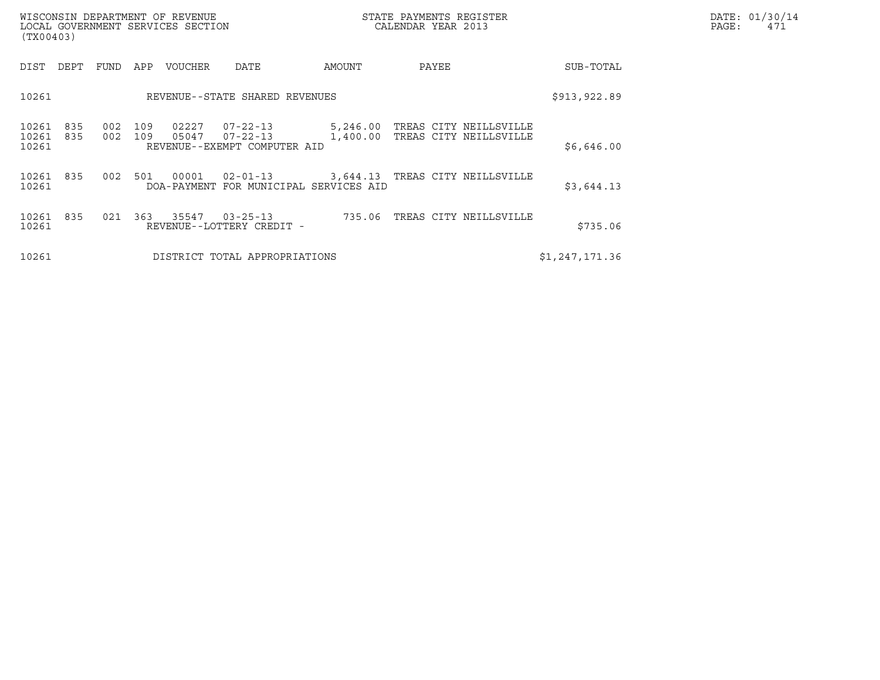WISCONSIN DEPARTMENT OF REVENUE
LOCAL GOVERNMENT SERVICES SECTION
(TX00403)

STATE PAYMENTS REGISTER
CALENDAR YEAR 2013

DATE: 01/30/14

| DIST | DEPT | FUND | APP | VOUCHER | DATE | AMOUNT | PAYEE | SUB-TOTAL |
|---|---|---|---|---|---|---|---|---|
| 10261 | | | | REVENUE--STATE SHARED REVENUES | | | | $913,922.89 |
| 10261 | 835 | 002 | 109 | 02227 | 07-22-13 | 5,246.00 | TREAS CITY NEILLSVILLE | |
| 10261 | 835 | 002 | 109 | 05047 | 07-22-13 | 1,400.00 | TREAS CITY NEILLSVILLE | |
| 10261 | | | | REVENUE--EXEMPT COMPUTER AID | | | | $6,646.00 |
| 10261 | 835 | 002 | 501 | 00001 | 02-01-13 | 3,644.13 | TREAS CITY NEILLSVILLE | |
| 10261 | | | | DOA-PAYMENT FOR MUNICIPAL SERVICES AID | | | | $3,644.13 |
| 10261 | 835 | 021 | 363 | 35547 | 03-25-13 | 735.06 | TREAS CITY NEILLSVILLE | |
| 10261 | | | | REVENUE--LOTTERY CREDIT - | | | | $735.06 |
| 10261 | | | | DISTRICT TOTAL APPROPRIATIONS | | | | $1,247,171.36 |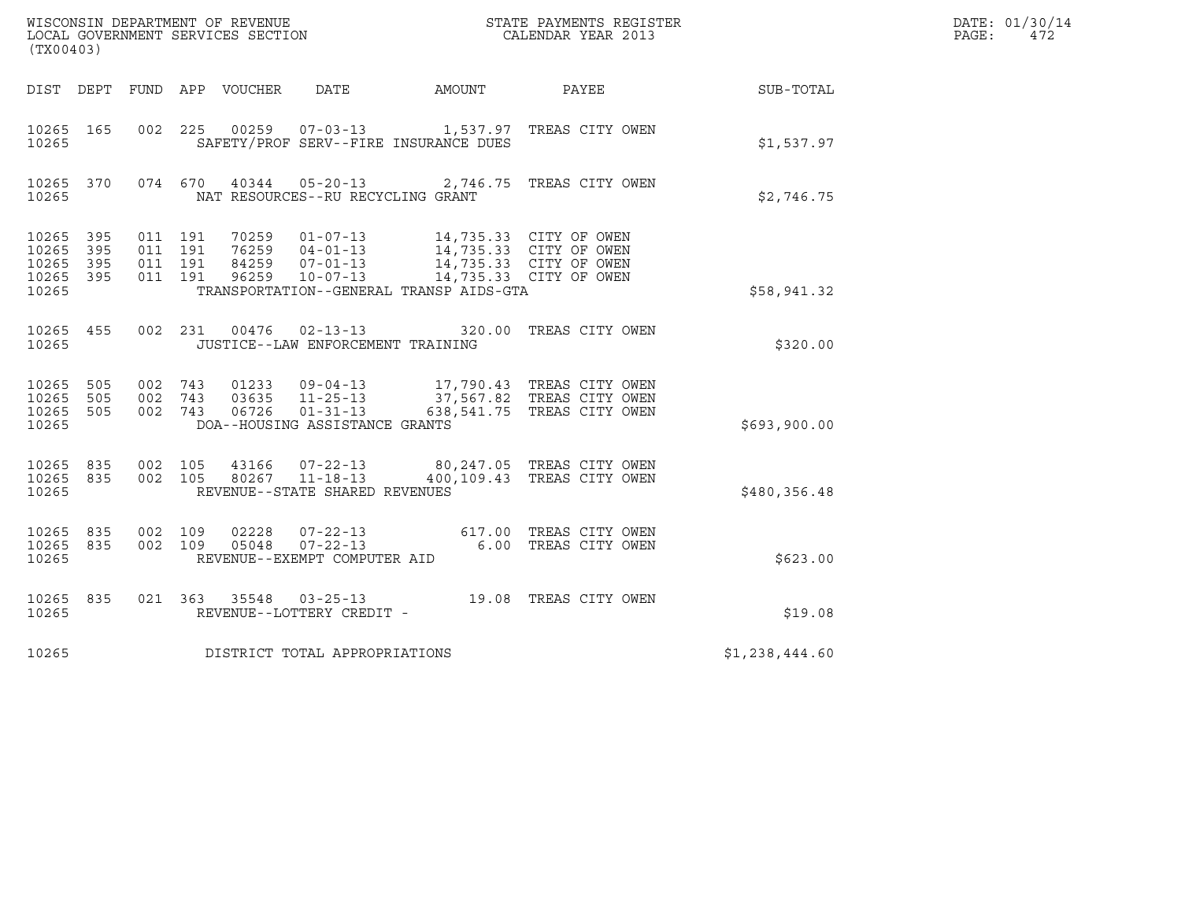WISCONSIN DEPARTMENT OF REVENUE
LOCAL GOVERNMENT SERVICES SECTION
(TX00403)

STATE PAYMENTS REGISTER
CALENDAR YEAR 2013

DATE: 01/30/14
PAGE: 472

| DIST | DEPT | FUND | APP | VOUCHER | DATE | AMOUNT | PAYEE | SUB-TOTAL |
|---|---|---|---|---|---|---|---|---|
| 10265 | 165 | 002 | 225 | 00259 | 07-03-13 | 1,537.97 | TREAS CITY OWEN | |
| 10265 | | | | SAFETY/PROF SERV--FIRE INSURANCE DUES | | | | $1,537.97 |
| 10265 | 370 | 074 | 670 | 40344 | 05-20-13 | 2,746.75 | TREAS CITY OWEN | |
| 10265 | | | | NAT RESOURCES--RU RECYCLING GRANT | | | | $2,746.75 |
| 10265 | 395 | 011 | 191 | 70259 | 01-07-13 | 14,735.33 | CITY OF OWEN | |
| 10265 | 395 | 011 | 191 | 76259 | 04-01-13 | 14,735.33 | CITY OF OWEN | |
| 10265 | 395 | 011 | 191 | 84259 | 07-01-13 | 14,735.33 | CITY OF OWEN | |
| 10265 | 395 | 011 | 191 | 96259 | 10-07-13 | 14,735.33 | CITY OF OWEN | |
| 10265 | | | | TRANSPORTATION--GENERAL TRANSP AIDS-GTA | | | | $58,941.32 |
| 10265 | 455 | 002 | 231 | 00476 | 02-13-13 | 320.00 | TREAS CITY OWEN | |
| 10265 | | | | JUSTICE--LAW ENFORCEMENT TRAINING | | | | $320.00 |
| 10265 | 505 | 002 | 743 | 01233 | 09-04-13 | 17,790.43 | TREAS CITY OWEN | |
| 10265 | 505 | 002 | 743 | 03635 | 11-25-13 | 37,567.82 | TREAS CITY OWEN | |
| 10265 | 505 | 002 | 743 | 06726 | 01-31-13 | 638,541.75 | TREAS CITY OWEN | |
| 10265 | | | | DOA--HOUSING ASSISTANCE GRANTS | | | | $693,900.00 |
| 10265 | 835 | 002 | 105 | 43166 | 07-22-13 | 80,247.05 | TREAS CITY OWEN | |
| 10265 | 835 | 002 | 105 | 80267 | 11-18-13 | 400,109.43 | TREAS CITY OWEN | |
| 10265 | | | | REVENUE--STATE SHARED REVENUES | | | | $480,356.48 |
| 10265 | 835 | 002 | 109 | 02228 | 07-22-13 | 617.00 | TREAS CITY OWEN | |
| 10265 | 835 | 002 | 109 | 05048 | 07-22-13 | 6.00 | TREAS CITY OWEN | |
| 10265 | | | | REVENUE--EXEMPT COMPUTER AID | | | | $623.00 |
| 10265 | 835 | 021 | 363 | 35548 | 03-25-13 | 19.08 | TREAS CITY OWEN | |
| 10265 | | | | REVENUE--LOTTERY CREDIT - | | | | $19.08 |
| 10265 | | | | DISTRICT TOTAL APPROPRIATIONS | | | | $1,238,444.60 |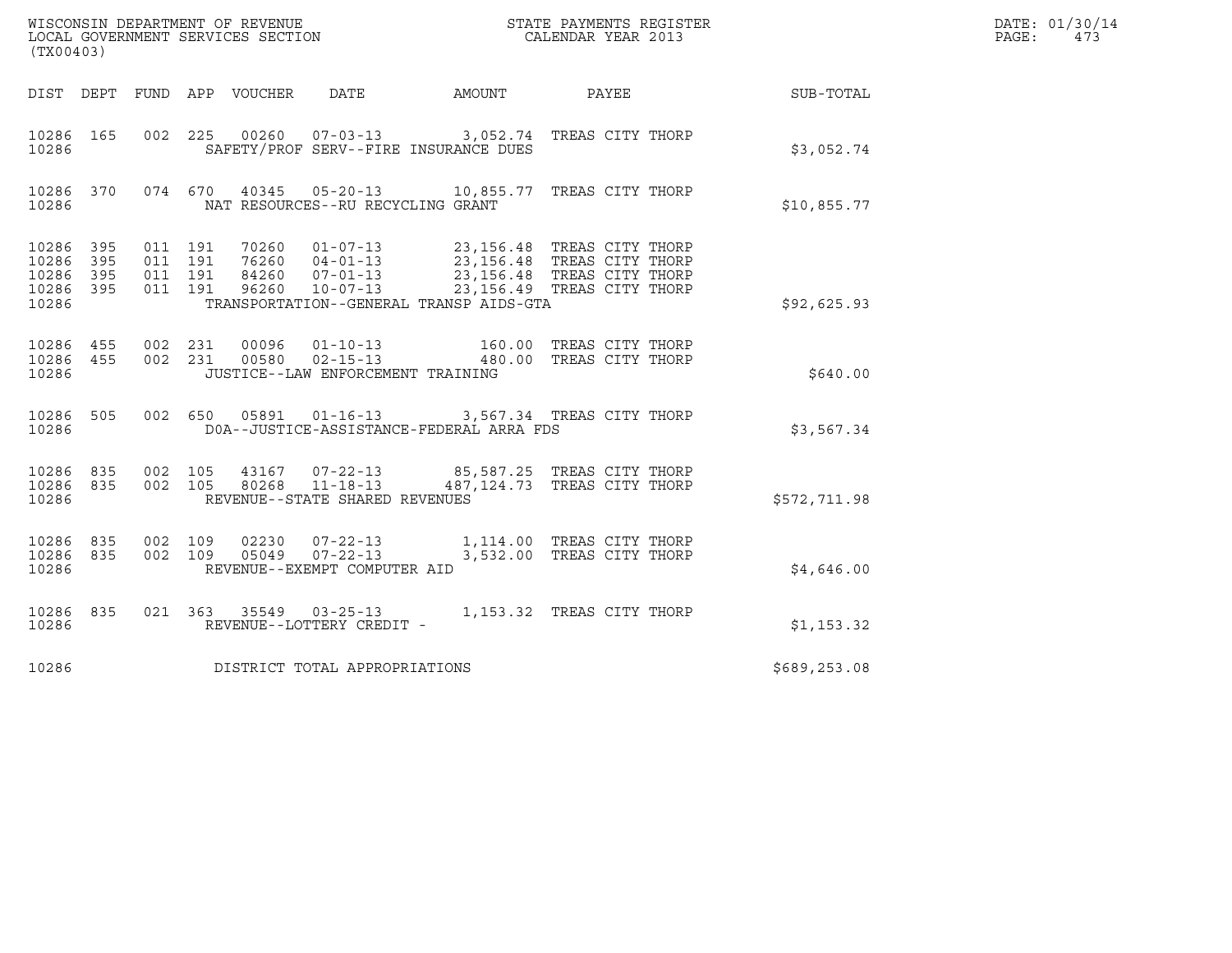WISCONSIN DEPARTMENT OF REVENUE
LOCAL GOVERNMENT SERVICES SECTION
(TX00403)

STATE PAYMENTS REGISTER
CALENDAR YEAR 2013

DATE: 01/30/14
PAGE: 473

| DIST | DEPT | FUND | APP | VOUCHER | DATE | AMOUNT | PAYEE | SUB-TOTAL |
|---|---|---|---|---|---|---|---|---|
| 10286 | 165 | 002 | 225 | 00260 | 07-03-13 | 3,052.74 | TREAS CITY THORP | |
| 10286 | | | | SAFETY/PROF SERV--FIRE INSURANCE DUES | | | | $3,052.74 |
| 10286 | 370 | 074 | 670 | 40345 | 05-20-13 | 10,855.77 | TREAS CITY THORP | |
| 10286 | | | | NAT RESOURCES--RU RECYCLING GRANT | | | | $10,855.77 |
| 10286 | 395 | 011 | 191 | 70260 | 01-07-13 | 23,156.48 | TREAS CITY THORP | |
| 10286 | 395 | 011 | 191 | 76260 | 04-01-13 | 23,156.48 | TREAS CITY THORP | |
| 10286 | 395 | 011 | 191 | 84260 | 07-01-13 | 23,156.48 | TREAS CITY THORP | |
| 10286 | 395 | 011 | 191 | 96260 | 10-07-13 | 23,156.49 | TREAS CITY THORP | |
| 10286 | | | | TRANSPORTATION--GENERAL TRANSP AIDS-GTA | | | | $92,625.93 |
| 10286 | 455 | 002 | 231 | 00096 | 01-10-13 | 160.00 | TREAS CITY THORP | |
| 10286 | 455 | 002 | 231 | 00580 | 02-15-13 | 480.00 | TREAS CITY THORP | |
| 10286 | | | | JUSTICE--LAW ENFORCEMENT TRAINING | | | | $640.00 |
| 10286 | 505 | 002 | 650 | 05891 | 01-16-13 | 3,567.34 | TREAS CITY THORP | |
| 10286 | | | | DOA--JUSTICE-ASSISTANCE-FEDERAL ARRA FDS | | | | $3,567.34 |
| 10286 | 835 | 002 | 105 | 43167 | 07-22-13 | 85,587.25 | TREAS CITY THORP | |
| 10286 | 835 | 002 | 105 | 80268 | 11-18-13 | 487,124.73 | TREAS CITY THORP | |
| 10286 | | | | REVENUE--STATE SHARED REVENUES | | | | $572,711.98 |
| 10286 | 835 | 002 | 109 | 02230 | 07-22-13 | 1,114.00 | TREAS CITY THORP | |
| 10286 | 835 | 002 | 109 | 05049 | 07-22-13 | 3,532.00 | TREAS CITY THORP | |
| 10286 | | | | REVENUE--EXEMPT COMPUTER AID | | | | $4,646.00 |
| 10286 | 835 | 021 | 363 | 35549 | 03-25-13 | 1,153.32 | TREAS CITY THORP | |
| 10286 | | | | REVENUE--LOTTERY CREDIT - | | | | $1,153.32 |
| 10286 | | | | DISTRICT TOTAL APPROPRIATIONS | | | | $689,253.08 |